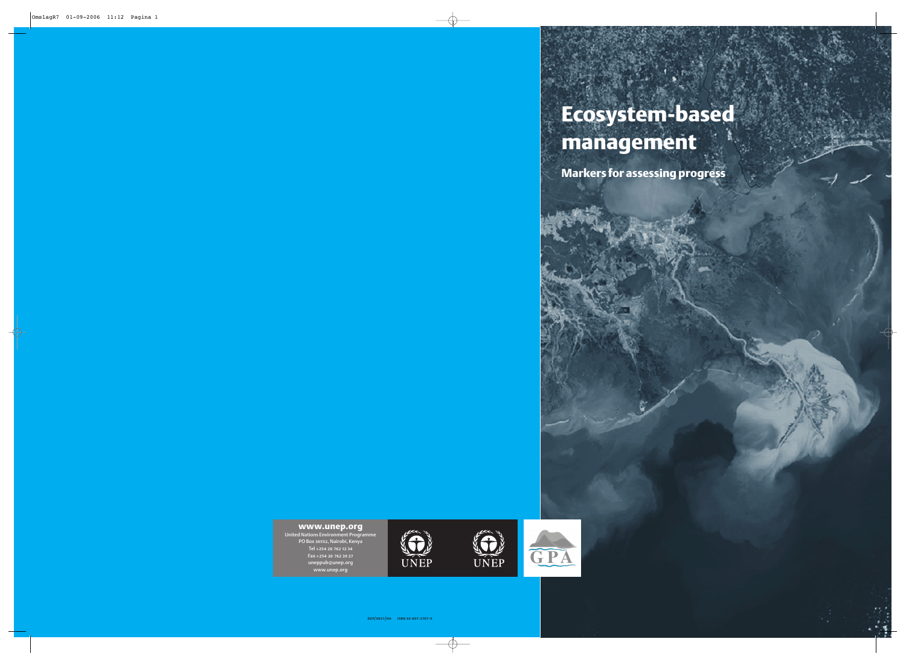# Ecosystem-based management

## Markers for assessing progress

**www.unep.org**

United Nations Environment Programme
PO Box 30552, Nairobi, Kenya
Tel +254 20 762 12 34
Fax +254 20 762 39 27
uneppub@unep.org
www.unep.org

UNEP

UNEP

GPA

DEP/0821/HA ISBN 92-807-2767-5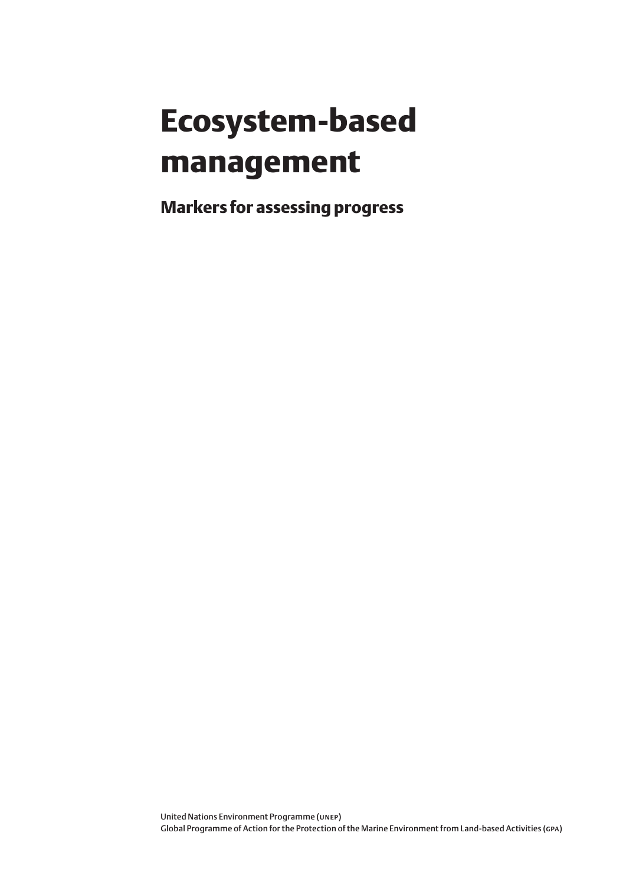# Ecosystem-based management

## Markers for assessing progress

United Nations Environment Programme (UNEP)
Global Programme of Action for the Protection of the Marine Environment from Land-based Activities (GPA)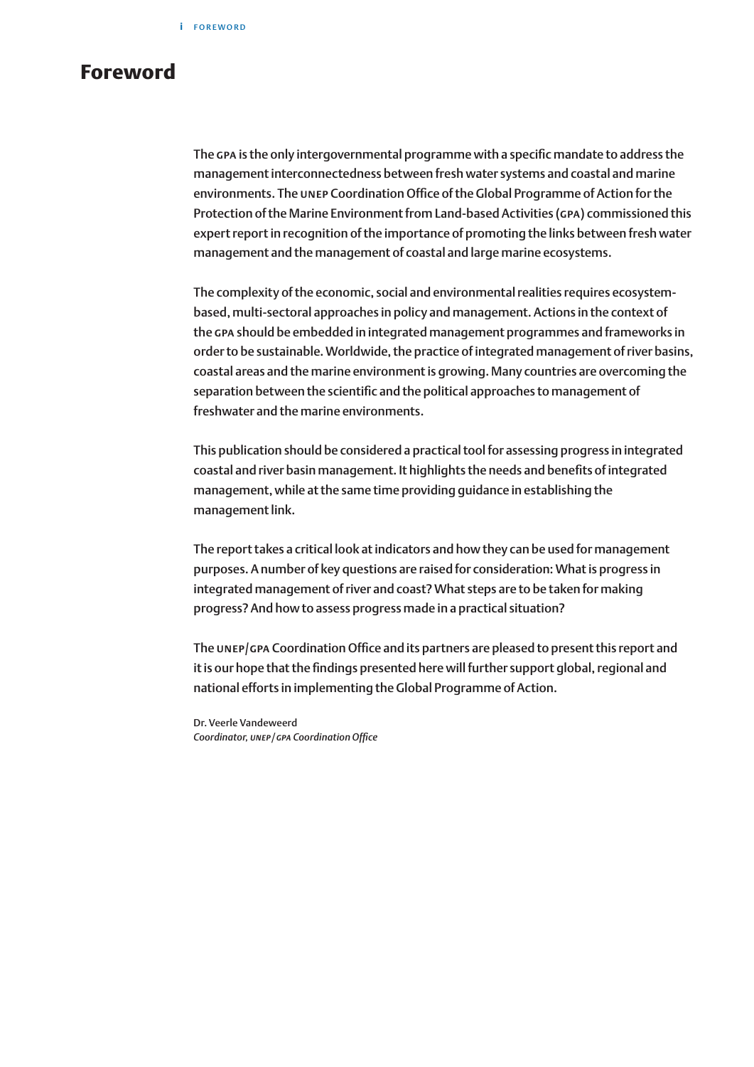# Foreword

The GPA is the only intergovernmental programme with a specific mandate to address the management interconnectedness between fresh water systems and coastal and marine environments. The UNEP Coordination Office of the Global Programme of Action for the Protection of the Marine Environment from Land-based Activities (GPA) commissioned this expert report in recognition of the importance of promoting the links between fresh water management and the management of coastal and large marine ecosystems.

The complexity of the economic, social and environmental realities requires ecosystem-based, multi-sectoral approaches in policy and management. Actions in the context of the GPA should be embedded in integrated management programmes and frameworks in order to be sustainable. Worldwide, the practice of integrated management of river basins, coastal areas and the marine environment is growing. Many countries are overcoming the separation between the scientific and the political approaches to management of freshwater and the marine environments.

This publication should be considered a practical tool for assessing progress in integrated coastal and river basin management. It highlights the needs and benefits of integrated management, while at the same time providing guidance in establishing the management link.

The report takes a critical look at indicators and how they can be used for management purposes. A number of key questions are raised for consideration: What is progress in integrated management of river and coast? What steps are to be taken for making progress? And how to assess progress made in a practical situation?

The UNEP/GPA Coordination Office and its partners are pleased to present this report and it is our hope that the findings presented here will further support global, regional and national efforts in implementing the Global Programme of Action.

Dr. Veerle Vandeweerd
*Coordinator, UNEP/GPA Coordination Office*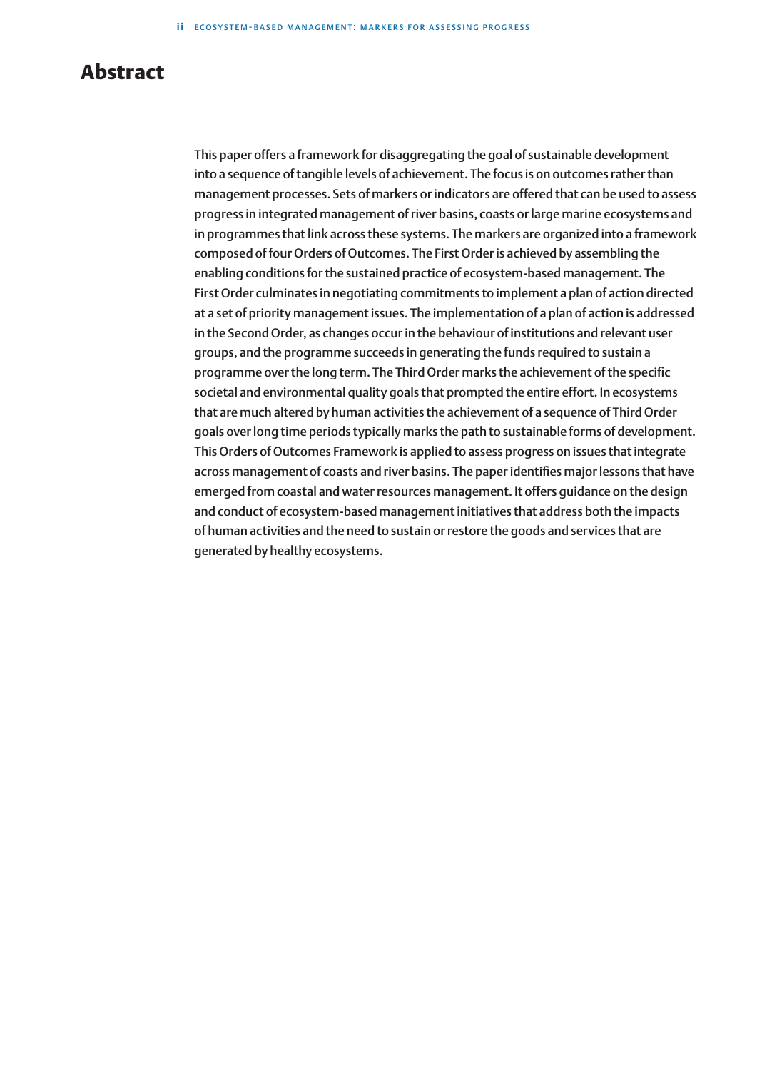# Abstract

This paper offers a framework for disaggregating the goal of sustainable development into a sequence of tangible levels of achievement. The focus is on outcomes rather than management processes. Sets of markers or indicators are offered that can be used to assess progress in integrated management of river basins, coasts or large marine ecosystems and in programmes that link across these systems. The markers are organized into a framework composed of four Orders of Outcomes. The First Order is achieved by assembling the enabling conditions for the sustained practice of ecosystem-based management. The First Order culminates in negotiating commitments to implement a plan of action directed at a set of priority management issues. The implementation of a plan of action is addressed in the Second Order, as changes occur in the behaviour of institutions and relevant user groups, and the programme succeeds in generating the funds required to sustain a programme over the long term. The Third Order marks the achievement of the specific societal and environmental quality goals that prompted the entire effort. In ecosystems that are much altered by human activities the achievement of a sequence of Third Order goals over long time periods typically marks the path to sustainable forms of development. This Orders of Outcomes Framework is applied to assess progress on issues that integrate across management of coasts and river basins. The paper identifies major lessons that have emerged from coastal and water resources management. It offers guidance on the design and conduct of ecosystem-based management initiatives that address both the impacts of human activities and the need to sustain or restore the goods and services that are generated by healthy ecosystems.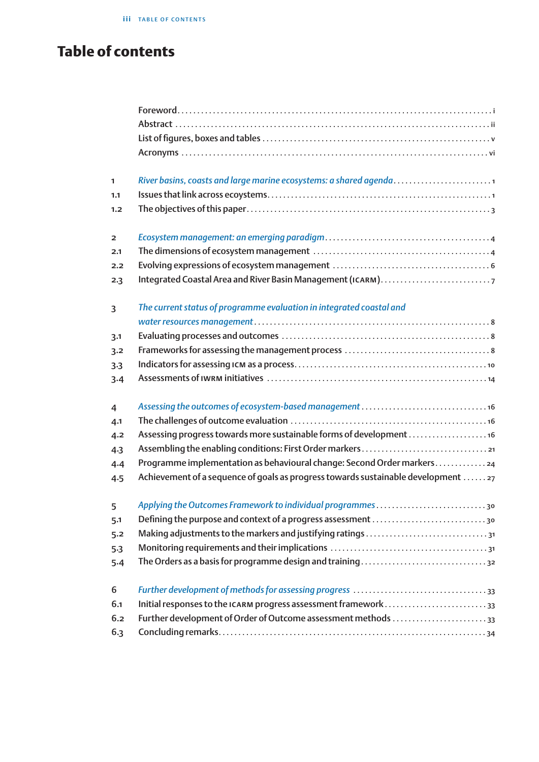# Table of contents

Foreword . . . . . . . . . . . . . . . . . . . . . . . . . . . . . . . . . . . . . . i
Abstract . . . . . . . . . . . . . . . . . . . . . . . . . . . . . . . . . . . . . . ii
List of figures, boxes and tables . . . . . . . . . . . . . . . . . . . . . . v
Acronyms . . . . . . . . . . . . . . . . . . . . . . . . . . . . . . . . . . . . . vi

1 *River basins, coasts and large marine ecosystems: a shared agenda* . . . . . . 1
1.1 Issues that link across ecoystems . . . . . . . . . . . . . . . . . . . . . . . 1
1.2 The objectives of this paper . . . . . . . . . . . . . . . . . . . . . . . . . . 3

2 *Ecosystem management: an emerging paradigm* . . . . . . . . . . . . . . . . . 4
2.1 The dimensions of ecosystem management . . . . . . . . . . . . . . . . . . . 4
2.2 Evolving expressions of ecosystem management . . . . . . . . . . . . . . . . 6
2.3 Integrated Coastal Area and River Basin Management (ICARM) . . . . . . . . . . 7

3 *The current status of programme evaluation in integrated coastal and water resources management* . . . . . . . . . . . . . . . . . . . . . . . . . . . . . . 8
3.1 Evaluating processes and outcomes . . . . . . . . . . . . . . . . . . . . . . . 8
3.2 Frameworks for assessing the management process . . . . . . . . . . . . . . . 8
3.3 Indicators for assessing ICM as a process . . . . . . . . . . . . . . . . . . . 10
3.4 Assessments of IWRM initiatives . . . . . . . . . . . . . . . . . . . . . . . . 14

4 *Assessing the outcomes of ecosystem-based management* . . . . . . . . . . . . . 16
4.1 The challenges of outcome evaluation . . . . . . . . . . . . . . . . . . . . . . 16
4.2 Assessing progress towards more sustainable forms of development . . . . . . . 16
4.3 Assembling the enabling conditions: First Order markers . . . . . . . . . . . . 21
4.4 Programme implementation as behavioural change: Second Order markers . . . . . 24
4.5 Achievement of a sequence of goals as progress towards sustainable development . . . . . . 27

5 *Applying the Outcomes Framework to individual programmes* . . . . . . . . . . . 30
5.1 Defining the purpose and context of a progress assessment . . . . . . . . . . . 30
5.2 Making adjustments to the markers and justifying ratings . . . . . . . . . . . . 31
5.3 Monitoring requirements and their implications . . . . . . . . . . . . . . . . . 31
5.4 The Orders as a basis for programme design and training . . . . . . . . . . . . 32

6 *Further development of methods for assessing progress* . . . . . . . . . . . . . 33
6.1 Initial responses to the ICARM progress assessment framework . . . . . . . . . . 33
6.2 Further development of Order of Outcome assessment methods . . . . . . . . . . 33
6.3 Concluding remarks . . . . . . . . . . . . . . . . . . . . . . . . . . . . . . . 34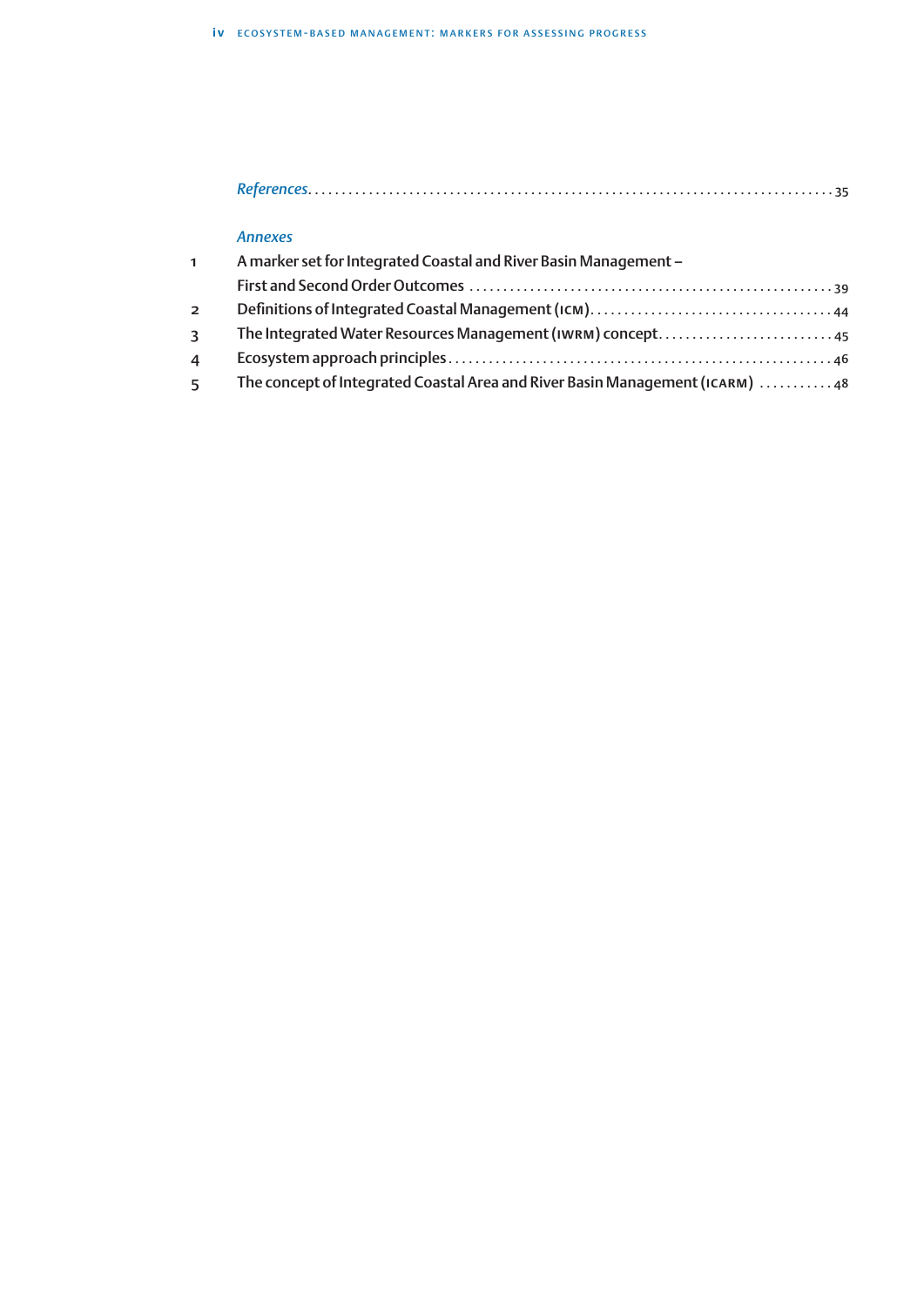*References* ............................................................................ 35

*Annexes*

1 A marker set for Integrated Coastal and River Basin Management – First and Second Order Outcomes ..................................................... 39
2 Definitions of Integrated Coastal Management (ICM) .................................... 44
3 The Integrated Water Resources Management (IWRM) concept .......................... 45
4 Ecosystem approach principles ........................................................ 46
5 The concept of Integrated Coastal Area and River Basin Management (ICARM) ........... 48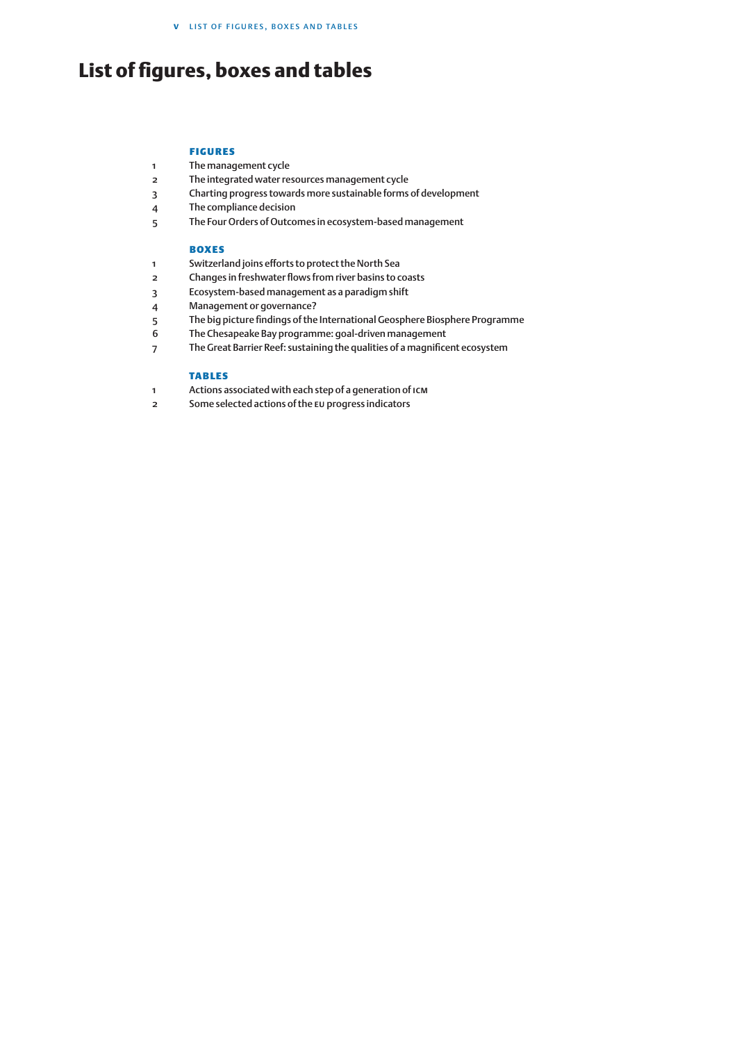# List of figures, boxes and tables

## FIGURES

1. The management cycle
2. The integrated water resources management cycle
3. Charting progress towards more sustainable forms of development
4. The compliance decision
5. The Four Orders of Outcomes in ecosystem-based management

## BOXES

1. Switzerland joins efforts to protect the North Sea
2. Changes in freshwater flows from river basins to coasts
3. Ecosystem-based management as a paradigm shift
4. Management or governance?
5. The big picture findings of the International Geosphere Biosphere Programme
6. The Chesapeake Bay programme: goal-driven management
7. The Great Barrier Reef: sustaining the qualities of a magnificent ecosystem

## TABLES

1. Actions associated with each step of a generation of ICM
2. Some selected actions of the EU progress indicators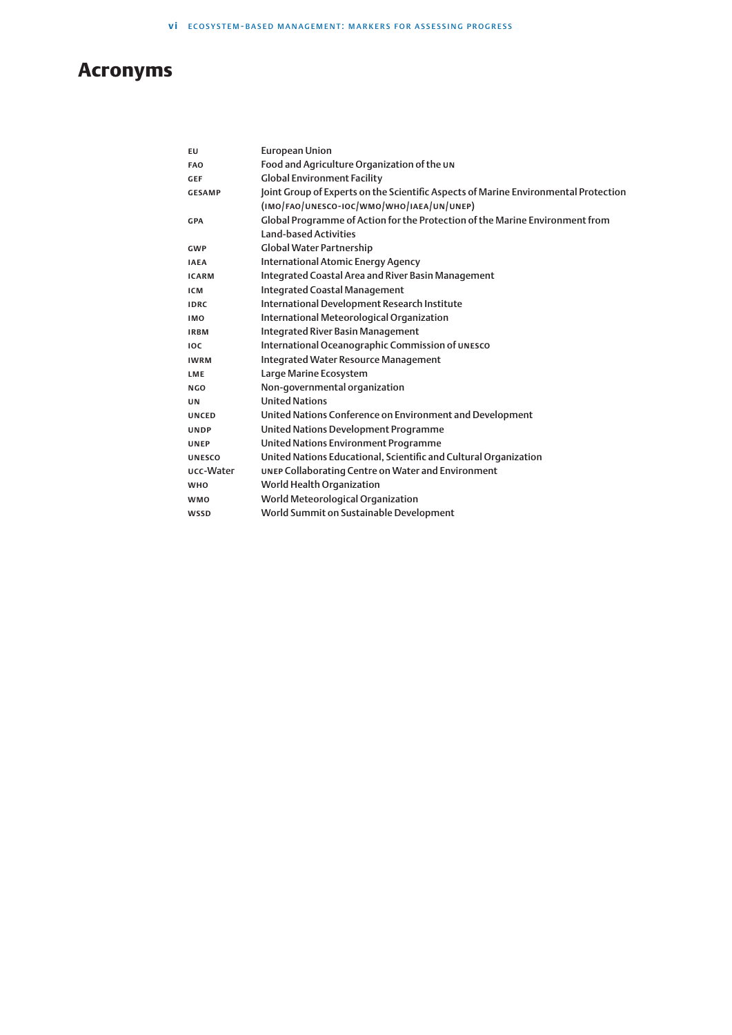# Acronyms

| | |
|---|---|
| EU | European Union |
| FAO | Food and Agriculture Organization of the UN |
| GEF | Global Environment Facility |
| GESAMP | Joint Group of Experts on the Scientific Aspects of Marine Environmental Protection (IMO/FAO/UNESCO-IOC/WMO/WHO/IAEA/UN/UNEP) |
| GPA | Global Programme of Action for the Protection of the Marine Environment from Land-based Activities |
| GWP | Global Water Partnership |
| IAEA | International Atomic Energy Agency |
| ICARM | Integrated Coastal Area and River Basin Management |
| ICM | Integrated Coastal Management |
| IDRC | International Development Research Institute |
| IMO | International Meteorological Organization |
| IRBM | Integrated River Basin Management |
| IOC | International Oceanographic Commission of UNESCO |
| IWRM | Integrated Water Resource Management |
| LME | Large Marine Ecosystem |
| NGO | Non-governmental organization |
| UN | United Nations |
| UNCED | United Nations Conference on Environment and Development |
| UNDP | United Nations Development Programme |
| UNEP | United Nations Environment Programme |
| UNESCO | United Nations Educational, Scientific and Cultural Organization |
| UCC-Water | UNEP Collaborating Centre on Water and Environment |
| WHO | World Health Organization |
| WMO | World Meteorological Organization |
| WSSD | World Summit on Sustainable Development |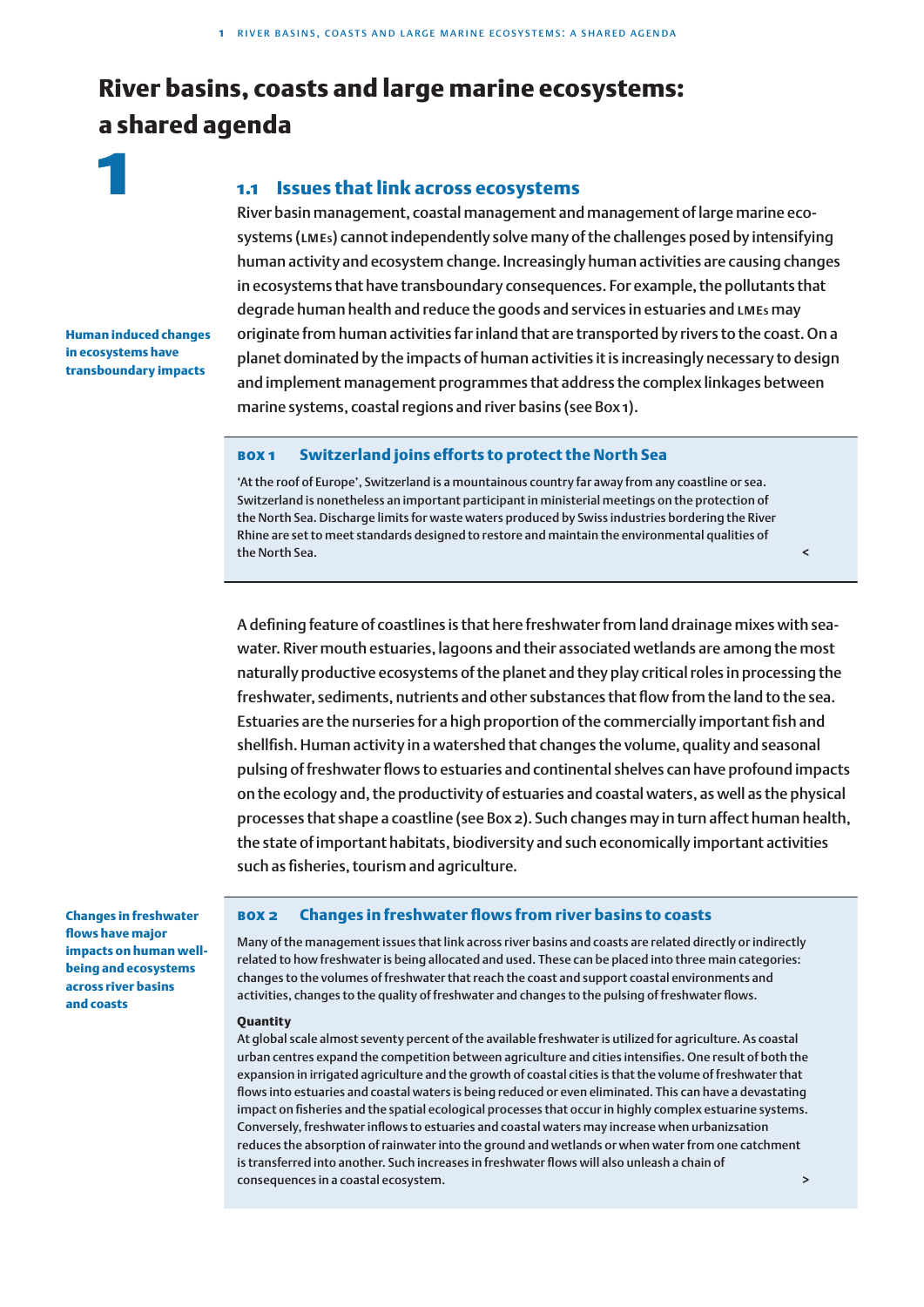# River basins, coasts and large marine ecosystems: a shared agenda

# 1

## 1.1 Issues that link across ecosystems

River basin management, coastal management and management of large marine ecosystems (LMEs) cannot independently solve many of the challenges posed by intensifying human activity and ecosystem change. Increasingly human activities are causing changes in ecosystems that have transboundary consequences. For example, the pollutants that degrade human health and reduce the goods and services in estuaries and LMEs may originate from human activities far inland that are transported by rivers to the coast. On a planet dominated by the impacts of human activities it is increasingly necessary to design and implement management programmes that address the complex linkages between marine systems, coastal regions and river basins (see Box 1).

**Human induced changes in ecosystems have transboundary impacts**

### BOX 1 Switzerland joins efforts to protect the North Sea

'At the roof of Europe', Switzerland is a mountainous country far away from any coastline or sea. Switzerland is nonetheless an important participant in ministerial meetings on the protection of the North Sea. Discharge limits for waste waters produced by Swiss industries bordering the River Rhine are set to meet standards designed to restore and maintain the environmental qualities of the North Sea. <

A defining feature of coastlines is that here freshwater from land drainage mixes with seawater. River mouth estuaries, lagoons and their associated wetlands are among the most naturally productive ecosystems of the planet and they play critical roles in processing the freshwater, sediments, nutrients and other substances that flow from the land to the sea. Estuaries are the nurseries for a high proportion of the commercially important fish and shellfish. Human activity in a watershed that changes the volume, quality and seasonal pulsing of freshwater flows to estuaries and continental shelves can have profound impacts on the ecology and, the productivity of estuaries and coastal waters, as well as the physical processes that shape a coastline (see Box 2). Such changes may in turn affect human health, the state of important habitats, biodiversity and such economically important activities such as fisheries, tourism and agriculture.

**Changes in freshwater flows have major impacts on human well-being and ecosystems across river basins and coasts**

### BOX 2 Changes in freshwater flows from river basins to coasts

Many of the management issues that link across river basins and coasts are related directly or indirectly related to how freshwater is being allocated and used. These can be placed into three main categories: changes to the volumes of freshwater that reach the coast and support coastal environments and activities, changes to the quality of freshwater and changes to the pulsing of freshwater flows.

**Quantity**

At global scale almost seventy percent of the available freshwater is utilized for agriculture. As coastal urban centres expand the competition between agriculture and cities intensifies. One result of both the expansion in irrigated agriculture and the growth of coastal cities is that the volume of freshwater that flows into estuaries and coastal waters is being reduced or even eliminated. This can have a devastating impact on fisheries and the spatial ecological processes that occur in highly complex estuarine systems. Conversely, freshwater inflows to estuaries and coastal waters may increase when urbanizsation reduces the absorption of rainwater into the ground and wetlands or when water from one catchment is transferred into another. Such increases in freshwater flows will also unleash a chain of consequences in a coastal ecosystem. >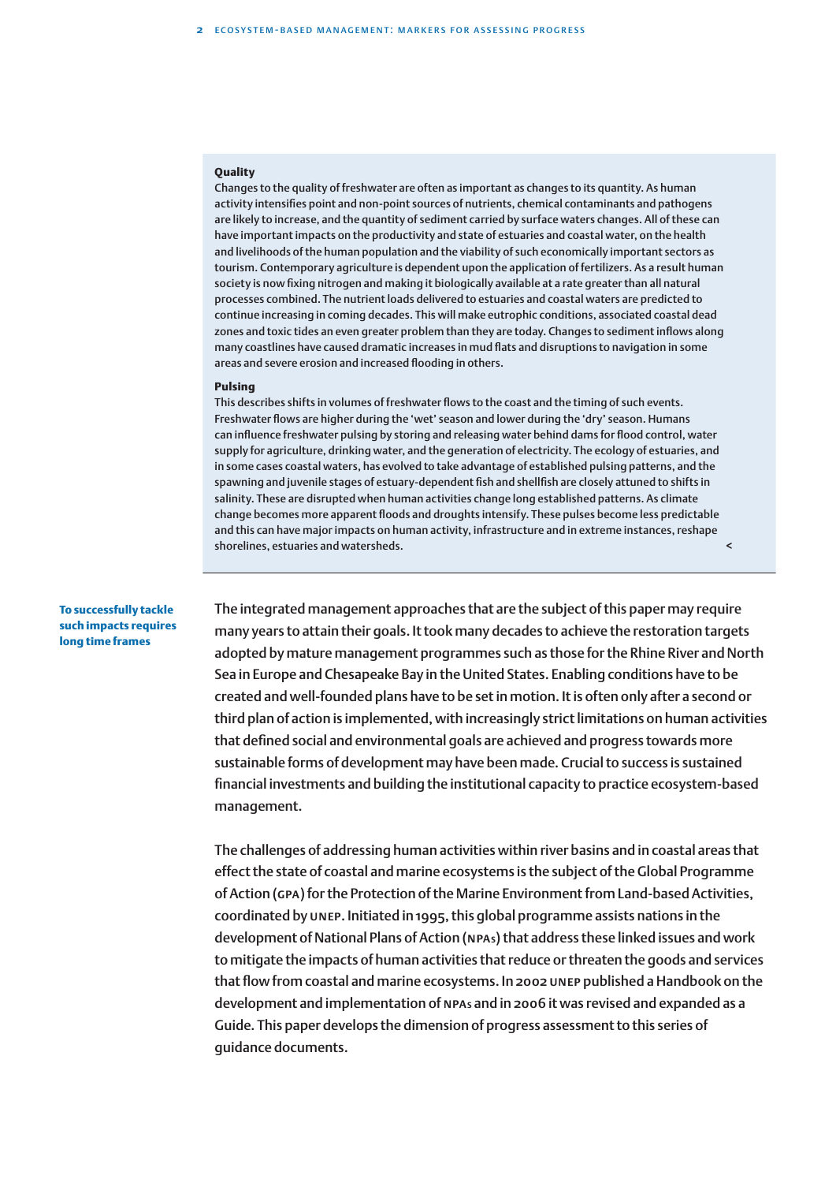**Quality**

Changes to the quality of freshwater are often as important as changes to its quantity. As human activity intensifies point and non-point sources of nutrients, chemical contaminants and pathogens are likely to increase, and the quantity of sediment carried by surface waters changes. All of these can have important impacts on the productivity and state of estuaries and coastal water, on the health and livelihoods of the human population and the viability of such economically important sectors as tourism. Contemporary agriculture is dependent upon the application of fertilizers. As a result human society is now fixing nitrogen and making it biologically available at a rate greater than all natural processes combined. The nutrient loads delivered to estuaries and coastal waters are predicted to continue increasing in coming decades. This will make eutrophic conditions, associated coastal dead zones and toxic tides an even greater problem than they are today. Changes to sediment inflows along many coastlines have caused dramatic increases in mud flats and disruptions to navigation in some areas and severe erosion and increased flooding in others.

**Pulsing**

This describes shifts in volumes of freshwater flows to the coast and the timing of such events. Freshwater flows are higher during the 'wet' season and lower during the 'dry' season. Humans can influence freshwater pulsing by storing and releasing water behind dams for flood control, water supply for agriculture, drinking water, and the generation of electricity. The ecology of estuaries, and in some cases coastal waters, has evolved to take advantage of established pulsing patterns, and the spawning and juvenile stages of estuary-dependent fish and shellfish are closely attuned to shifts in salinity. These are disrupted when human activities change long established patterns. As climate change becomes more apparent floods and droughts intensify. These pulses become less predictable and this can have major impacts on human activity, infrastructure and in extreme instances, reshape shorelines, estuaries and watersheds.

**To successfully tackle such impacts requires long time frames**

The integrated management approaches that are the subject of this paper may require many years to attain their goals. It took many decades to achieve the restoration targets adopted by mature management programmes such as those for the Rhine River and North Sea in Europe and Chesapeake Bay in the United States. Enabling conditions have to be created and well-founded plans have to be set in motion. It is often only after a second or third plan of action is implemented, with increasingly strict limitations on human activities that defined social and environmental goals are achieved and progress towards more sustainable forms of development may have been made. Crucial to success is sustained financial investments and building the institutional capacity to practice ecosystem-based management.

The challenges of addressing human activities within river basins and in coastal areas that effect the state of coastal and marine ecosystems is the subject of the Global Programme of Action (GPA) for the Protection of the Marine Environment from Land-based Activities, coordinated by UNEP. Initiated in 1995, this global programme assists nations in the development of National Plans of Action (NPAs) that address these linked issues and work to mitigate the impacts of human activities that reduce or threaten the goods and services that flow from coastal and marine ecosystems. In 2002 UNEP published a Handbook on the development and implementation of NPAs and in 2006 it was revised and expanded as a Guide. This paper develops the dimension of progress assessment to this series of guidance documents.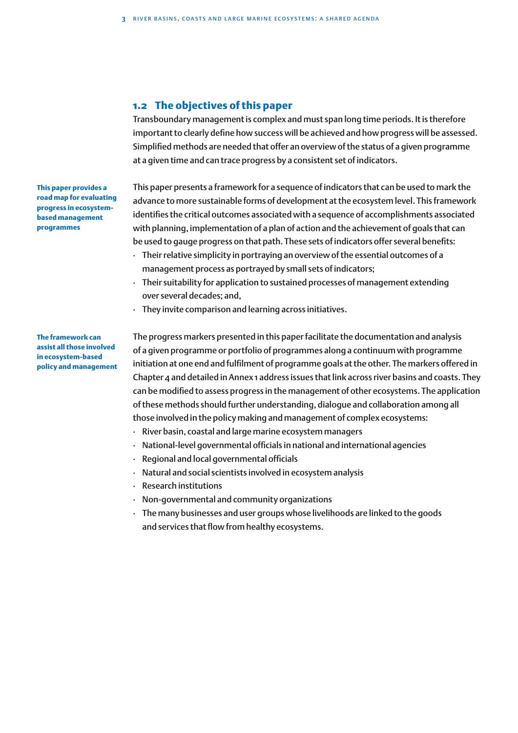## 1.2 The objectives of this paper

Transboundary management is complex and must span long time periods. It is therefore important to clearly define how success will be achieved and how progress will be assessed. Simplified methods are needed that offer an overview of the status of a given programme at a given time and can trace progress by a consistent set of indicators.

**This paper provides a road map for evaluating progress in ecosystem-based management programmes**

This paper presents a framework for a sequence of indicators that can be used to mark the advance to more sustainable forms of development at the ecosystem level. This framework identifies the critical outcomes associated with a sequence of accomplishments associated with planning, implementation of a plan of action and the achievement of goals that can be used to gauge progress on that path. These sets of indicators offer several benefits:

- Their relative simplicity in portraying an overview of the essential outcomes of a management process as portrayed by small sets of indicators;
- Their suitability for application to sustained processes of management extending over several decades; and,
- They invite comparison and learning across initiatives.

**The framework can assist all those involved in ecosystem-based policy and management**

The progress markers presented in this paper facilitate the documentation and analysis of a given programme or portfolio of programmes along a continuum with programme initiation at one end and fulfilment of programme goals at the other. The markers offered in Chapter 4 and detailed in Annex 1 address issues that link across river basins and coasts. They can be modified to assess progress in the management of other ecosystems. The application of these methods should further understanding, dialogue and collaboration among all those involved in the policy making and management of complex ecosystems:

- River basin, coastal and large marine ecosystem managers
- National-level governmental officials in national and international agencies
- Regional and local governmental officials
- Natural and social scientists involved in ecosystem analysis
- Research institutions
- Non-governmental and community organizations
- The many businesses and user groups whose livelihoods are linked to the goods and services that flow from healthy ecosystems.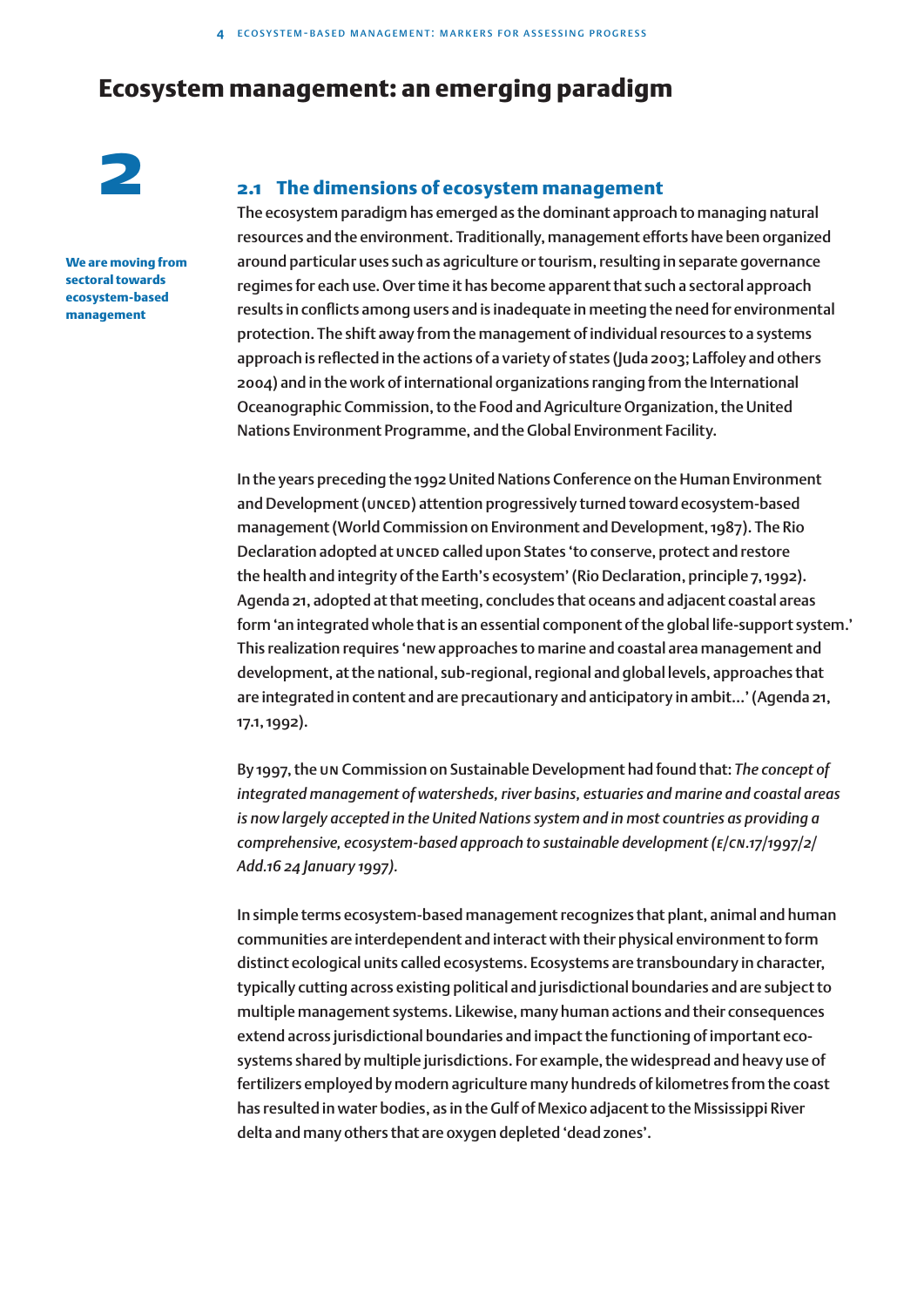# Ecosystem management: an emerging paradigm

**2**

**We are moving from sectoral towards ecosystem-based management**

## 2.1 The dimensions of ecosystem management

The ecosystem paradigm has emerged as the dominant approach to managing natural resources and the environment. Traditionally, management efforts have been organized around particular uses such as agriculture or tourism, resulting in separate governance regimes for each use. Over time it has become apparent that such a sectoral approach results in conflicts among users and is inadequate in meeting the need for environmental protection. The shift away from the management of individual resources to a systems approach is reflected in the actions of a variety of states (Juda 2003; Laffoley and others 2004) and in the work of international organizations ranging from the International Oceanographic Commission, to the Food and Agriculture Organization, the United Nations Environment Programme, and the Global Environment Facility.

In the years preceding the 1992 United Nations Conference on the Human Environment and Development (UNCED) attention progressively turned toward ecosystem-based management (World Commission on Environment and Development, 1987). The Rio Declaration adopted at UNCED called upon States 'to conserve, protect and restore the health and integrity of the Earth's ecosystem' (Rio Declaration, principle 7, 1992). Agenda 21, adopted at that meeting, concludes that oceans and adjacent coastal areas form 'an integrated whole that is an essential component of the global life-support system.' This realization requires 'new approaches to marine and coastal area management and development, at the national, sub-regional, regional and global levels, approaches that are integrated in content and are precautionary and anticipatory in ambit...' (Agenda 21, 17.1, 1992).

By 1997, the UN Commission on Sustainable Development had found that: *The concept of integrated management of watersheds, river basins, estuaries and marine and coastal areas is now largely accepted in the United Nations system and in most countries as providing a comprehensive, ecosystem-based approach to sustainable development (E/CN.17/1997/2/Add.16 24 January 1997).*

In simple terms ecosystem-based management recognizes that plant, animal and human communities are interdependent and interact with their physical environment to form distinct ecological units called ecosystems. Ecosystems are transboundary in character, typically cutting across existing political and jurisdictional boundaries and are subject to multiple management systems. Likewise, many human actions and their consequences extend across jurisdictional boundaries and impact the functioning of important ecosystems shared by multiple jurisdictions. For example, the widespread and heavy use of fertilizers employed by modern agriculture many hundreds of kilometres from the coast has resulted in water bodies, as in the Gulf of Mexico adjacent to the Mississippi River delta and many others that are oxygen depleted 'dead zones'.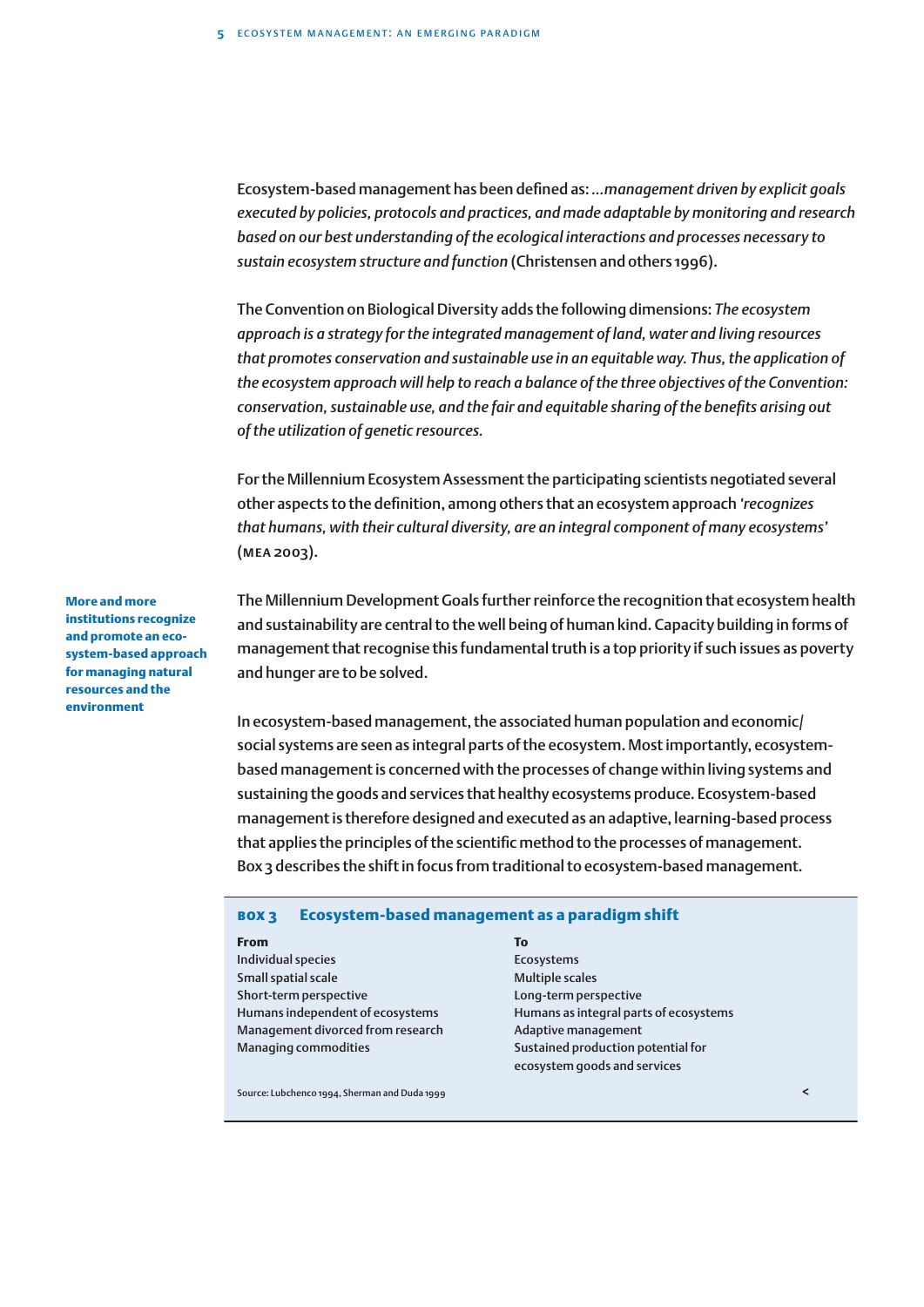Ecosystem-based management has been defined as: *...management driven by explicit goals executed by policies, protocols and practices, and made adaptable by monitoring and research based on our best understanding of the ecological interactions and processes necessary to sustain ecosystem structure and function* (Christensen and others 1996).

The Convention on Biological Diversity adds the following dimensions: *The ecosystem approach is a strategy for the integrated management of land, water and living resources that promotes conservation and sustainable use in an equitable way. Thus, the application of the ecosystem approach will help to reach a balance of the three objectives of the Convention: conservation, sustainable use, and the fair and equitable sharing of the benefits arising out of the utilization of genetic resources.*

For the Millennium Ecosystem Assessment the participating scientists negotiated several other aspects to the definition, among others that an ecosystem approach *'recognizes that humans, with their cultural diversity, are an integral component of many ecosystems'* (MEA 2003).

**More and more institutions recognize and promote an ecosystem-based approach for managing natural resources and the environment**

The Millennium Development Goals further reinforce the recognition that ecosystem health and sustainability are central to the well being of human kind. Capacity building in forms of management that recognise this fundamental truth is a top priority if such issues as poverty and hunger are to be solved.

In ecosystem-based management, the associated human population and economic/social systems are seen as integral parts of the ecosystem. Most importantly, ecosystem-based management is concerned with the processes of change within living systems and sustaining the goods and services that healthy ecosystems produce. Ecosystem-based management is therefore designed and executed as an adaptive, learning-based process that applies the principles of the scientific method to the processes of management. Box 3 describes the shift in focus from traditional to ecosystem-based management.

### BOX 3 Ecosystem-based management as a paradigm shift

| From | To |
|---|---|
| Individual species | Ecosystems |
| Small spatial scale | Multiple scales |
| Short-term perspective | Long-term perspective |
| Humans independent of ecosystems | Humans as integral parts of ecosystems |
| Management divorced from research | Adaptive management |
| Managing commodities | Sustained production potential for ecosystem goods and services |

Source: Lubchenco 1994, Sherman and Duda 1999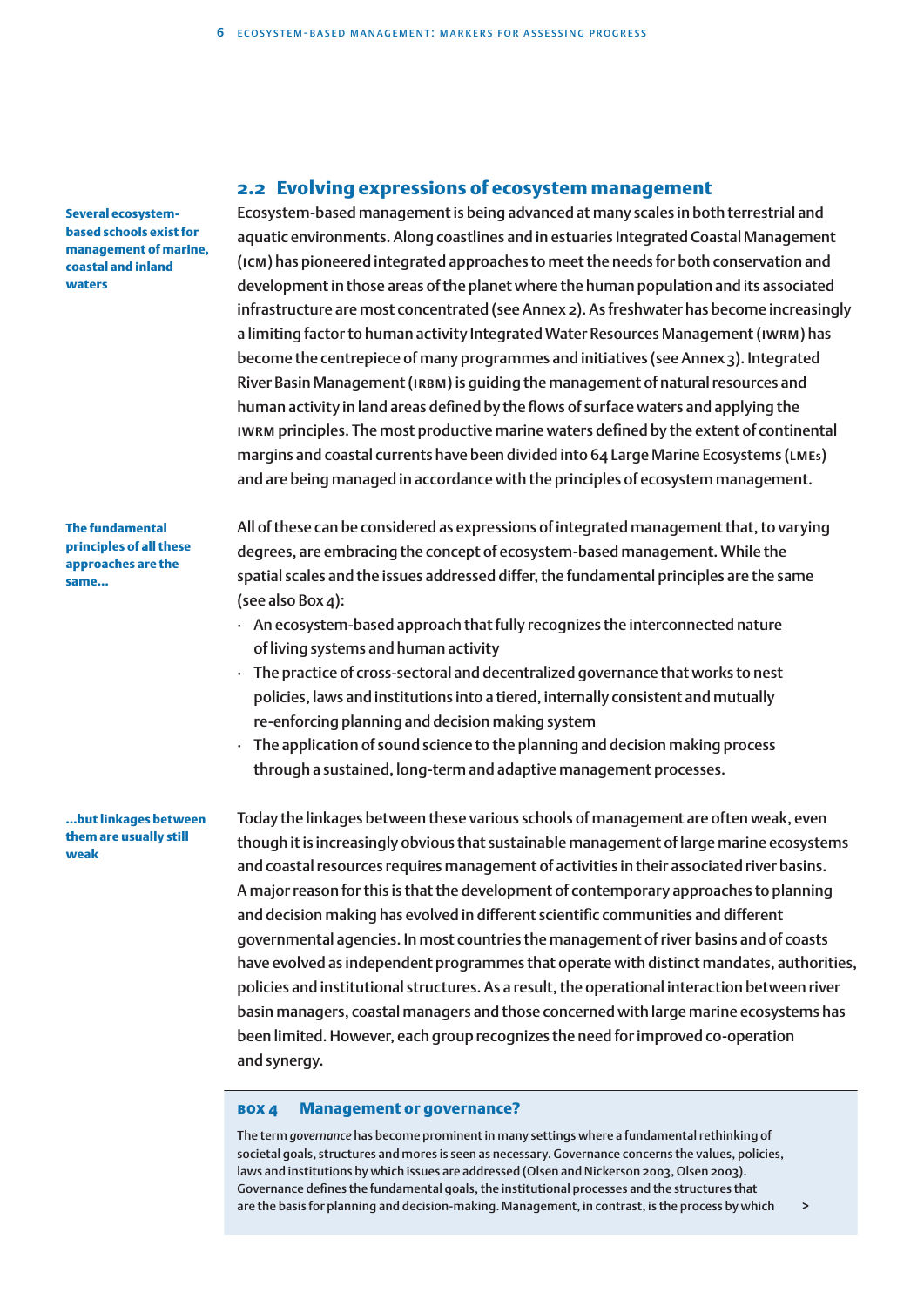## 2.2 Evolving expressions of ecosystem management

**Several ecosystem-based schools exist for management of marine, coastal and inland waters**

Ecosystem-based management is being advanced at many scales in both terrestrial and aquatic environments. Along coastlines and in estuaries Integrated Coastal Management (ICM) has pioneered integrated approaches to meet the needs for both conservation and development in those areas of the planet where the human population and its associated infrastructure are most concentrated (see Annex 2). As freshwater has become increasingly a limiting factor to human activity Integrated Water Resources Management (IWRM) has become the centrepiece of many programmes and initiatives (see Annex 3). Integrated River Basin Management (IRBM) is guiding the management of natural resources and human activity in land areas defined by the flows of surface waters and applying the IWRM principles. The most productive marine waters defined by the extent of continental margins and coastal currents have been divided into 64 Large Marine Ecosystems (LMEs) and are being managed in accordance with the principles of ecosystem management.

**The fundamental principles of all these approaches are the same…**

All of these can be considered as expressions of integrated management that, to varying degrees, are embracing the concept of ecosystem-based management. While the spatial scales and the issues addressed differ, the fundamental principles are the same (see also Box 4):

- An ecosystem-based approach that fully recognizes the interconnected nature of living systems and human activity
- The practice of cross-sectoral and decentralized governance that works to nest policies, laws and institutions into a tiered, internally consistent and mutually re-enforcing planning and decision making system
- The application of sound science to the planning and decision making process through a sustained, long-term and adaptive management processes.

**…but linkages between them are usually still weak**

Today the linkages between these various schools of management are often weak, even though it is increasingly obvious that sustainable management of large marine ecosystems and coastal resources requires management of activities in their associated river basins. A major reason for this is that the development of contemporary approaches to planning and decision making has evolved in different scientific communities and different governmental agencies. In most countries the management of river basins and of coasts have evolved as independent programmes that operate with distinct mandates, authorities, policies and institutional structures. As a result, the operational interaction between river basin managers, coastal managers and those concerned with large marine ecosystems has been limited. However, each group recognizes the need for improved co-operation and synergy.

### BOX 4 Management or governance?

The term *governance* has become prominent in many settings where a fundamental rethinking of societal goals, structures and mores is seen as necessary. Governance concerns the values, policies, laws and institutions by which issues are addressed (Olsen and Nickerson 2003, Olsen 2003). Governance defines the fundamental goals, the institutional processes and the structures that are the basis for planning and decision-making. Management, in contrast, is the process by which >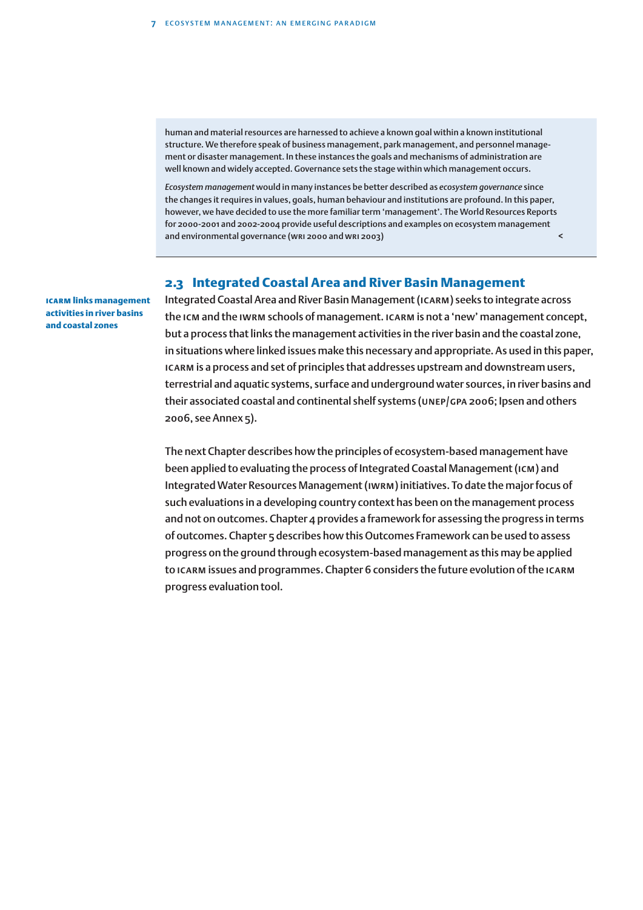human and material resources are harnessed to achieve a known goal within a known institutional structure. We therefore speak of business management, park management, and personnel management or disaster management. In these instances the goals and mechanisms of administration are well known and widely accepted. Governance sets the stage within which management occurs.

*Ecosystem management* would in many instances be better described as *ecosystem governance* since the changes it requires in values, goals, human behaviour and institutions are profound. In this paper, however, we have decided to use the more familiar term 'management'. The World Resources Reports for 2000-2001 and 2002-2004 provide useful descriptions and examples on ecosystem management and environmental governance (WRI 2000 and WRI 2003) <

## 2.3 Integrated Coastal Area and River Basin Management

**ICARM links management activities in river basins and coastal zones**

Integrated Coastal Area and River Basin Management (ICARM) seeks to integrate across the ICM and the IWRM schools of management. ICARM is not a 'new' management concept, but a process that links the management activities in the river basin and the coastal zone, in situations where linked issues make this necessary and appropriate. As used in this paper, ICARM is a process and set of principles that addresses upstream and downstream users, terrestrial and aquatic systems, surface and underground water sources, in river basins and their associated coastal and continental shelf systems (UNEP/GPA 2006; Ipsen and others 2006, see Annex 5).

The next Chapter describes how the principles of ecosystem-based management have been applied to evaluating the process of Integrated Coastal Management (ICM) and Integrated Water Resources Management (IWRM) initiatives. To date the major focus of such evaluations in a developing country context has been on the management process and not on outcomes. Chapter 4 provides a framework for assessing the progress in terms of outcomes. Chapter 5 describes how this Outcomes Framework can be used to assess progress on the ground through ecosystem-based management as this may be applied to ICARM issues and programmes. Chapter 6 considers the future evolution of the ICARM progress evaluation tool.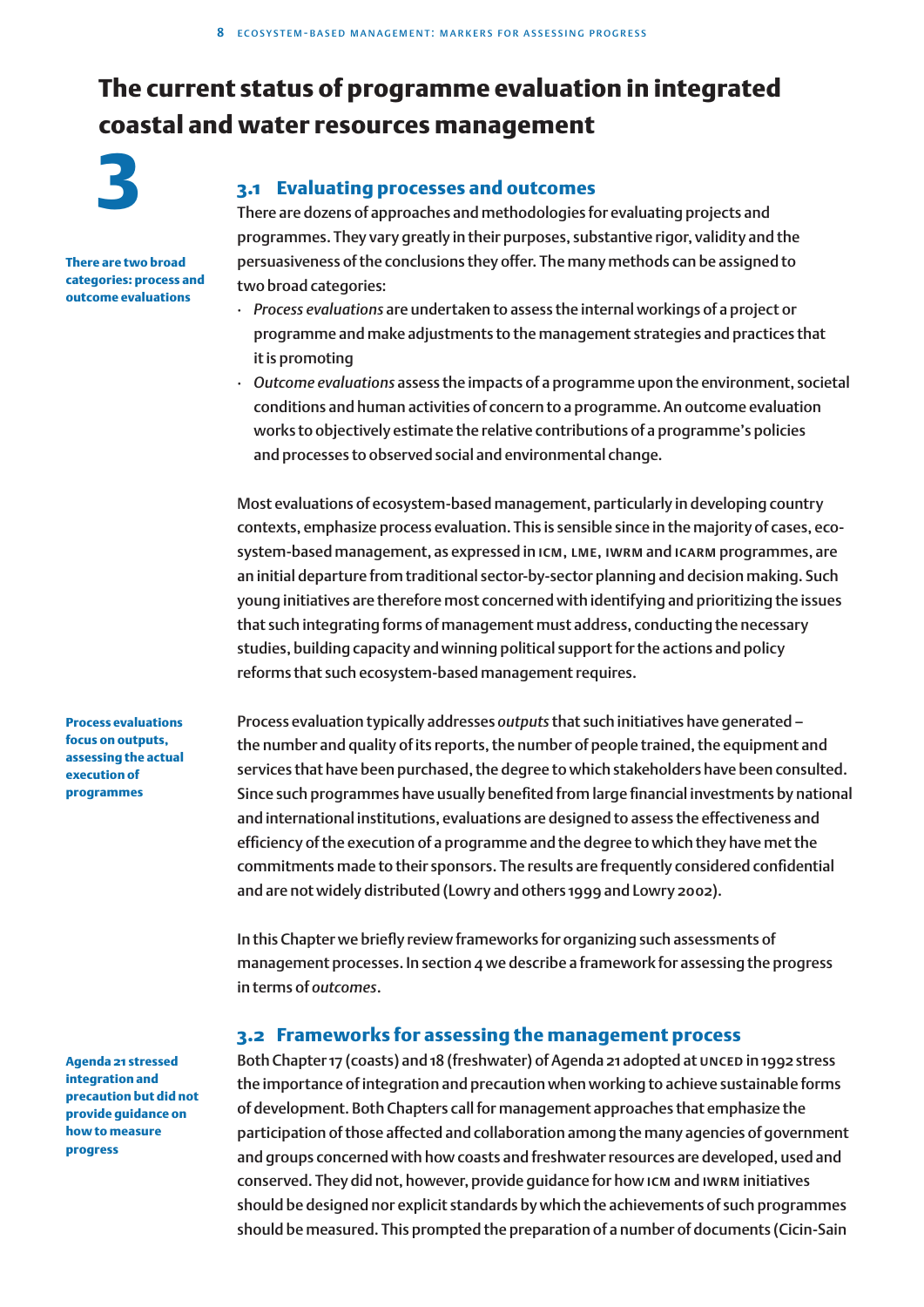# 3 The current status of programme evaluation in integrated coastal and water resources management

## 3.1 Evaluating processes and outcomes

**There are two broad categories: process and outcome evaluations**

There are dozens of approaches and methodologies for evaluating projects and programmes. They vary greatly in their purposes, substantive rigor, validity and the persuasiveness of the conclusions they offer. The many methods can be assigned to two broad categories:

- *Process evaluations* are undertaken to assess the internal workings of a project or programme and make adjustments to the management strategies and practices that it is promoting
- *Outcome evaluations* assess the impacts of a programme upon the environment, societal conditions and human activities of concern to a programme. An outcome evaluation works to objectively estimate the relative contributions of a programme's policies and processes to observed social and environmental change.

Most evaluations of ecosystem-based management, particularly in developing country contexts, emphasize process evaluation. This is sensible since in the majority of cases, ecosystem-based management, as expressed in ICM, LME, IWRM and ICARM programmes, are an initial departure from traditional sector-by-sector planning and decision making. Such young initiatives are therefore most concerned with identifying and prioritizing the issues that such integrating forms of management must address, conducting the necessary studies, building capacity and winning political support for the actions and policy reforms that such ecosystem-based management requires.

**Process evaluations focus on outputs, assessing the actual execution of programmes**

Process evaluation typically addresses *outputs* that such initiatives have generated – the number and quality of its reports, the number of people trained, the equipment and services that have been purchased, the degree to which stakeholders have been consulted. Since such programmes have usually benefited from large financial investments by national and international institutions, evaluations are designed to assess the effectiveness and efficiency of the execution of a programme and the degree to which they have met the commitments made to their sponsors. The results are frequently considered confidential and are not widely distributed (Lowry and others 1999 and Lowry 2002).

In this Chapter we briefly review frameworks for organizing such assessments of management processes. In section 4 we describe a framework for assessing the progress in terms of *outcomes*.

## 3.2 Frameworks for assessing the management process

**Agenda 21 stressed integration and precaution but did not provide guidance on how to measure progress**

Both Chapter 17 (coasts) and 18 (freshwater) of Agenda 21 adopted at UNCED in 1992 stress the importance of integration and precaution when working to achieve sustainable forms of development. Both Chapters call for management approaches that emphasize the participation of those affected and collaboration among the many agencies of government and groups concerned with how coasts and freshwater resources are developed, used and conserved. They did not, however, provide guidance for how ICM and IWRM initiatives should be designed nor explicit standards by which the achievements of such programmes should be measured. This prompted the preparation of a number of documents (Cicin-Sain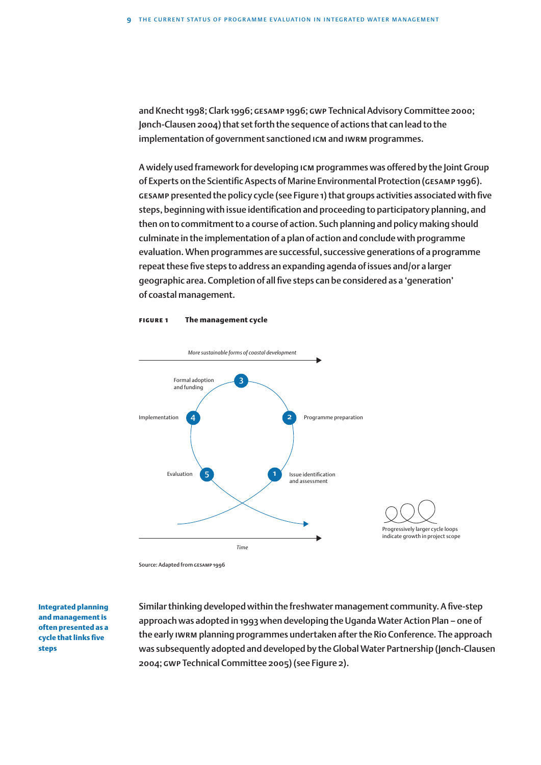and Knecht 1998; Clark 1996; GESAMP 1996; GWP Technical Advisory Committee 2000; Jønch-Clausen 2004) that set forth the sequence of actions that can lead to the implementation of government sanctioned ICM and IWRM programmes.

A widely used framework for developing ICM programmes was offered by the Joint Group of Experts on the Scientific Aspects of Marine Environmental Protection (GESAMP 1996). GESAMP presented the policy cycle (see Figure 1) that groups activities associated with five steps, beginning with issue identification and proceeding to participatory planning, and then on to commitment to a course of action. Such planning and policy making should culminate in the implementation of a plan of action and conclude with programme evaluation. When programmes are successful, successive generations of a programme repeat these five steps to address an expanding agenda of issues and/or a larger geographic area. Completion of all five steps can be considered as a 'generation' of coastal management.

**FIGURE 1 The management cycle**

*More sustainable forms of coastal development*

1 Issue identification and assessment
2 Programme preparation
3 Formal adoption and funding
4 Implementation
5 Evaluation

*Time*

Progressively larger cycle loops indicate growth in project scope

Source: Adapted from GESAMP 1996

**Integrated planning and management is often presented as a cycle that links five steps**

Similar thinking developed within the freshwater management community. A five-step approach was adopted in 1993 when developing the Uganda Water Action Plan – one of the early IWRM planning programmes undertaken after the Rio Conference. The approach was subsequently adopted and developed by the Global Water Partnership (Jønch-Clausen 2004; GWP Technical Committee 2005) (see Figure 2).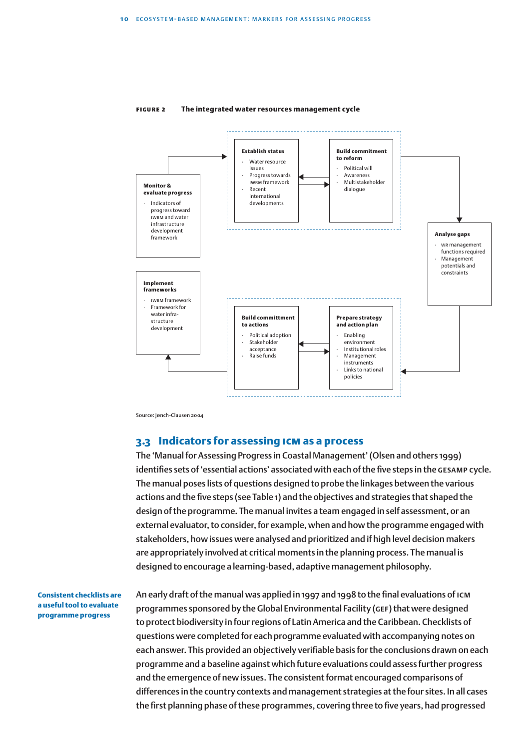**FIGURE 2** **The integrated water resources management cycle**

**Establish status**
- Water resource issues
- Progress towards IWRM framework
- Recent international developments

**Build commitment to reform**
- Political will
- Awareness
- Multistakeholder dialogue

**Analyse gaps**
- WR management functions required
- Management potentials and constraints

**Prepare strategy and action plan**
- Enabling environment
- Institutional roles
- Management instruments
- Links to national policies

**Build committment to actions**
- Political adoption
- Stakeholder acceptance
- Raise funds

**Implement frameworks**
- IWRM framework
- Framework for water infra-structure development

**Monitor & evaluate progress**
- Indicators of progress toward IWRM and water infrastructure development framework

Source: Jønch-Clausen 2004

## 3.3 Indicators for assessing ICM as a process

The 'Manual for Assessing Progress in Coastal Management' (Olsen and others 1999) identifies sets of 'essential actions' associated with each of the five steps in the GESAMP cycle. The manual poses lists of questions designed to probe the linkages between the various actions and the five steps (see Table 1) and the objectives and strategies that shaped the design of the programme. The manual invites a team engaged in self assessment, or an external evaluator, to consider, for example, when and how the programme engaged with stakeholders, how issues were analysed and prioritized and if high level decision makers are appropriately involved at critical moments in the planning process. The manual is designed to encourage a learning-based, adaptive management philosophy.

**Consistent checklists are a useful tool to evaluate programme progress**

An early draft of the manual was applied in 1997 and 1998 to the final evaluations of ICM programmes sponsored by the Global Environmental Facility (GEF) that were designed to protect biodiversity in four regions of Latin America and the Caribbean. Checklists of questions were completed for each programme evaluated with accompanying notes on each answer. This provided an objectively verifiable basis for the conclusions drawn on each programme and a baseline against which future evaluations could assess further progress and the emergence of new issues. The consistent format encouraged comparisons of differences in the country contexts and management strategies at the four sites. In all cases the first planning phase of these programmes, covering three to five years, had progressed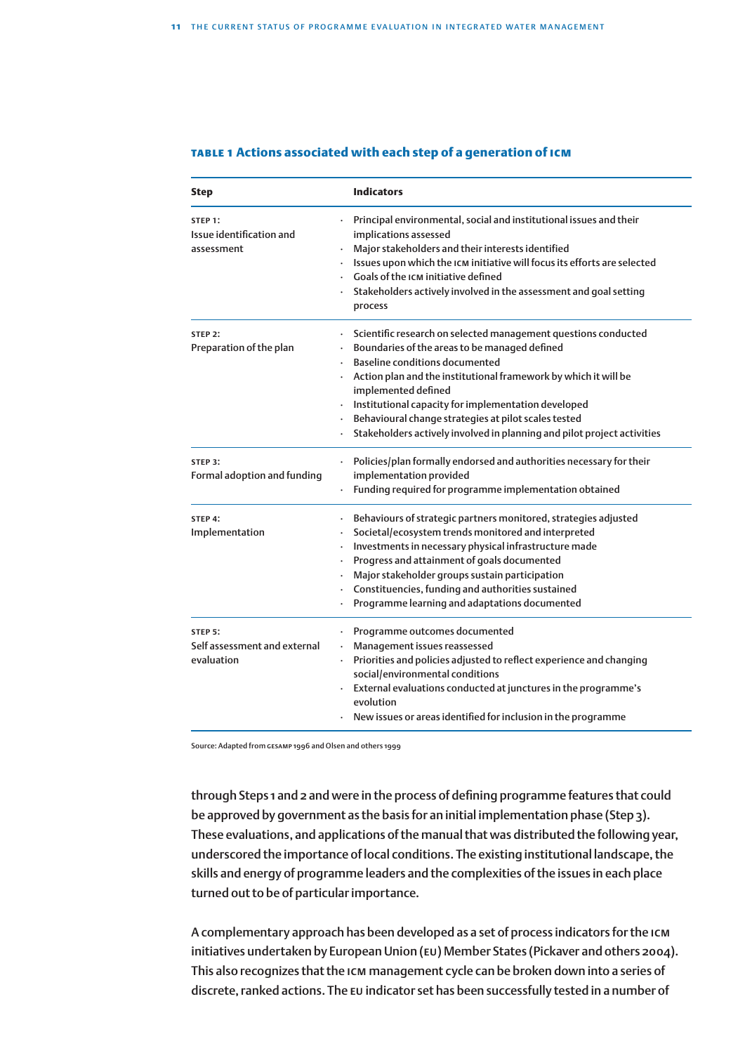**TABLE 1 Actions associated with each step of a generation of ICM**

| Step | Indicators |
| --- | --- |
| STEP 1: Issue identification and assessment | · Principal environmental, social and institutional issues and their implications assessed<br>· Major stakeholders and their interests identified<br>· Issues upon which the ICM initiative will focus its efforts are selected<br>· Goals of the ICM initiative defined<br>· Stakeholders actively involved in the assessment and goal setting process |
| STEP 2: Preparation of the plan | · Scientific research on selected management questions conducted<br>· Boundaries of the areas to be managed defined<br>· Baseline conditions documented<br>· Action plan and the institutional framework by which it will be implemented defined<br>· Institutional capacity for implementation developed<br>· Behavioural change strategies at pilot scales tested<br>· Stakeholders actively involved in planning and pilot project activities |
| STEP 3: Formal adoption and funding | · Policies/plan formally endorsed and authorities necessary for their implementation provided<br>· Funding required for programme implementation obtained |
| STEP 4: Implementation | · Behaviours of strategic partners monitored, strategies adjusted<br>· Societal/ecosystem trends monitored and interpreted<br>· Investments in necessary physical infrastructure made<br>· Progress and attainment of goals documented<br>· Major stakeholder groups sustain participation<br>· Constituencies, funding and authorities sustained<br>· Programme learning and adaptations documented |
| STEP 5: Self assessment and external evaluation | · Programme outcomes documented<br>· Management issues reassessed<br>· Priorities and policies adjusted to reflect experience and changing social/environmental conditions<br>· External evaluations conducted at junctures in the programme's evolution<br>· New issues or areas identified for inclusion in the programme |

Source: Adapted from GESAMP 1996 and Olsen and others 1999

through Steps 1 and 2 and were in the process of defining programme features that could be approved by government as the basis for an initial implementation phase (Step 3). These evaluations, and applications of the manual that was distributed the following year, underscored the importance of local conditions. The existing institutional landscape, the skills and energy of programme leaders and the complexities of the issues in each place turned out to be of particular importance.

A complementary approach has been developed as a set of process indicators for the ICM initiatives undertaken by European Union (EU) Member States (Pickaver and others 2004). This also recognizes that the ICM management cycle can be broken down into a series of discrete, ranked actions. The EU indicator set has been successfully tested in a number of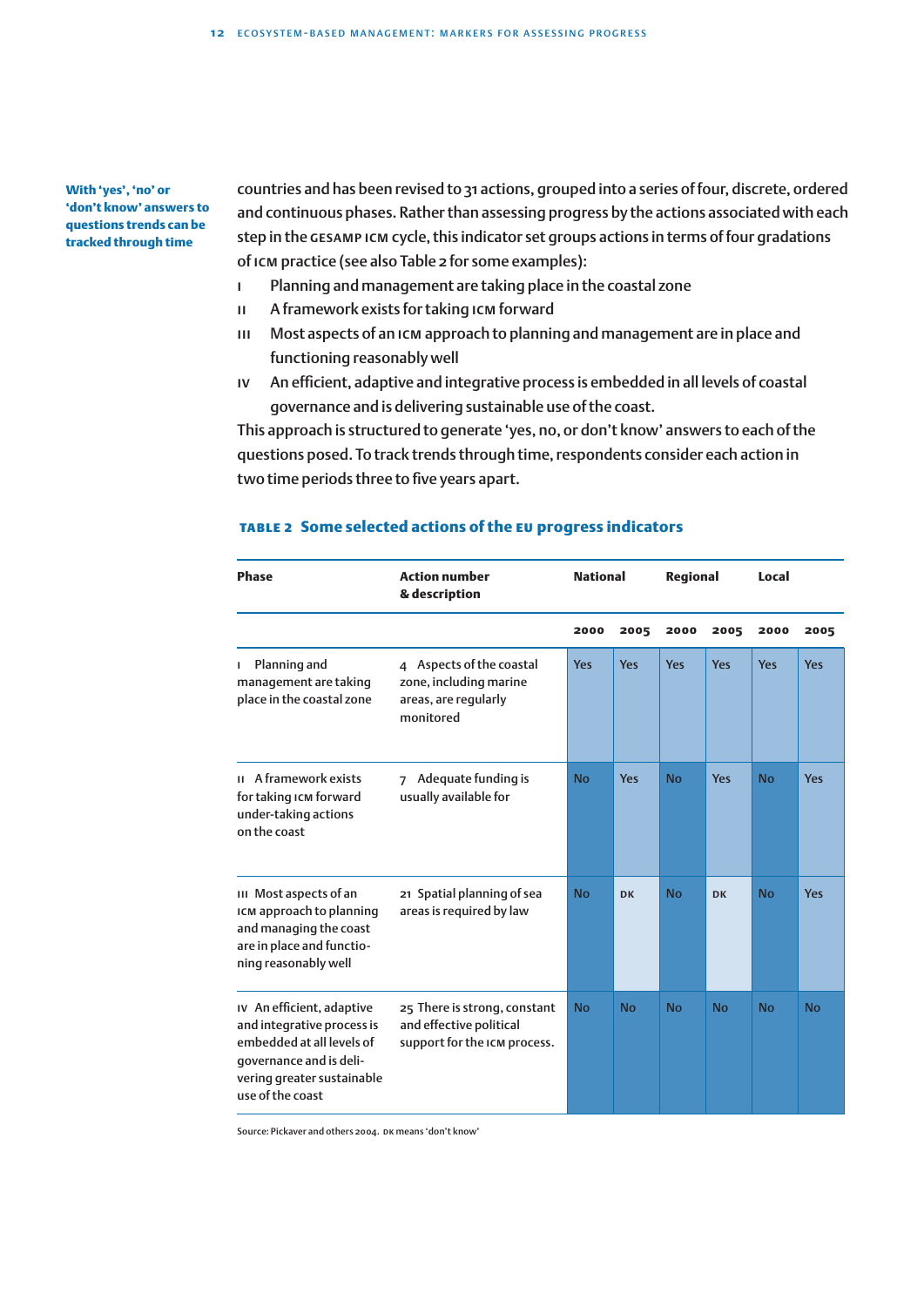**With 'yes', 'no' or 'don't know' answers to questions trends can be tracked through time**

countries and has been revised to 31 actions, grouped into a series of four, discrete, ordered and continuous phases. Rather than assessing progress by the actions associated with each step in the GESAMP ICM cycle, this indicator set groups actions in terms of four gradations of ICM practice (see also Table 2 for some examples):

- I Planning and management are taking place in the coastal zone
- II A framework exists for taking ICM forward
- III Most aspects of an ICM approach to planning and management are in place and functioning reasonably well
- IV An efficient, adaptive and integrative process is embedded in all levels of coastal governance and is delivering sustainable use of the coast.

This approach is structured to generate 'yes, no, or don't know' answers to each of the questions posed. To track trends through time, respondents consider each action in two time periods three to five years apart.

**TABLE 2 Some selected actions of the EU progress indicators**

| Phase | Action number & description | National | | Regional | | Local | |
|---|---|---|---|---|---|---|---|
| | | 2000 | 2005 | 2000 | 2005 | 2000 | 2005 |
| I Planning and management are taking place in the coastal zone | 4 Aspects of the coastal zone, including marine areas, are regularly monitored | Yes | Yes | Yes | Yes | Yes | Yes |
| II A framework exists for taking ICM forward for under-taking actions on the coast | 7 Adequate funding is usually available for | No | Yes | No | Yes | No | Yes |
| III Most aspects of an ICM approach to planning and managing the coast are in place and functio-ning reasonably well | 21 Spatial planning of sea areas is required by law | No | DK | No | DK | No | Yes |
| IV An efficient, adaptive and integrative process is embedded at all levels of governance and is deli-vering greater sustainable use of the coast | 25 There is strong, constant and effective political support for the ICM process. | No | No | No | No | No | No |

Source: Pickaver and others 2004. DK means 'don't know'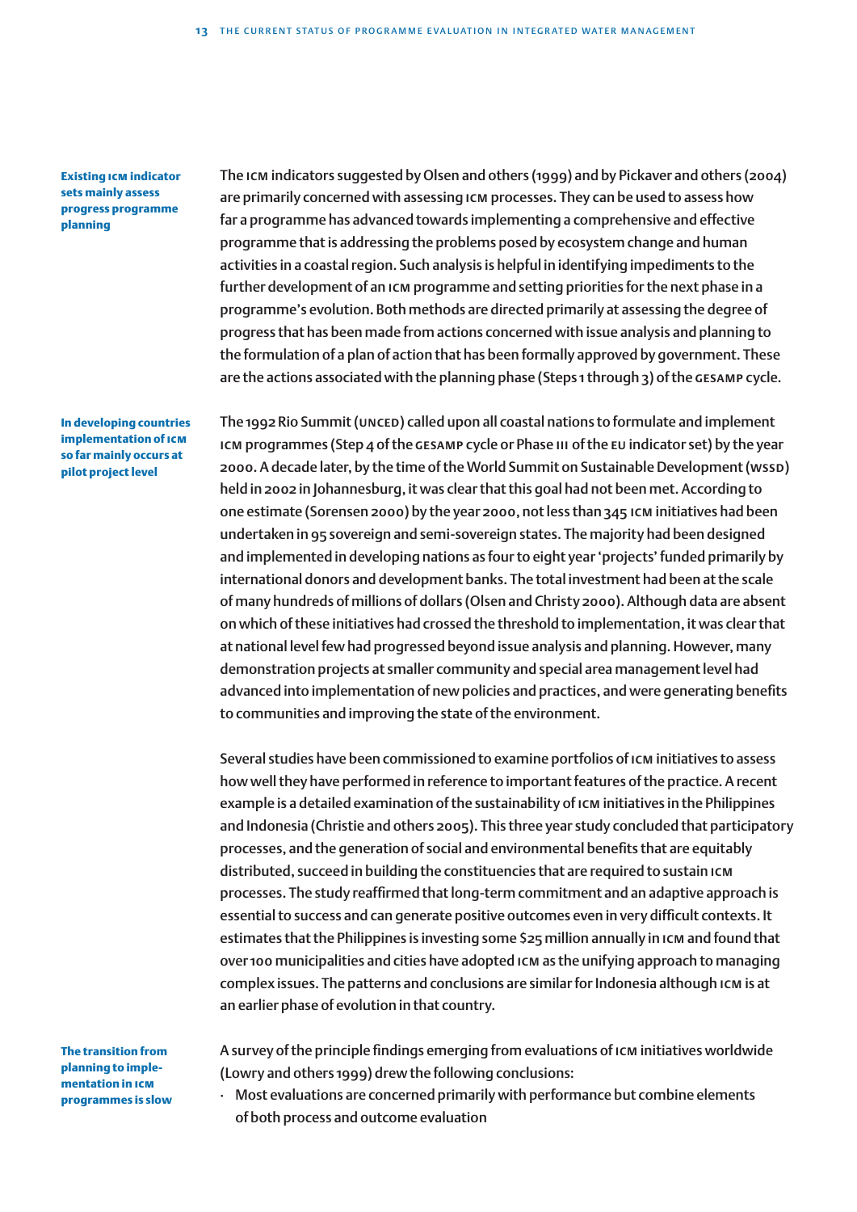**Existing ICM indicator sets mainly assess progress programme planning**

The ICM indicators suggested by Olsen and others (1999) and by Pickaver and others (2004) are primarily concerned with assessing ICM processes. They can be used to assess how far a programme has advanced towards implementing a comprehensive and effective programme that is addressing the problems posed by ecosystem change and human activities in a coastal region. Such analysis is helpful in identifying impediments to the further development of an ICM programme and setting priorities for the next phase in a programme's evolution. Both methods are directed primarily at assessing the degree of progress that has been made from actions concerned with issue analysis and planning to the formulation of a plan of action that has been formally approved by government. These are the actions associated with the planning phase (Steps 1 through 3) of the GESAMP cycle.

**In developing countries implementation of ICM so far mainly occurs at pilot project level**

The 1992 Rio Summit (UNCED) called upon all coastal nations to formulate and implement ICM programmes (Step 4 of the GESAMP cycle or Phase III of the EU indicator set) by the year 2000. A decade later, by the time of the World Summit on Sustainable Development (WSSD) held in 2002 in Johannesburg, it was clear that this goal had not been met. According to one estimate (Sorensen 2000) by the year 2000, not less than 345 ICM initiatives had been undertaken in 95 sovereign and semi-sovereign states. The majority had been designed and implemented in developing nations as four to eight year 'projects' funded primarily by international donors and development banks. The total investment had been at the scale of many hundreds of millions of dollars (Olsen and Christy 2000). Although data are absent on which of these initiatives had crossed the threshold to implementation, it was clear that at national level few had progressed beyond issue analysis and planning. However, many demonstration projects at smaller community and special area management level had advanced into implementation of new policies and practices, and were generating benefits to communities and improving the state of the environment.

Several studies have been commissioned to examine portfolios of ICM initiatives to assess how well they have performed in reference to important features of the practice. A recent example is a detailed examination of the sustainability of ICM initiatives in the Philippines and Indonesia (Christie and others 2005). This three year study concluded that participatory processes, and the generation of social and environmental benefits that are equitably distributed, succeed in building the constituencies that are required to sustain ICM processes. The study reaffirmed that long-term commitment and an adaptive approach is essential to success and can generate positive outcomes even in very difficult contexts. It estimates that the Philippines is investing some $25 million annually in ICM and found that over 100 municipalities and cities have adopted ICM as the unifying approach to managing complex issues. The patterns and conclusions are similar for Indonesia although ICM is at an earlier phase of evolution in that country.

**The transition from planning to implementation in ICM programmes is slow**

A survey of the principle findings emerging from evaluations of ICM initiatives worldwide (Lowry and others 1999) drew the following conclusions:

- Most evaluations are concerned primarily with performance but combine elements of both process and outcome evaluation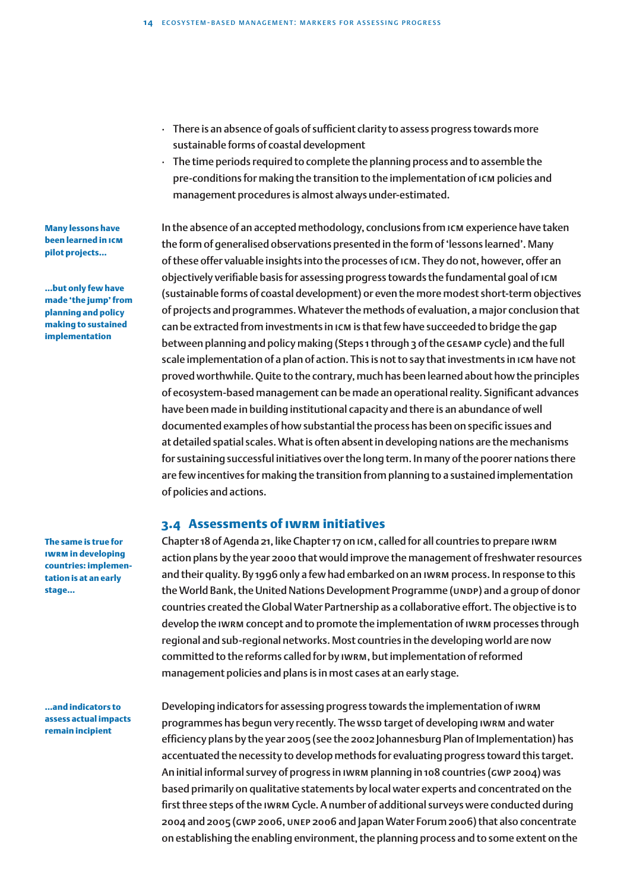- There is an absence of goals of sufficient clarity to assess progress towards more sustainable forms of coastal development
- The time periods required to complete the planning process and to assemble the pre-conditions for making the transition to the implementation of ICM policies and management procedures is almost always under-estimated.

**Many lessons have been learned in ICM pilot projects…**

**…but only few have made 'the jump' from planning and policy making to sustained implementation**

In the absence of an accepted methodology, conclusions from ICM experience have taken the form of generalised observations presented in the form of 'lessons learned'. Many of these offer valuable insights into the processes of ICM. They do not, however, offer an objectively verifiable basis for assessing progress towards the fundamental goal of ICM (sustainable forms of coastal development) or even the more modest short-term objectives of projects and programmes. Whatever the methods of evaluation, a major conclusion that can be extracted from investments in ICM is that few have succeeded to bridge the gap between planning and policy making (Steps 1 through 3 of the GESAMP cycle) and the full scale implementation of a plan of action. This is not to say that investments in ICM have not proved worthwhile. Quite to the contrary, much has been learned about how the principles of ecosystem-based management can be made an operational reality. Significant advances have been made in building institutional capacity and there is an abundance of well documented examples of how substantial the process has been on specific issues and at detailed spatial scales. What is often absent in developing nations are the mechanisms for sustaining successful initiatives over the long term. In many of the poorer nations there are few incentives for making the transition from planning to a sustained implementation of policies and actions.

## 3.4 Assessments of IWRM initiatives

**The same is true for IWRM in developing countries: implementation is at an early stage…**

Chapter 18 of Agenda 21, like Chapter 17 on ICM, called for all countries to prepare IWRM action plans by the year 2000 that would improve the management of freshwater resources and their quality. By 1996 only a few had embarked on an IWRM process. In response to this the World Bank, the United Nations Development Programme (UNDP) and a group of donor countries created the Global Water Partnership as a collaborative effort. The objective is to develop the IWRM concept and to promote the implementation of IWRM processes through regional and sub-regional networks. Most countries in the developing world are now committed to the reforms called for by IWRM, but implementation of reformed management policies and plans is in most cases at an early stage.

**…and indicators to assess actual impacts remain incipient**

Developing indicators for assessing progress towards the implementation of IWRM programmes has begun very recently. The WSSD target of developing IWRM and water efficiency plans by the year 2005 (see the 2002 Johannesburg Plan of Implementation) has accentuated the necessity to develop methods for evaluating progress toward this target. An initial informal survey of progress in IWRM planning in 108 countries (GWP 2004) was based primarily on qualitative statements by local water experts and concentrated on the first three steps of the IWRM Cycle. A number of additional surveys were conducted during 2004 and 2005 (GWP 2006, UNEP 2006 and Japan Water Forum 2006) that also concentrate on establishing the enabling environment, the planning process and to some extent on the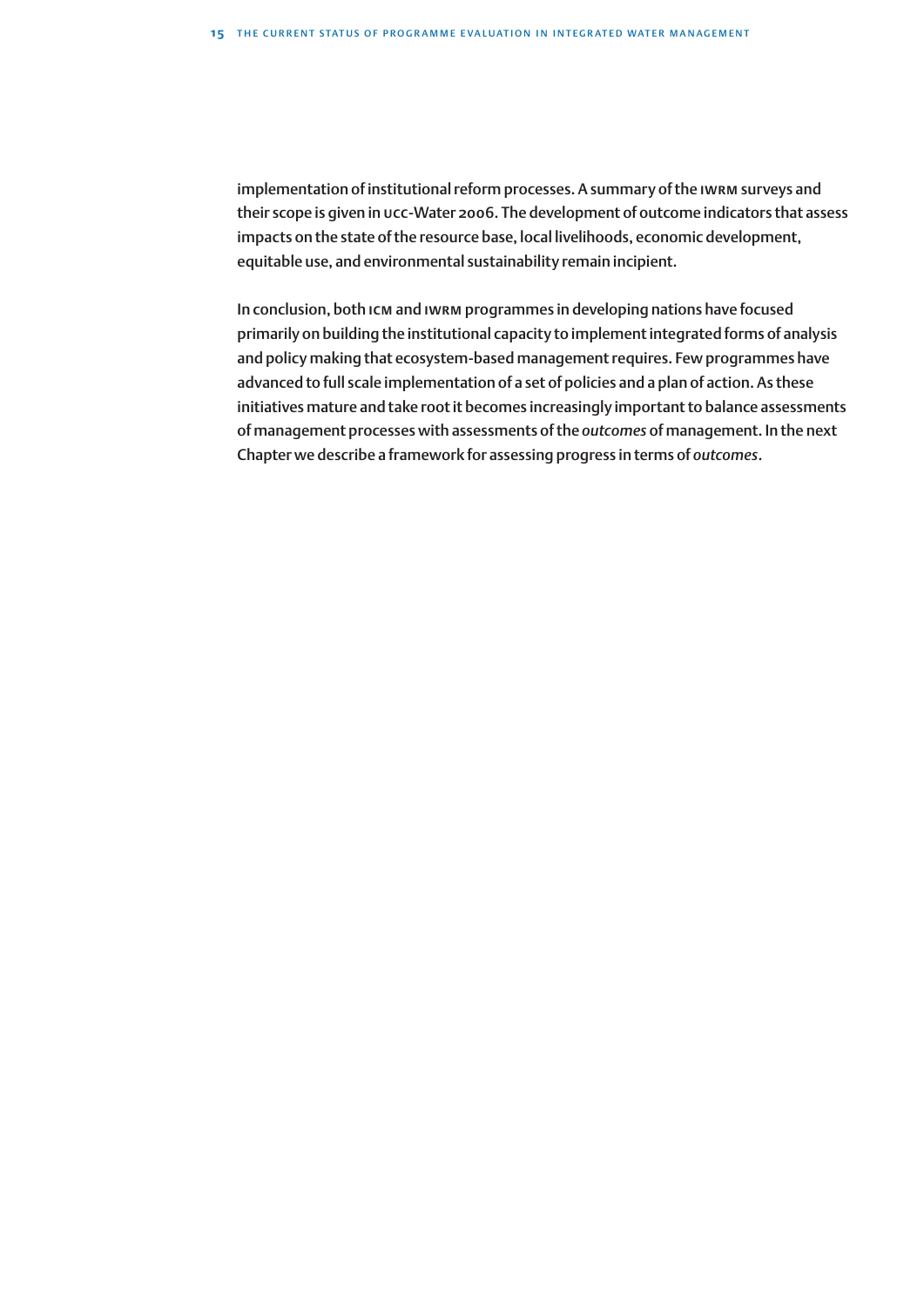implementation of institutional reform processes. A summary of the IWRM surveys and their scope is given in UCC-Water 2006. The development of outcome indicators that assess impacts on the state of the resource base, local livelihoods, economic development, equitable use, and environmental sustainability remain incipient.

In conclusion, both ICM and IWRM programmes in developing nations have focused primarily on building the institutional capacity to implement integrated forms of analysis and policy making that ecosystem-based management requires. Few programmes have advanced to full scale implementation of a set of policies and a plan of action. As these initiatives mature and take root it becomes increasingly important to balance assessments of management processes with assessments of the *outcomes* of management. In the next Chapter we describe a framework for assessing progress in terms of *outcomes*.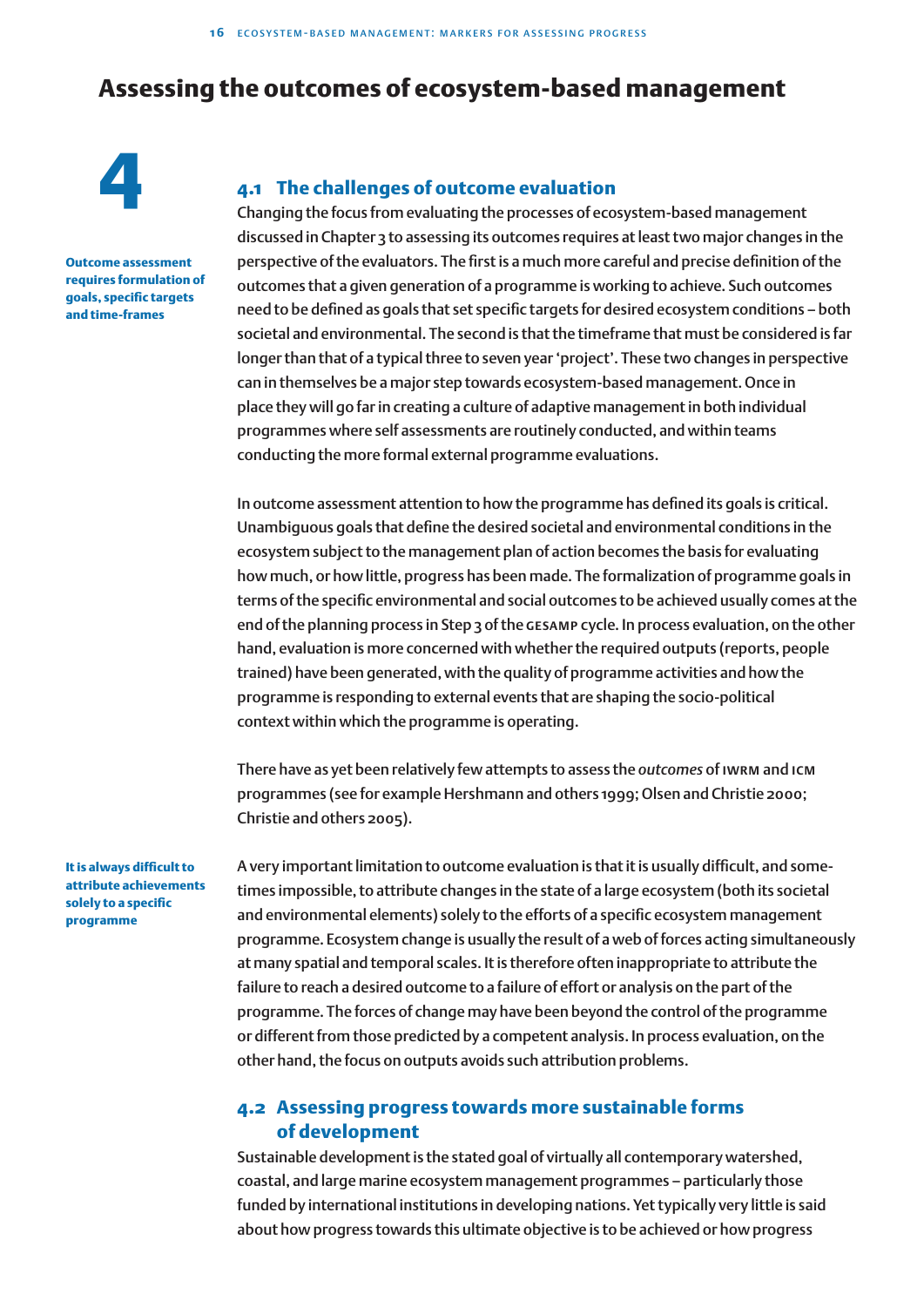# Assessing the outcomes of ecosystem-based management

# 4

## 4.1 The challenges of outcome evaluation

**Outcome assessment requires formulation of goals, specific targets and time-frames**

Changing the focus from evaluating the processes of ecosystem-based management discussed in Chapter 3 to assessing its outcomes requires at least two major changes in the perspective of the evaluators. The first is a much more careful and precise definition of the outcomes that a given generation of a programme is working to achieve. Such outcomes need to be defined as goals that set specific targets for desired ecosystem conditions – both societal and environmental. The second is that the timeframe that must be considered is far longer than that of a typical three to seven year 'project'. These two changes in perspective can in themselves be a major step towards ecosystem-based management. Once in place they will go far in creating a culture of adaptive management in both individual programmes where self assessments are routinely conducted, and within teams conducting the more formal external programme evaluations.

In outcome assessment attention to how the programme has defined its goals is critical. Unambiguous goals that define the desired societal and environmental conditions in the ecosystem subject to the management plan of action becomes the basis for evaluating how much, or how little, progress has been made. The formalization of programme goals in terms of the specific environmental and social outcomes to be achieved usually comes at the end of the planning process in Step 3 of the GESAMP cycle. In process evaluation, on the other hand, evaluation is more concerned with whether the required outputs (reports, people trained) have been generated, with the quality of programme activities and how the programme is responding to external events that are shaping the socio-political context within which the programme is operating.

There have as yet been relatively few attempts to assess the *outcomes* of IWRM and ICM programmes (see for example Hershmann and others 1999; Olsen and Christie 2000; Christie and others 2005).

**It is always difficult to attribute achievements solely to a specific programme**

A very important limitation to outcome evaluation is that it is usually difficult, and sometimes impossible, to attribute changes in the state of a large ecosystem (both its societal and environmental elements) solely to the efforts of a specific ecosystem management programme. Ecosystem change is usually the result of a web of forces acting simultaneously at many spatial and temporal scales. It is therefore often inappropriate to attribute the failure to reach a desired outcome to a failure of effort or analysis on the part of the programme. The forces of change may have been beyond the control of the programme or different from those predicted by a competent analysis. In process evaluation, on the other hand, the focus on outputs avoids such attribution problems.

## 4.2 Assessing progress towards more sustainable forms of development

Sustainable development is the stated goal of virtually all contemporary watershed, coastal, and large marine ecosystem management programmes – particularly those funded by international institutions in developing nations. Yet typically very little is said about how progress towards this ultimate objective is to be achieved or how progress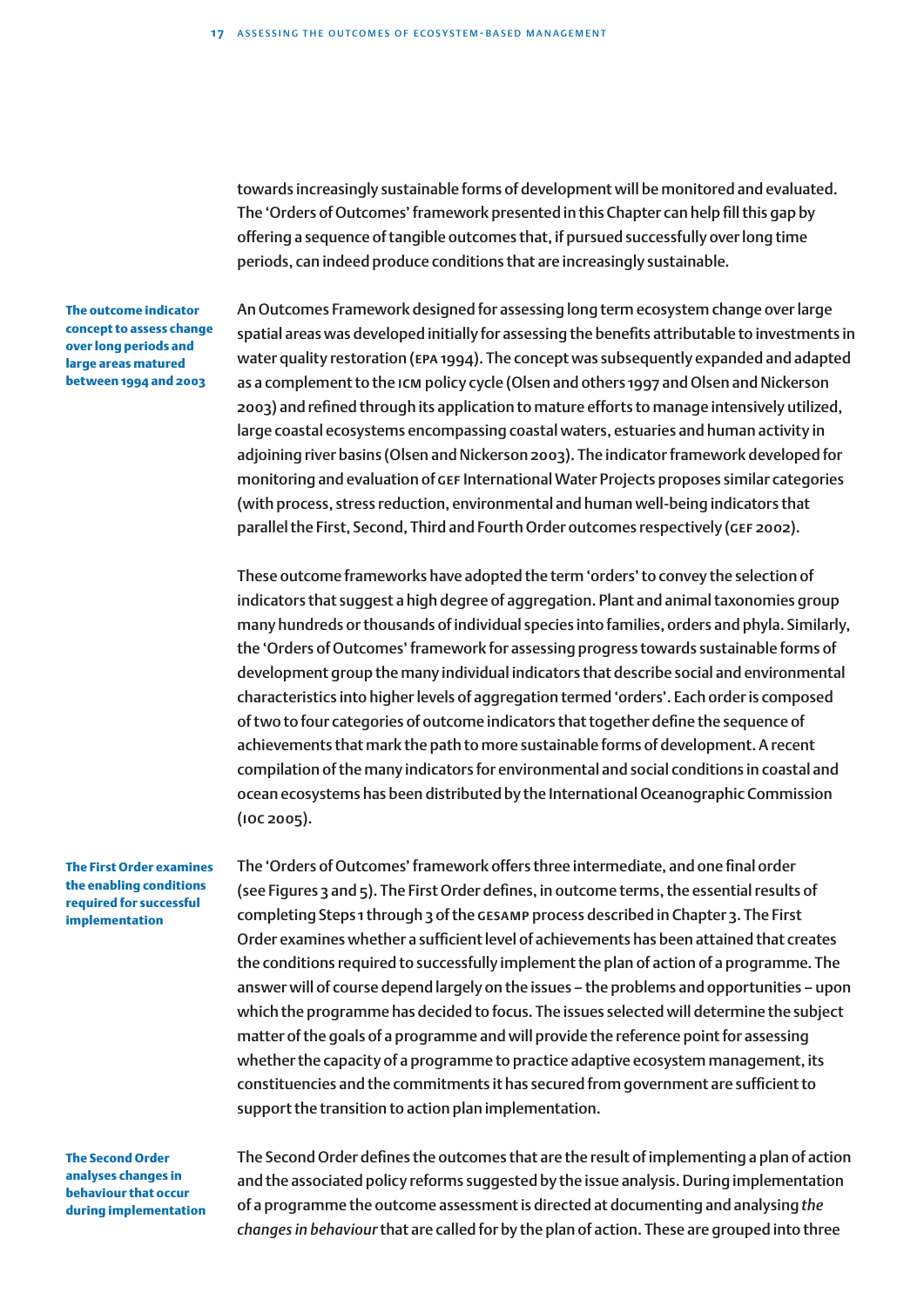towards increasingly sustainable forms of development will be monitored and evaluated. The 'Orders of Outcomes' framework presented in this Chapter can help fill this gap by offering a sequence of tangible outcomes that, if pursued successfully over long time periods, can indeed produce conditions that are increasingly sustainable.

**The outcome indicator concept to assess change over long periods and large areas matured between 1994 and 2003**

An Outcomes Framework designed for assessing long term ecosystem change over large spatial areas was developed initially for assessing the benefits attributable to investments in water quality restoration (EPA 1994). The concept was subsequently expanded and adapted as a complement to the ICM policy cycle (Olsen and others 1997 and Olsen and Nickerson 2003) and refined through its application to mature efforts to manage intensively utilized, large coastal ecosystems encompassing coastal waters, estuaries and human activity in adjoining river basins (Olsen and Nickerson 2003). The indicator framework developed for monitoring and evaluation of GEF International Water Projects proposes similar categories (with process, stress reduction, environmental and human well-being indicators that parallel the First, Second, Third and Fourth Order outcomes respectively (GEF 2002).

These outcome frameworks have adopted the term 'orders' to convey the selection of indicators that suggest a high degree of aggregation. Plant and animal taxonomies group many hundreds or thousands of individual species into families, orders and phyla. Similarly, the 'Orders of Outcomes' framework for assessing progress towards sustainable forms of development group the many individual indicators that describe social and environmental characteristics into higher levels of aggregation termed 'orders'. Each order is composed of two to four categories of outcome indicators that together define the sequence of achievements that mark the path to more sustainable forms of development. A recent compilation of the many indicators for environmental and social conditions in coastal and ocean ecosystems has been distributed by the International Oceanographic Commission (IOC 2005).

**The First Order examines the enabling conditions required for successful implementation**

The 'Orders of Outcomes' framework offers three intermediate, and one final order (see Figures 3 and 5). The First Order defines, in outcome terms, the essential results of completing Steps 1 through 3 of the GESAMP process described in Chapter 3. The First Order examines whether a sufficient level of achievements has been attained that creates the conditions required to successfully implement the plan of action of a programme. The answer will of course depend largely on the issues – the problems and opportunities – upon which the programme has decided to focus. The issues selected will determine the subject matter of the goals of a programme and will provide the reference point for assessing whether the capacity of a programme to practice adaptive ecosystem management, its constituencies and the commitments it has secured from government are sufficient to support the transition to action plan implementation.

**The Second Order analyses changes in behaviour that occur during implementation**

The Second Order defines the outcomes that are the result of implementing a plan of action and the associated policy reforms suggested by the issue analysis. During implementation of a programme the outcome assessment is directed at documenting and analysing *the changes in behaviour* that are called for by the plan of action. These are grouped into three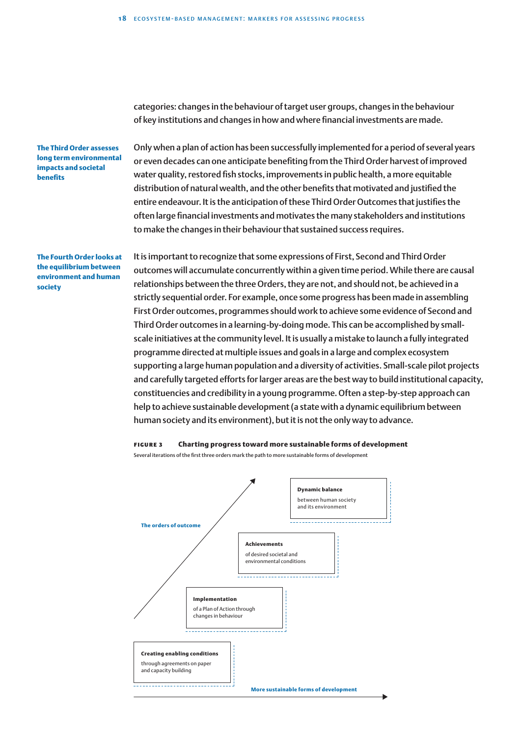categories: changes in the behaviour of target user groups, changes in the behaviour of key institutions and changes in how and where financial investments are made.

**The Third Order assesses long term environmental impacts and societal benefits**

Only when a plan of action has been successfully implemented for a period of several years or even decades can one anticipate benefiting from the Third Order harvest of improved water quality, restored fish stocks, improvements in public health, a more equitable distribution of natural wealth, and the other benefits that motivated and justified the entire endeavour. It is the anticipation of these Third Order Outcomes that justifies the often large financial investments and motivates the many stakeholders and institutions to make the changes in their behaviour that sustained success requires.

**The Fourth Order looks at the equilibrium between environment and human society**

It is important to recognize that some expressions of First, Second and Third Order outcomes will accumulate concurrently within a given time period. While there are causal relationships between the three Orders, they are not, and should not, be achieved in a strictly sequential order. For example, once some progress has been made in assembling First Order outcomes, programmes should work to achieve some evidence of Second and Third Order outcomes in a learning-by-doing mode. This can be accomplished by small-scale initiatives at the community level. It is usually a mistake to launch a fully integrated programme directed at multiple issues and goals in a large and complex ecosystem supporting a large human population and a diversity of activities. Small-scale pilot projects and carefully targeted efforts for larger areas are the best way to build institutional capacity, constituencies and credibility in a young programme. Often a step-by-step approach can help to achieve sustainable development (a state with a dynamic equilibrium between human society and its environment), but it is not the only way to advance.

**FIGURE 3** **Charting progress toward more sustainable forms of development**

Several iterations of the first three orders mark the path to more sustainable forms of development

**The orders of outcome**

**Dynamic balance** between human society and its environment

**Achievements** of desired societal and environmental conditions

**Implementation** of a Plan of Action through changes in behaviour

**Creating enabling conditions** through agreements on paper and capacity building

**More sustainable forms of development**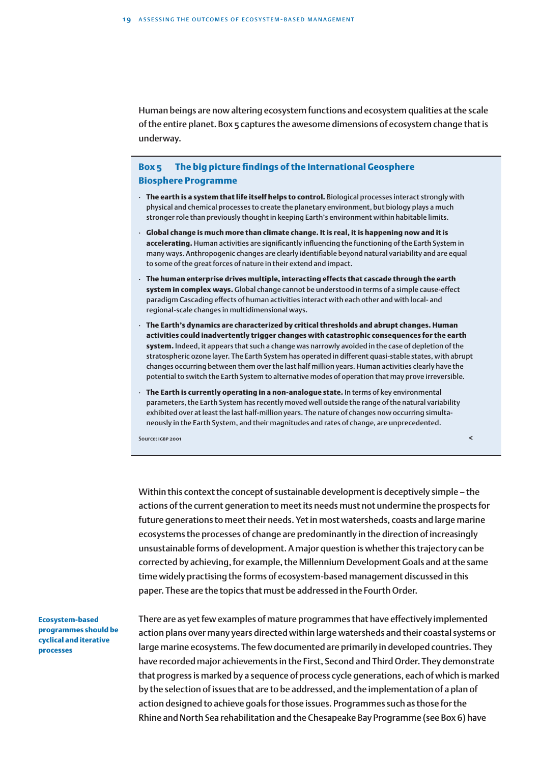Human beings are now altering ecosystem functions and ecosystem qualities at the scale of the entire planet. Box 5 captures the awesome dimensions of ecosystem change that is underway.

### Box 5 The big picture findings of the International Geosphere Biosphere Programme

- **The earth is a system that life itself helps to control.** Biological processes interact strongly with physical and chemical processes to create the planetary environment, but biology plays a much stronger role than previously thought in keeping Earth's environment within habitable limits.
- **Global change is much more than climate change. It is real, it is happening now and it is accelerating.** Human activities are significantly influencing the functioning of the Earth System in many ways. Anthropogenic changes are clearly identifiable beyond natural variability and are equal to some of the great forces of nature in their extend and impact.
- **The human enterprise drives multiple, interacting effects that cascade through the earth system in complex ways.** Global change cannot be understood in terms of a simple cause-effect paradigm Cascading effects of human activities interact with each other and with local- and regional-scale changes in multidimensional ways.
- **The Earth's dynamics are characterized by critical thresholds and abrupt changes. Human activities could inadvertently trigger changes with catastrophic consequences for the earth system.** Indeed, it appears that such a change was narrowly avoided in the case of depletion of the stratospheric ozone layer. The Earth System has operated in different quasi-stable states, with abrupt changes occurring between them over the last half million years. Human activities clearly have the potential to switch the Earth System to alternative modes of operation that may prove irreversible.
- **The Earth is currently operating in a non-analogue state.** In terms of key environmental parameters, the Earth System has recently moved well outside the range of the natural variability exhibited over at least the last half-million years. The nature of changes now occurring simultaneously in the Earth System, and their magnitudes and rates of change, are unprecedented.

Source: IGBP 2001

Within this context the concept of sustainable development is deceptively simple – the actions of the current generation to meet its needs must not undermine the prospects for future generations to meet their needs. Yet in most watersheds, coasts and large marine ecosystems the processes of change are predominantly in the direction of increasingly unsustainable forms of development. A major question is whether this trajectory can be corrected by achieving, for example, the Millennium Development Goals and at the same time widely practising the forms of ecosystem-based management discussed in this paper. These are the topics that must be addressed in the Fourth Order.

**Ecosystem-based programmes should be cyclical and iterative processes**

There are as yet few examples of mature programmes that have effectively implemented action plans over many years directed within large watersheds and their coastal systems or large marine ecosystems. The few documented are primarily in developed countries. They have recorded major achievements in the First, Second and Third Order. They demonstrate that progress is marked by a sequence of process cycle generations, each of which is marked by the selection of issues that are to be addressed, and the implementation of a plan of action designed to achieve goals for those issues. Programmes such as those for the Rhine and North Sea rehabilitation and the Chesapeake Bay Programme (see Box 6) have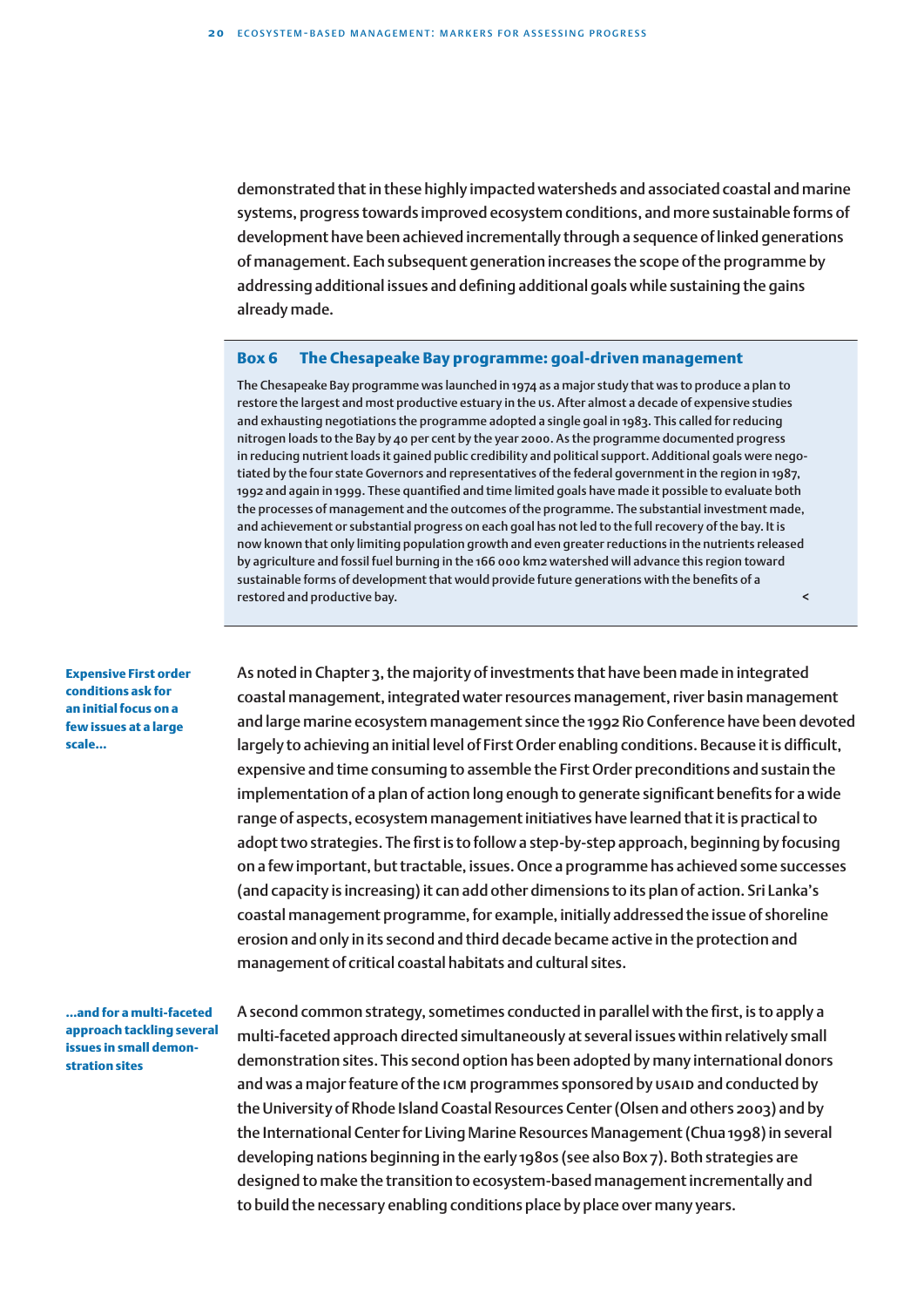demonstrated that in these highly impacted watersheds and associated coastal and marine systems, progress towards improved ecosystem conditions, and more sustainable forms of development have been achieved incrementally through a sequence of linked generations of management. Each subsequent generation increases the scope of the programme by addressing additional issues and defining additional goals while sustaining the gains already made.

> **Box 6 The Chesapeake Bay programme: goal-driven management**
>
> The Chesapeake Bay programme was launched in 1974 as a major study that was to produce a plan to restore the largest and most productive estuary in the US. After almost a decade of expensive studies and exhausting negotiations the programme adopted a single goal in 1983. This called for reducing nitrogen loads to the Bay by 40 per cent by the year 2000. As the programme documented progress in reducing nutrient loads it gained public credibility and political support. Additional goals were negotiated by the four state Governors and representatives of the federal government in the region in 1987, 1992 and again in 1999. These quantified and time limited goals have made it possible to evaluate both the processes of management and the outcomes of the programme. The substantial investment made, and achievement or substantial progress on each goal has not led to the full recovery of the bay. It is now known that only limiting population growth and even greater reductions in the nutrients released by agriculture and fossil fuel burning in the 166 000 km2 watershed will advance this region toward sustainable forms of development that would provide future generations with the benefits of a restored and productive bay.

**Expensive First order conditions ask for an initial focus on a few issues at a large scale...**

As noted in Chapter 3, the majority of investments that have been made in integrated coastal management, integrated water resources management, river basin management and large marine ecosystem management since the 1992 Rio Conference have been devoted largely to achieving an initial level of First Order enabling conditions. Because it is difficult, expensive and time consuming to assemble the First Order preconditions and sustain the implementation of a plan of action long enough to generate significant benefits for a wide range of aspects, ecosystem management initiatives have learned that it is practical to adopt two strategies. The first is to follow a step-by-step approach, beginning by focusing on a few important, but tractable, issues. Once a programme has achieved some successes (and capacity is increasing) it can add other dimensions to its plan of action. Sri Lanka's coastal management programme, for example, initially addressed the issue of shoreline erosion and only in its second and third decade became active in the protection and management of critical coastal habitats and cultural sites.

**...and for a multi-faceted approach tackling several issues in small demonstration sites**

A second common strategy, sometimes conducted in parallel with the first, is to apply a multi-faceted approach directed simultaneously at several issues within relatively small demonstration sites. This second option has been adopted by many international donors and was a major feature of the ICM programmes sponsored by USAID and conducted by the University of Rhode Island Coastal Resources Center (Olsen and others 2003) and by the International Center for Living Marine Resources Management (Chua 1998) in several developing nations beginning in the early 1980s (see also Box 7). Both strategies are designed to make the transition to ecosystem-based management incrementally and to build the necessary enabling conditions place by place over many years.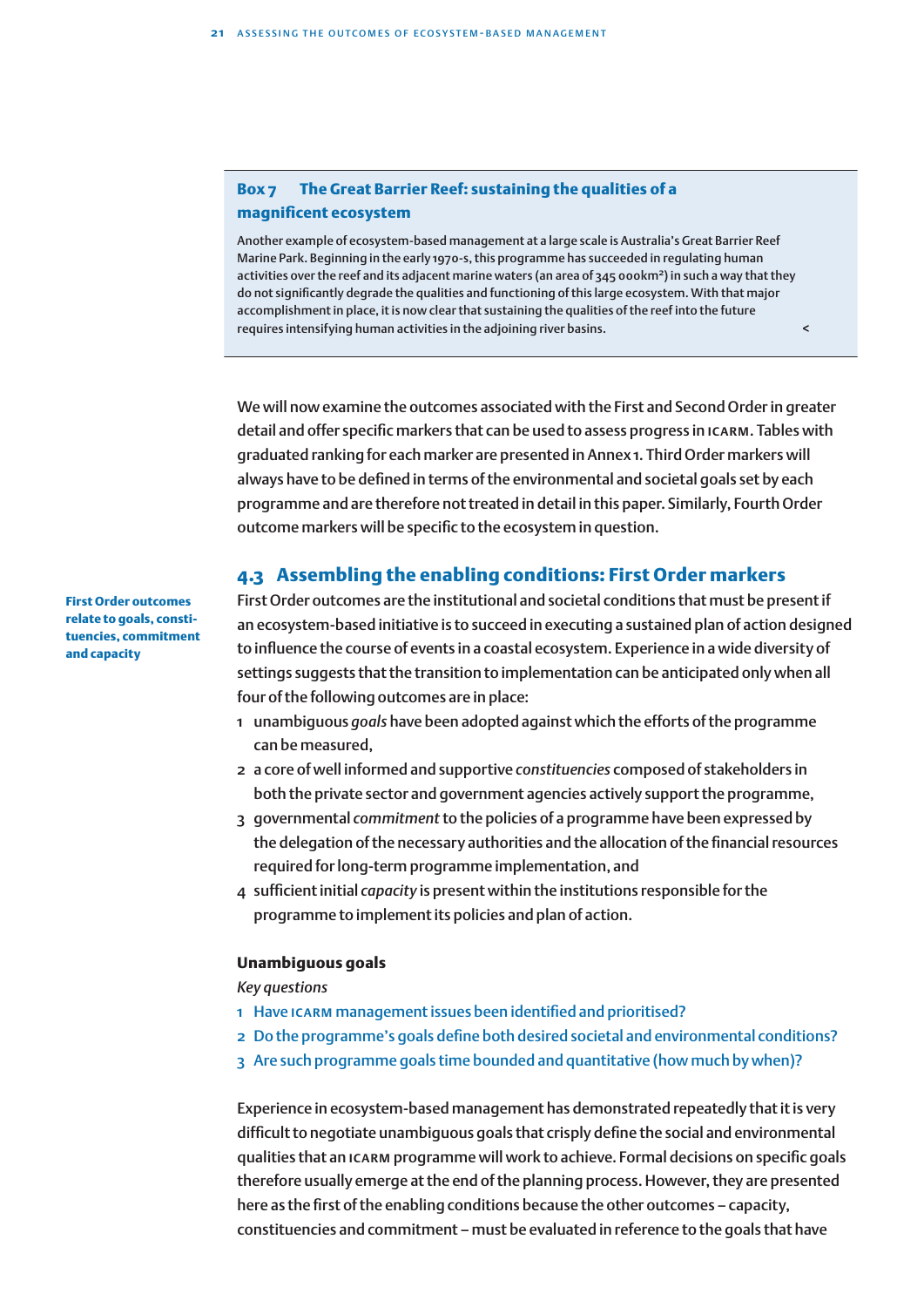### Box 7 The Great Barrier Reef: sustaining the qualities of a magnificent ecosystem

Another example of ecosystem-based management at a large scale is Australia's Great Barrier Reef Marine Park. Beginning in the early 1970-s, this programme has succeeded in regulating human activities over the reef and its adjacent marine waters (an area of 345 000km²) in such a way that they do not significantly degrade the qualities and functioning of this large ecosystem. With that major accomplishment in place, it is now clear that sustaining the qualities of the reef into the future requires intensifying human activities in the adjoining river basins. <

We will now examine the outcomes associated with the First and Second Order in greater detail and offer specific markers that can be used to assess progress in ICARM. Tables with graduated ranking for each marker are presented in Annex 1. Third Order markers will always have to be defined in terms of the environmental and societal goals set by each programme and are therefore not treated in detail in this paper. Similarly, Fourth Order outcome markers will be specific to the ecosystem in question.

## 4.3 Assembling the enabling conditions: First Order markers

**First Order outcomes relate to goals, constituencies, commitment and capacity**

First Order outcomes are the institutional and societal conditions that must be present if an ecosystem-based initiative is to succeed in executing a sustained plan of action designed to influence the course of events in a coastal ecosystem. Experience in a wide diversity of settings suggests that the transition to implementation can be anticipated only when all four of the following outcomes are in place:

1. unambiguous *goals* have been adopted against which the efforts of the programme can be measured,
2. a core of well informed and supportive *constituencies* composed of stakeholders in both the private sector and government agencies actively support the programme,
3. governmental *commitment* to the policies of a programme have been expressed by the delegation of the necessary authorities and the allocation of the financial resources required for long-term programme implementation, and
4. sufficient initial *capacity* is present within the institutions responsible for the programme to implement its policies and plan of action.

### Unambiguous goals

*Key questions*

1. Have ICARM management issues been identified and prioritised?
2. Do the programme's goals define both desired societal and environmental conditions?
3. Are such programme goals time bounded and quantitative (how much by when)?

Experience in ecosystem-based management has demonstrated repeatedly that it is very difficult to negotiate unambiguous goals that crisply define the social and environmental qualities that an ICARM programme will work to achieve. Formal decisions on specific goals therefore usually emerge at the end of the planning process. However, they are presented here as the first of the enabling conditions because the other outcomes – capacity, constituencies and commitment – must be evaluated in reference to the goals that have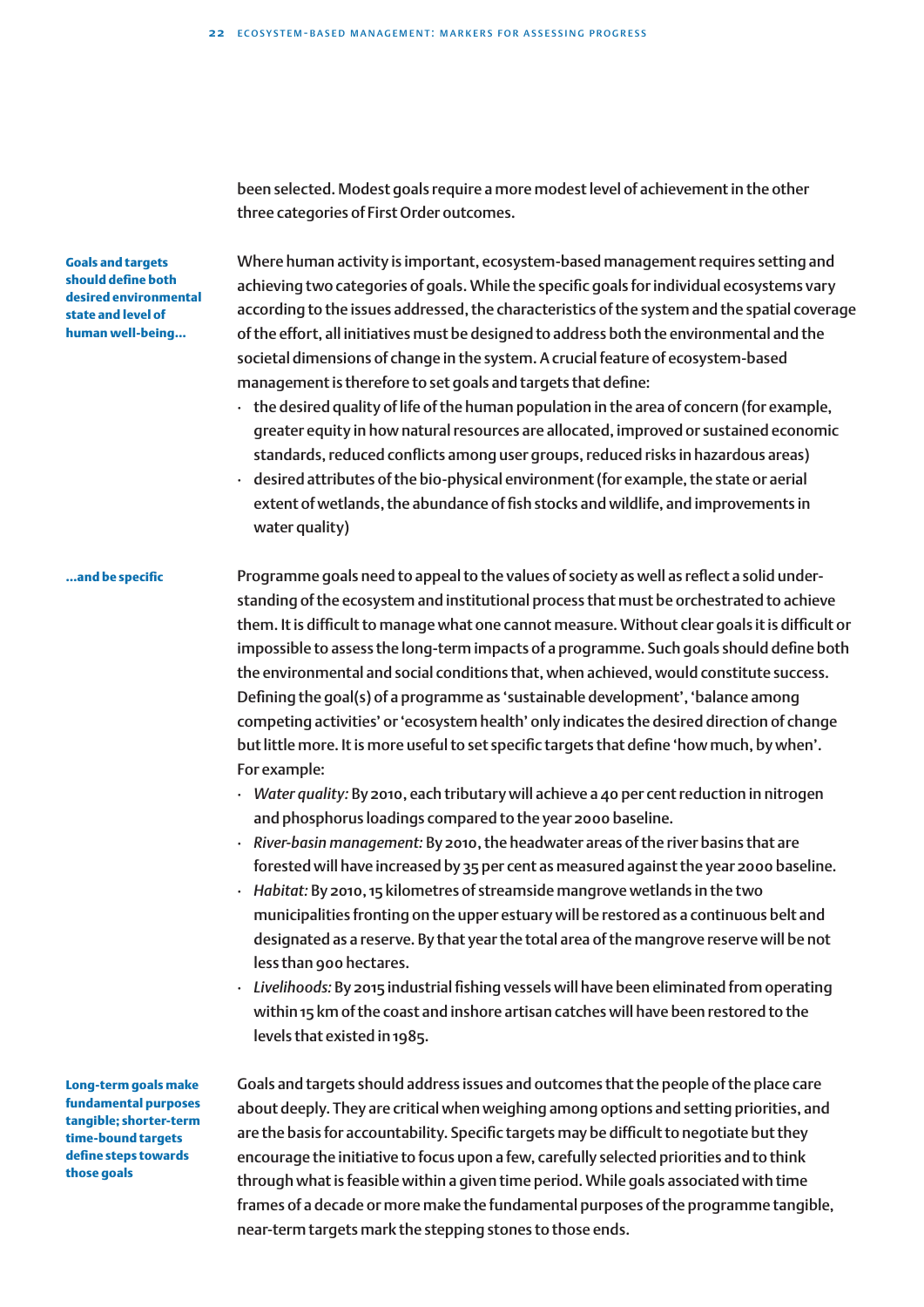been selected. Modest goals require a more modest level of achievement in the other three categories of First Order outcomes.

**Goals and targets should define both desired environmental state and level of human well-being…**

Where human activity is important, ecosystem-based management requires setting and achieving two categories of goals. While the specific goals for individual ecosystems vary according to the issues addressed, the characteristics of the system and the spatial coverage of the effort, all initiatives must be designed to address both the environmental and the societal dimensions of change in the system. A crucial feature of ecosystem-based management is therefore to set goals and targets that define:

- the desired quality of life of the human population in the area of concern (for example, greater equity in how natural resources are allocated, improved or sustained economic standards, reduced conflicts among user groups, reduced risks in hazardous areas)
- desired attributes of the bio-physical environment (for example, the state or aerial extent of wetlands, the abundance of fish stocks and wildlife, and improvements in water quality)

**…and be specific**

Programme goals need to appeal to the values of society as well as reflect a solid understanding of the ecosystem and institutional process that must be orchestrated to achieve them. It is difficult to manage what one cannot measure. Without clear goals it is difficult or impossible to assess the long-term impacts of a programme. Such goals should define both the environmental and social conditions that, when achieved, would constitute success. Defining the goal(s) of a programme as 'sustainable development', 'balance among competing activities' or 'ecosystem health' only indicates the desired direction of change but little more. It is more useful to set specific targets that define 'how much, by when'. For example:

- *Water quality:* By 2010, each tributary will achieve a 40 per cent reduction in nitrogen and phosphorus loadings compared to the year 2000 baseline.
- *River-basin management:* By 2010, the headwater areas of the river basins that are forested will have increased by 35 per cent as measured against the year 2000 baseline.
- *Habitat:* By 2010, 15 kilometres of streamside mangrove wetlands in the two municipalities fronting on the upper estuary will be restored as a continuous belt and designated as a reserve. By that year the total area of the mangrove reserve will be not less than 900 hectares.
- *Livelihoods:* By 2015 industrial fishing vessels will have been eliminated from operating within 15 km of the coast and inshore artisan catches will have been restored to the levels that existed in 1985.

**Long-term goals make fundamental purposes tangible; shorter-term time-bound targets define steps towards those goals**

Goals and targets should address issues and outcomes that the people of the place care about deeply. They are critical when weighing among options and setting priorities, and are the basis for accountability. Specific targets may be difficult to negotiate but they encourage the initiative to focus upon a few, carefully selected priorities and to think through what is feasible within a given time period. While goals associated with time frames of a decade or more make the fundamental purposes of the programme tangible, near-term targets mark the stepping stones to those ends.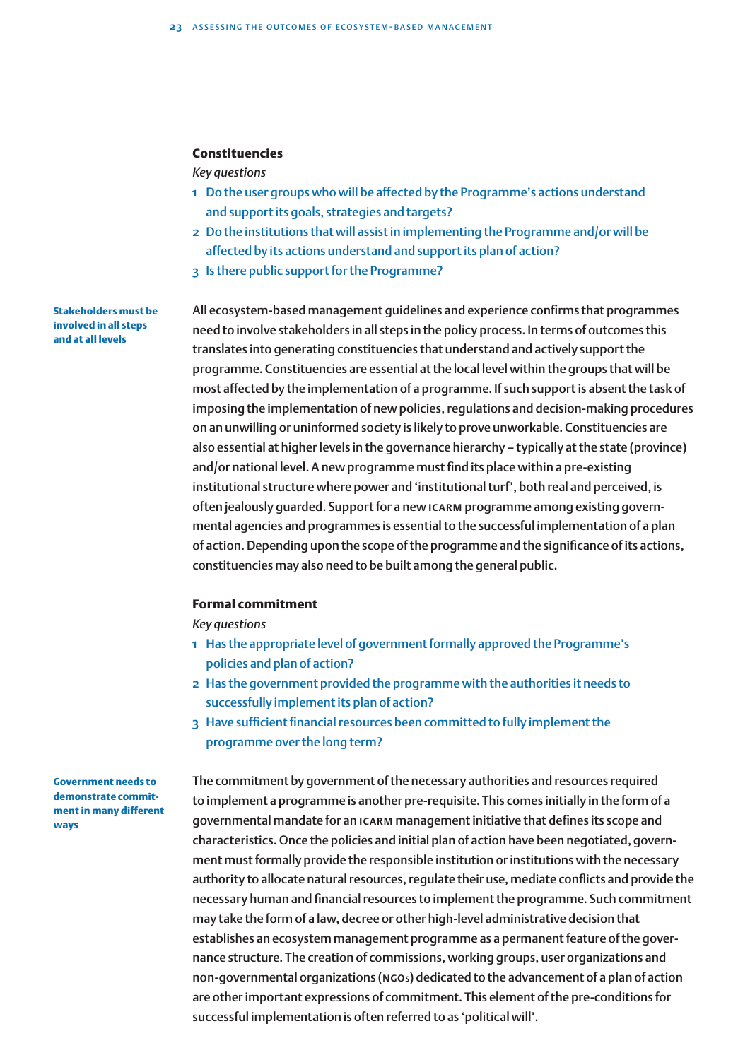### Constituencies

*Key questions*

1. Do the user groups who will be affected by the Programme's actions understand and support its goals, strategies and targets?
2. Do the institutions that will assist in implementing the Programme and/or will be affected by its actions understand and support its plan of action?
3. Is there public support for the Programme?

**Stakeholders must be involved in all steps and at all levels**

All ecosystem-based management guidelines and experience confirms that programmes need to involve stakeholders in all steps in the policy process. In terms of outcomes this translates into generating constituencies that understand and actively support the programme. Constituencies are essential at the local level within the groups that will be most affected by the implementation of a programme. If such support is absent the task of imposing the implementation of new policies, regulations and decision-making procedures on an unwilling or uninformed society is likely to prove unworkable. Constituencies are also essential at higher levels in the governance hierarchy – typically at the state (province) and/or national level. A new programme must find its place within a pre-existing institutional structure where power and 'institutional turf', both real and perceived, is often jealously guarded. Support for a new ICARM programme among existing governmental agencies and programmes is essential to the successful implementation of a plan of action. Depending upon the scope of the programme and the significance of its actions, constituencies may also need to be built among the general public.

### Formal commitment

*Key questions*

1. Has the appropriate level of government formally approved the Programme's policies and plan of action?
2. Has the government provided the programme with the authorities it needs to successfully implement its plan of action?
3. Have sufficient financial resources been committed to fully implement the programme over the long term?

**Government needs to demonstrate commitment in many different ways**

The commitment by government of the necessary authorities and resources required to implement a programme is another pre-requisite. This comes initially in the form of a governmental mandate for an ICARM management initiative that defines its scope and characteristics. Once the policies and initial plan of action have been negotiated, government must formally provide the responsible institution or institutions with the necessary authority to allocate natural resources, regulate their use, mediate conflicts and provide the necessary human and financial resources to implement the programme. Such commitment may take the form of a law, decree or other high-level administrative decision that establishes an ecosystem management programme as a permanent feature of the governance structure. The creation of commissions, working groups, user organizations and non-governmental organizations (NGOs) dedicated to the advancement of a plan of action are other important expressions of commitment. This element of the pre-conditions for successful implementation is often referred to as 'political will'.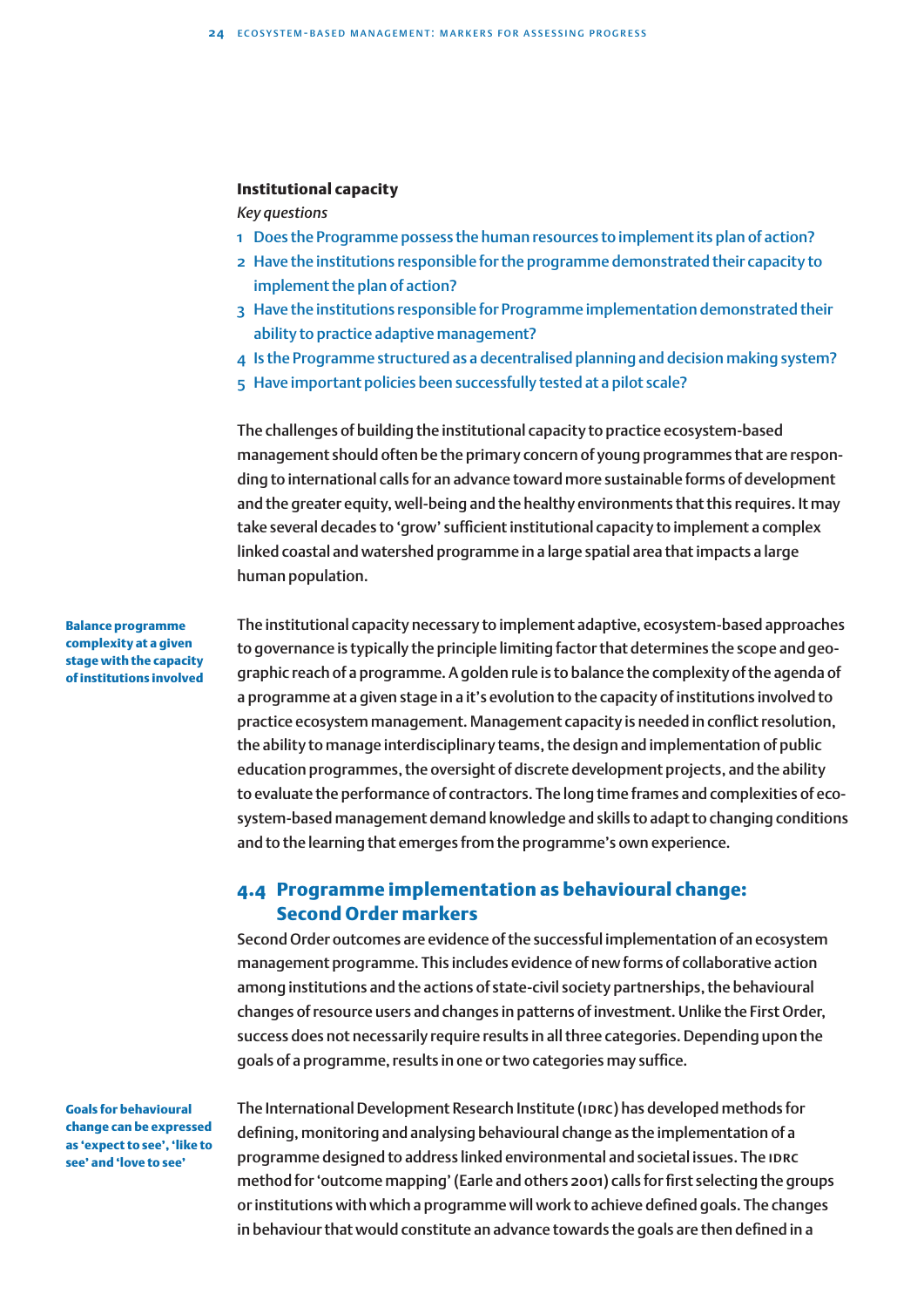**Institutional capacity**

*Key questions*

1. Does the Programme possess the human resources to implement its plan of action?
2. Have the institutions responsible for the programme demonstrated their capacity to implement the plan of action?
3. Have the institutions responsible for Programme implementation demonstrated their ability to practice adaptive management?
4. Is the Programme structured as a decentralised planning and decision making system?
5. Have important policies been successfully tested at a pilot scale?

The challenges of building the institutional capacity to practice ecosystem-based management should often be the primary concern of young programmes that are responding to international calls for an advance toward more sustainable forms of development and the greater equity, well-being and the healthy environments that this requires. It may take several decades to 'grow' sufficient institutional capacity to implement a complex linked coastal and watershed programme in a large spatial area that impacts a large human population.

**Balance programme complexity at a given stage with the capacity of institutions involved**

The institutional capacity necessary to implement adaptive, ecosystem-based approaches to governance is typically the principle limiting factor that determines the scope and geographic reach of a programme. A golden rule is to balance the complexity of the agenda of a programme at a given stage in a it's evolution to the capacity of institutions involved to practice ecosystem management. Management capacity is needed in conflict resolution, the ability to manage interdisciplinary teams, the design and implementation of public education programmes, the oversight of discrete development projects, and the ability to evaluate the performance of contractors. The long time frames and complexities of ecosystem-based management demand knowledge and skills to adapt to changing conditions and to the learning that emerges from the programme's own experience.

## 4.4 Programme implementation as behavioural change: Second Order markers

Second Order outcomes are evidence of the successful implementation of an ecosystem management programme. This includes evidence of new forms of collaborative action among institutions and the actions of state-civil society partnerships, the behavioural changes of resource users and changes in patterns of investment. Unlike the First Order, success does not necessarily require results in all three categories. Depending upon the goals of a programme, results in one or two categories may suffice.

**Goals for behavioural change can be expressed as 'expect to see', 'like to see' and 'love to see'**

The International Development Research Institute (IDRC) has developed methods for defining, monitoring and analysing behavioural change as the implementation of a programme designed to address linked environmental and societal issues. The IDRC method for 'outcome mapping' (Earle and others 2001) calls for first selecting the groups or institutions with which a programme will work to achieve defined goals. The changes in behaviour that would constitute an advance towards the goals are then defined in a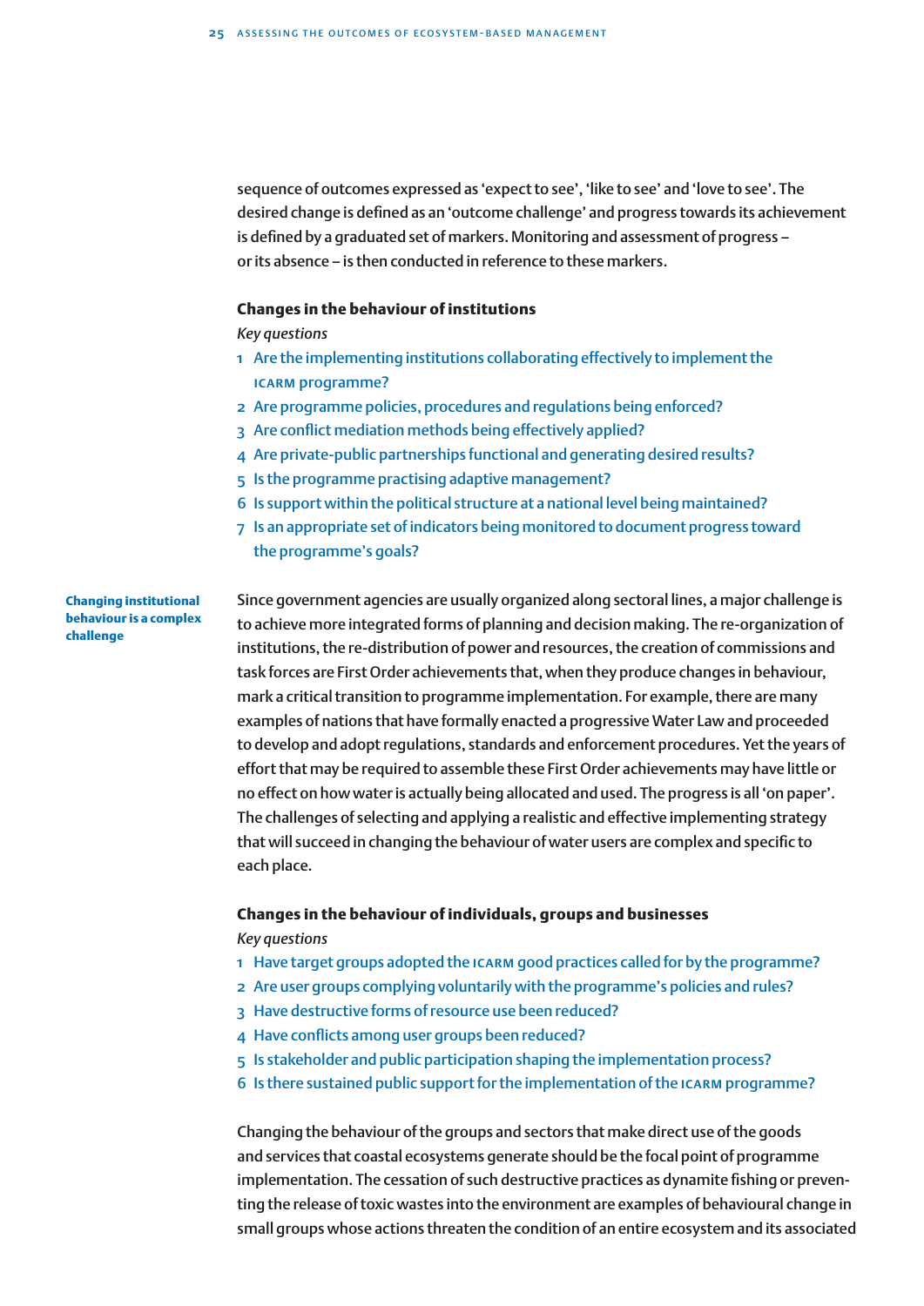sequence of outcomes expressed as 'expect to see', 'like to see' and 'love to see'. The desired change is defined as an 'outcome challenge' and progress towards its achievement is defined by a graduated set of markers. Monitoring and assessment of progress – or its absence – is then conducted in reference to these markers.

### Changes in the behaviour of institutions

*Key questions*

1. Are the implementing institutions collaborating effectively to implement the ICARM programme?
2. Are programme policies, procedures and regulations being enforced?
3. Are conflict mediation methods being effectively applied?
4. Are private-public partnerships functional and generating desired results?
5. Is the programme practising adaptive management?
6. Is support within the political structure at a national level being maintained?
7. Is an appropriate set of indicators being monitored to document progress toward the programme's goals?

**Changing institutional behaviour is a complex challenge**

Since government agencies are usually organized along sectoral lines, a major challenge is to achieve more integrated forms of planning and decision making. The re-organization of institutions, the re-distribution of power and resources, the creation of commissions and task forces are First Order achievements that, when they produce changes in behaviour, mark a critical transition to programme implementation. For example, there are many examples of nations that have formally enacted a progressive Water Law and proceeded to develop and adopt regulations, standards and enforcement procedures. Yet the years of effort that may be required to assemble these First Order achievements may have little or no effect on how water is actually being allocated and used. The progress is all 'on paper'. The challenges of selecting and applying a realistic and effective implementing strategy that will succeed in changing the behaviour of water users are complex and specific to each place.

### Changes in the behaviour of individuals, groups and businesses

*Key questions*

1. Have target groups adopted the ICARM good practices called for by the programme?
2. Are user groups complying voluntarily with the programme's policies and rules?
3. Have destructive forms of resource use been reduced?
4. Have conflicts among user groups been reduced?
5. Is stakeholder and public participation shaping the implementation process?
6. Is there sustained public support for the implementation of the ICARM programme?

Changing the behaviour of the groups and sectors that make direct use of the goods and services that coastal ecosystems generate should be the focal point of programme implementation. The cessation of such destructive practices as dynamite fishing or preventing the release of toxic wastes into the environment are examples of behavioural change in small groups whose actions threaten the condition of an entire ecosystem and its associated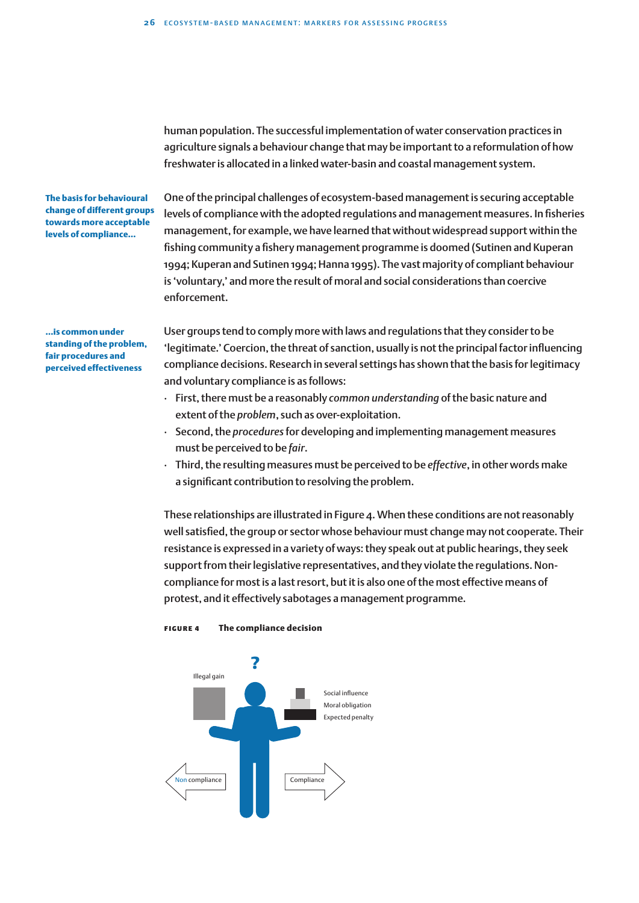human population. The successful implementation of water conservation practices in agriculture signals a behaviour change that may be important to a reformulation of how freshwater is allocated in a linked water-basin and coastal management system.

**The basis for behavioural change of different groups towards more acceptable levels of compliance...**

One of the principal challenges of ecosystem-based management is securing acceptable levels of compliance with the adopted regulations and management measures. In fisheries management, for example, we have learned that without widespread support within the fishing community a fishery management programme is doomed (Sutinen and Kuperan 1994; Kuperan and Sutinen 1994; Hanna 1995). The vast majority of compliant behaviour is 'voluntary,' and more the result of moral and social considerations than coercive enforcement.

**...is common under standing of the problem, fair procedures and perceived effectiveness**

User groups tend to comply more with laws and regulations that they consider to be 'legitimate.' Coercion, the threat of sanction, usually is not the principal factor influencing compliance decisions. Research in several settings has shown that the basis for legitimacy and voluntary compliance is as follows:

- First, there must be a reasonably *common understanding* of the basic nature and extent of the *problem*, such as over-exploitation.
- Second, the *procedures* for developing and implementing management measures must be perceived to be *fair*.
- Third, the resulting measures must be perceived to be *effective*, in other words make a significant contribution to resolving the problem.

These relationships are illustrated in Figure 4. When these conditions are not reasonably well satisfied, the group or sector whose behaviour must change may not cooperate. Their resistance is expressed in a variety of ways: they speak out at public hearings, they seek support from their legislative representatives, and they violate the regulations. Non-compliance for most is a last resort, but it is also one of the most effective means of protest, and it effectively sabotages a management programme.

**FIGURE 4** **The compliance decision**

?

Illegal gain

Social influence
Moral obligation
Expected penalty

Non compliance

Compliance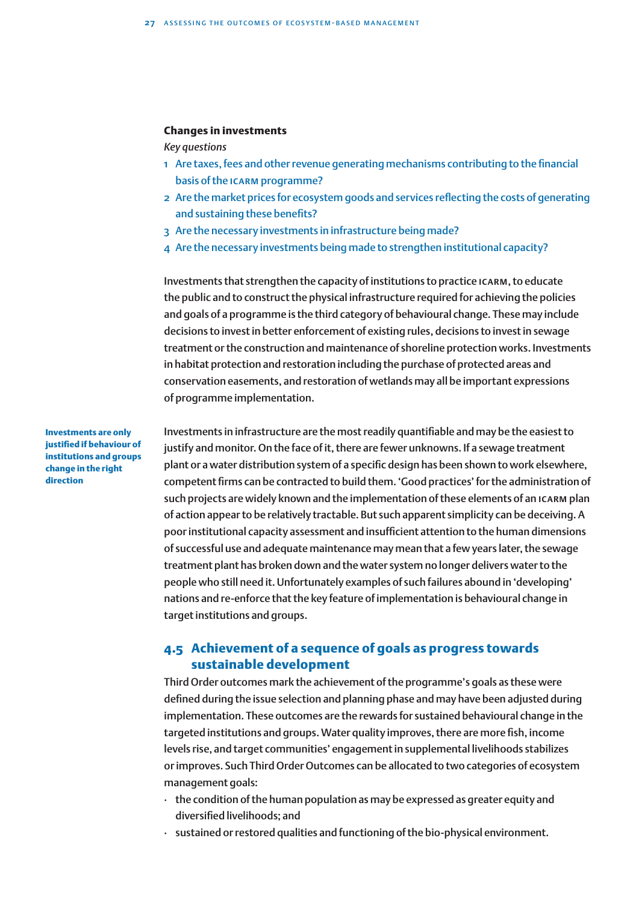**Changes in investments**

*Key questions*

1. Are taxes, fees and other revenue generating mechanisms contributing to the financial basis of the ICARM programme?
2. Are the market prices for ecosystem goods and services reflecting the costs of generating and sustaining these benefits?
3. Are the necessary investments in infrastructure being made?
4. Are the necessary investments being made to strengthen institutional capacity?

Investments that strengthen the capacity of institutions to practice ICARM, to educate the public and to construct the physical infrastructure required for achieving the policies and goals of a programme is the third category of behavioural change. These may include decisions to invest in better enforcement of existing rules, decisions to invest in sewage treatment or the construction and maintenance of shoreline protection works. Investments in habitat protection and restoration including the purchase of protected areas and conservation easements, and restoration of wetlands may all be important expressions of programme implementation.

**Investments are only justified if behaviour of institutions and groups change in the right direction**

Investments in infrastructure are the most readily quantifiable and may be the easiest to justify and monitor. On the face of it, there are fewer unknowns. If a sewage treatment plant or a water distribution system of a specific design has been shown to work elsewhere, competent firms can be contracted to build them. 'Good practices' for the administration of such projects are widely known and the implementation of these elements of an ICARM plan of action appear to be relatively tractable. But such apparent simplicity can be deceiving. A poor institutional capacity assessment and insufficient attention to the human dimensions of successful use and adequate maintenance may mean that a few years later, the sewage treatment plant has broken down and the water system no longer delivers water to the people who still need it. Unfortunately examples of such failures abound in 'developing' nations and re-enforce that the key feature of implementation is behavioural change in target institutions and groups.

## 4.5 Achievement of a sequence of goals as progress towards sustainable development

Third Order outcomes mark the achievement of the programme's goals as these were defined during the issue selection and planning phase and may have been adjusted during implementation. These outcomes are the rewards for sustained behavioural change in the targeted institutions and groups. Water quality improves, there are more fish, income levels rise, and target communities' engagement in supplemental livelihoods stabilizes or improves. Such Third Order Outcomes can be allocated to two categories of ecosystem management goals:

- the condition of the human population as may be expressed as greater equity and diversified livelihoods; and
- sustained or restored qualities and functioning of the bio-physical environment.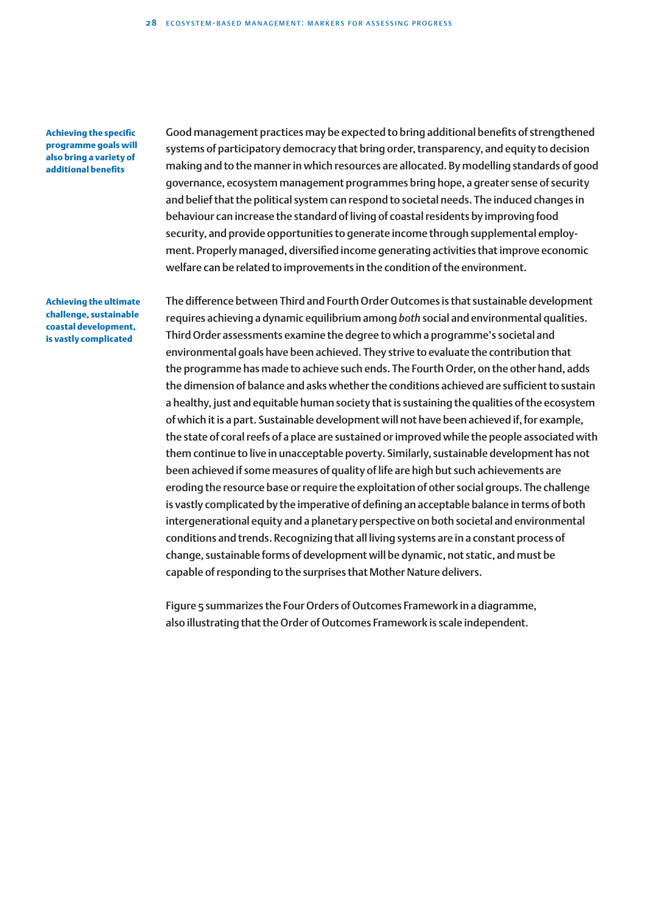**Achieving the specific programme goals will also bring a variety of additional benefits**

Good management practices may be expected to bring additional benefits of strengthened systems of participatory democracy that bring order, transparency, and equity to decision making and to the manner in which resources are allocated. By modelling standards of good governance, ecosystem management programmes bring hope, a greater sense of security and belief that the political system can respond to societal needs. The induced changes in behaviour can increase the standard of living of coastal residents by improving food security, and provide opportunities to generate income through supplemental employment. Properly managed, diversified income generating activities that improve economic welfare can be related to improvements in the condition of the environment.

**Achieving the ultimate challenge, sustainable coastal development, is vastly complicated**

The difference between Third and Fourth Order Outcomes is that sustainable development requires achieving a dynamic equilibrium among *both* social and environmental qualities. Third Order assessments examine the degree to which a programme's societal and environmental goals have been achieved. They strive to evaluate the contribution that the programme has made to achieve such ends. The Fourth Order, on the other hand, adds the dimension of balance and asks whether the conditions achieved are sufficient to sustain a healthy, just and equitable human society that is sustaining the qualities of the ecosystem of which it is a part. Sustainable development will not have been achieved if, for example, the state of coral reefs of a place are sustained or improved while the people associated with them continue to live in unacceptable poverty. Similarly, sustainable development has not been achieved if some measures of quality of life are high but such achievements are eroding the resource base or require the exploitation of other social groups. The challenge is vastly complicated by the imperative of defining an acceptable balance in terms of both intergenerational equity and a planetary perspective on both societal and environmental conditions and trends. Recognizing that all living systems are in a constant process of change, sustainable forms of development will be dynamic, not static, and must be capable of responding to the surprises that Mother Nature delivers.

Figure 5 summarizes the Four Orders of Outcomes Framework in a diagramme, also illustrating that the Order of Outcomes Framework is scale independent.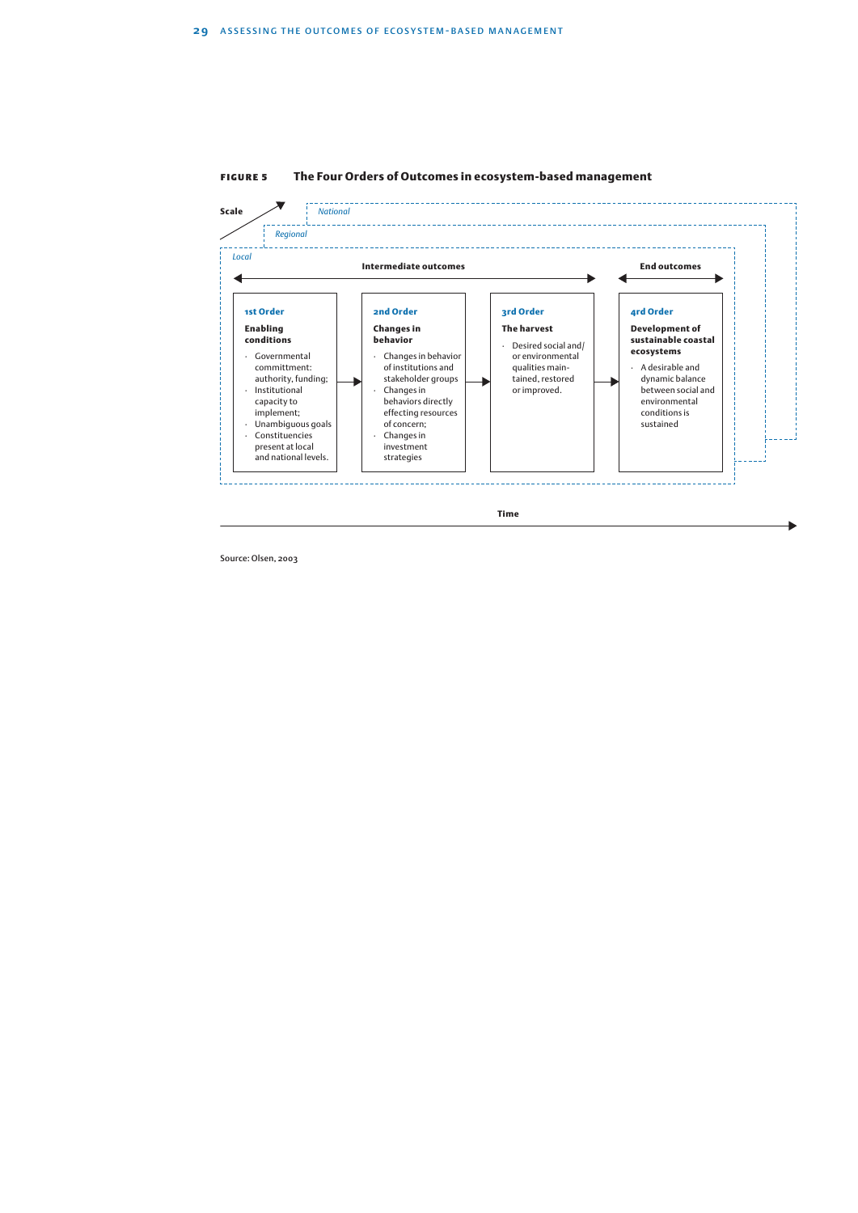**FIGURE 5** **The Four Orders of Outcomes in ecosystem-based management**

Scale: *National* / *Regional* / *Local*

| Intermediate outcomes | | | End outcomes |
|---|---|---|---|
| **1st Order** | **2nd Order** | **3rd Order** | **4rd Order** |
| **Enabling conditions** | **Changes in behavior** | **The harvest** | **Development of sustainable coastal ecosystems** |
| · Governmental committment: authority, funding; · Institutional capacity to implement; · Unambiguous goals · Constituencies present at local and national levels. | · Changes in behavior of institutions and stakeholder groups · Changes in behaviors directly effecting resources of concern; · Changes in investment strategies | · Desired social and/ or environmental qualities maintained, restored or improved. | · A desirable and dynamic balance between social and environmental conditions is sustained |

Time →

Source: Olsen, 2003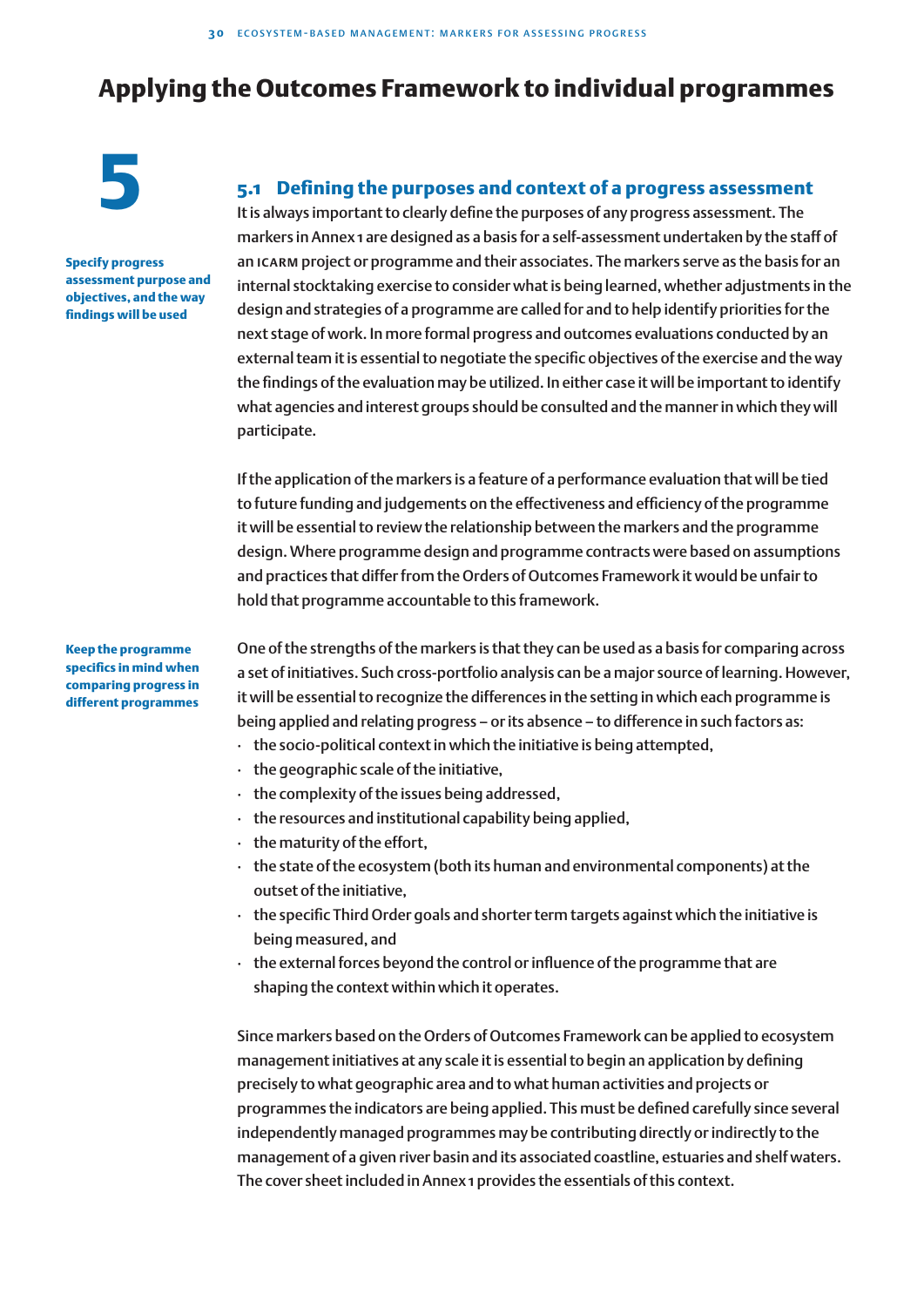# Applying the Outcomes Framework to individual programmes

## 5

### 5.1 Defining the purposes and context of a progress assessment

**Specify progress assessment purpose and objectives, and the way findings will be used**

It is always important to clearly define the purposes of any progress assessment. The markers in Annex 1 are designed as a basis for a self-assessment undertaken by the staff of an ICARM project or programme and their associates. The markers serve as the basis for an internal stocktaking exercise to consider what is being learned, whether adjustments in the design and strategies of a programme are called for and to help identify priorities for the next stage of work. In more formal progress and outcomes evaluations conducted by an external team it is essential to negotiate the specific objectives of the exercise and the way the findings of the evaluation may be utilized. In either case it will be important to identify what agencies and interest groups should be consulted and the manner in which they will participate.

If the application of the markers is a feature of a performance evaluation that will be tied to future funding and judgements on the effectiveness and efficiency of the programme it will be essential to review the relationship between the markers and the programme design. Where programme design and programme contracts were based on assumptions and practices that differ from the Orders of Outcomes Framework it would be unfair to hold that programme accountable to this framework.

**Keep the programme specifics in mind when comparing progress in different programmes**

One of the strengths of the markers is that they can be used as a basis for comparing across a set of initiatives. Such cross-portfolio analysis can be a major source of learning. However, it will be essential to recognize the differences in the setting in which each programme is being applied and relating progress – or its absence – to difference in such factors as:

- the socio-political context in which the initiative is being attempted,
- the geographic scale of the initiative,
- the complexity of the issues being addressed,
- the resources and institutional capability being applied,
- the maturity of the effort,
- the state of the ecosystem (both its human and environmental components) at the outset of the initiative,
- the specific Third Order goals and shorter term targets against which the initiative is being measured, and
- the external forces beyond the control or influence of the programme that are shaping the context within which it operates.

Since markers based on the Orders of Outcomes Framework can be applied to ecosystem management initiatives at any scale it is essential to begin an application by defining precisely to what geographic area and to what human activities and projects or programmes the indicators are being applied. This must be defined carefully since several independently managed programmes may be contributing directly or indirectly to the management of a given river basin and its associated coastline, estuaries and shelf waters. The cover sheet included in Annex 1 provides the essentials of this context.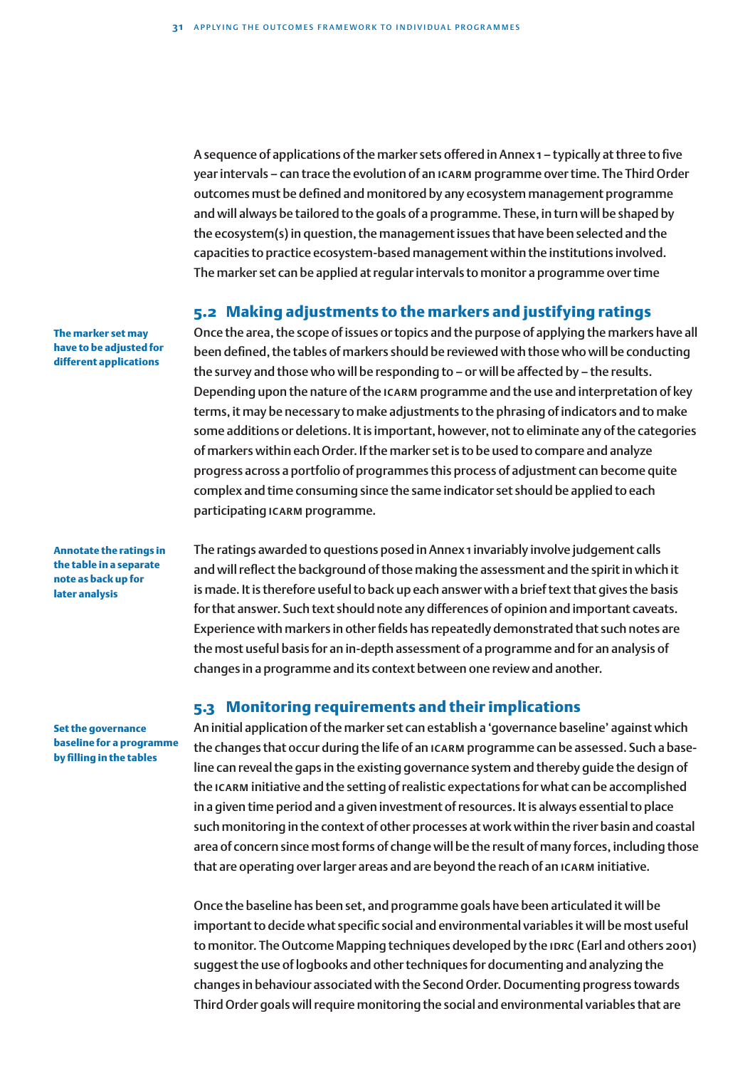A sequence of applications of the marker sets offered in Annex 1 – typically at three to five year intervals – can trace the evolution of an ICARM programme over time. The Third Order outcomes must be defined and monitored by any ecosystem management programme and will always be tailored to the goals of a programme. These, in turn will be shaped by the ecosystem(s) in question, the management issues that have been selected and the capacities to practice ecosystem-based management within the institutions involved. The marker set can be applied at regular intervals to monitor a programme over time

## 5.2 Making adjustments to the markers and justifying ratings

**The marker set may have to be adjusted for different applications**

Once the area, the scope of issues or topics and the purpose of applying the markers have all been defined, the tables of markers should be reviewed with those who will be conducting the survey and those who will be responding to – or will be affected by – the results. Depending upon the nature of the ICARM programme and the use and interpretation of key terms, it may be necessary to make adjustments to the phrasing of indicators and to make some additions or deletions. It is important, however, not to eliminate any of the categories of markers within each Order. If the marker set is to be used to compare and analyze progress across a portfolio of programmes this process of adjustment can become quite complex and time consuming since the same indicator set should be applied to each participating ICARM programme.

**Annotate the ratings in the table in a separate note as back up for later analysis**

The ratings awarded to questions posed in Annex 1 invariably involve judgement calls and will reflect the background of those making the assessment and the spirit in which it is made. It is therefore useful to back up each answer with a brief text that gives the basis for that answer. Such text should note any differences of opinion and important caveats. Experience with markers in other fields has repeatedly demonstrated that such notes are the most useful basis for an in-depth assessment of a programme and for an analysis of changes in a programme and its context between one review and another.

## 5.3 Monitoring requirements and their implications

**Set the governance baseline for a programme by filling in the tables**

An initial application of the marker set can establish a 'governance baseline' against which the changes that occur during the life of an ICARM programme can be assessed. Such a baseline can reveal the gaps in the existing governance system and thereby guide the design of the ICARM initiative and the setting of realistic expectations for what can be accomplished in a given time period and a given investment of resources. It is always essential to place such monitoring in the context of other processes at work within the river basin and coastal area of concern since most forms of change will be the result of many forces, including those that are operating over larger areas and are beyond the reach of an ICARM initiative.

Once the baseline has been set, and programme goals have been articulated it will be important to decide what specific social and environmental variables it will be most useful to monitor. The Outcome Mapping techniques developed by the IDRC (Earl and others 2001) suggest the use of logbooks and other techniques for documenting and analyzing the changes in behaviour associated with the Second Order. Documenting progress towards Third Order goals will require monitoring the social and environmental variables that are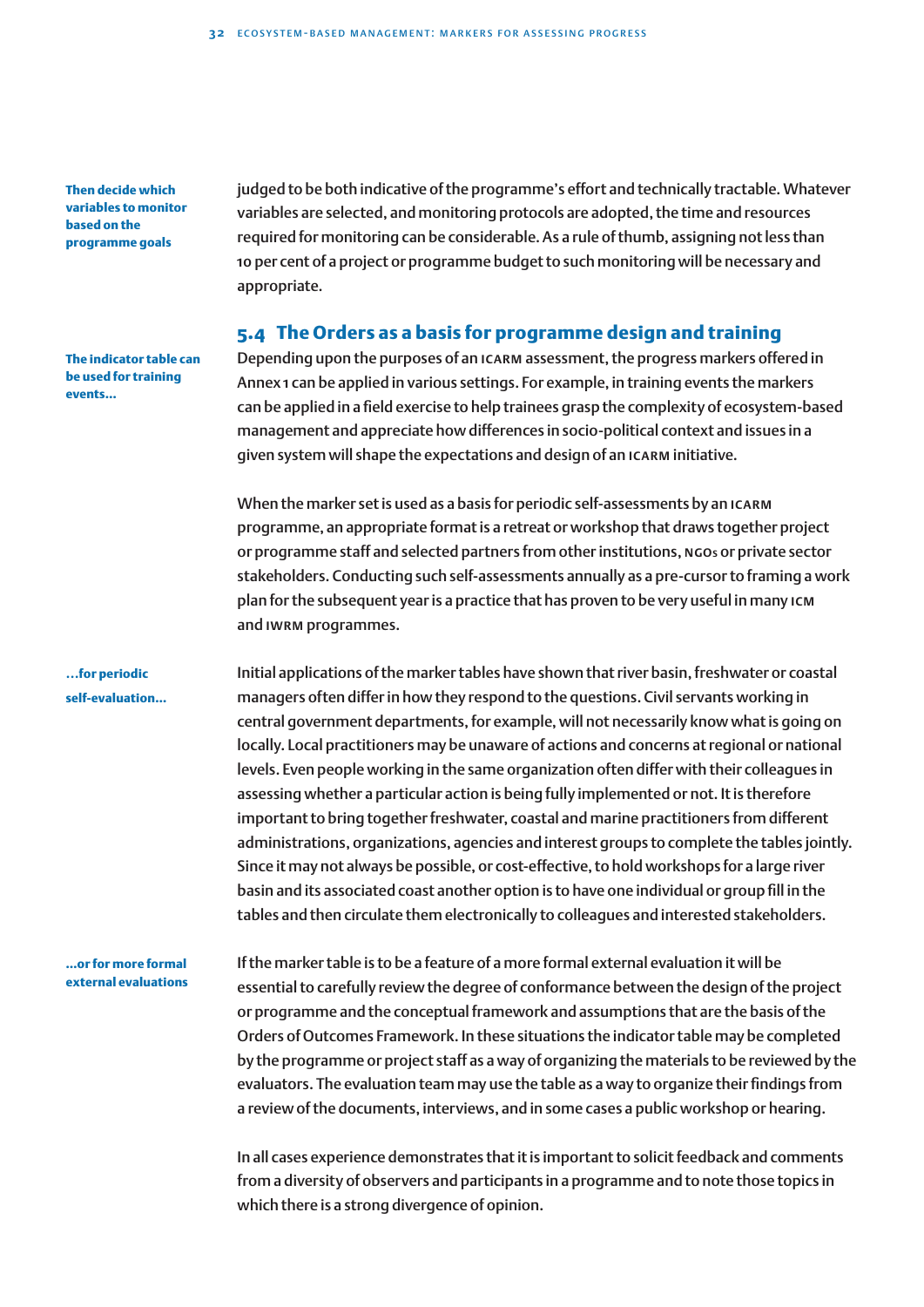**Then decide which variables to monitor based on the programme goals**

judged to be both indicative of the programme's effort and technically tractable. Whatever variables are selected, and monitoring protocols are adopted, the time and resources required for monitoring can be considerable. As a rule of thumb, assigning not less than 10 per cent of a project or programme budget to such monitoring will be necessary and appropriate.

## 5.4 The Orders as a basis for programme design and training

**The indicator table can be used for training events…**

Depending upon the purposes of an ICARM assessment, the progress markers offered in Annex 1 can be applied in various settings. For example, in training events the markers can be applied in a field exercise to help trainees grasp the complexity of ecosystem-based management and appreciate how differences in socio-political context and issues in a given system will shape the expectations and design of an ICARM initiative.

When the marker set is used as a basis for periodic self-assessments by an ICARM programme, an appropriate format is a retreat or workshop that draws together project or programme staff and selected partners from other institutions, NGOs or private sector stakeholders. Conducting such self-assessments annually as a pre-cursor to framing a work plan for the subsequent year is a practice that has proven to be very useful in many ICM and IWRM programmes.

**…for periodic self-evaluation…**

Initial applications of the marker tables have shown that river basin, freshwater or coastal managers often differ in how they respond to the questions. Civil servants working in central government departments, for example, will not necessarily know what is going on locally. Local practitioners may be unaware of actions and concerns at regional or national levels. Even people working in the same organization often differ with their colleagues in assessing whether a particular action is being fully implemented or not. It is therefore important to bring together freshwater, coastal and marine practitioners from different administrations, organizations, agencies and interest groups to complete the tables jointly. Since it may not always be possible, or cost-effective, to hold workshops for a large river basin and its associated coast another option is to have one individual or group fill in the tables and then circulate them electronically to colleagues and interested stakeholders.

**…or for more formal external evaluations**

If the marker table is to be a feature of a more formal external evaluation it will be essential to carefully review the degree of conformance between the design of the project or programme and the conceptual framework and assumptions that are the basis of the Orders of Outcomes Framework. In these situations the indicator table may be completed by the programme or project staff as a way of organizing the materials to be reviewed by the evaluators. The evaluation team may use the table as a way to organize their findings from a review of the documents, interviews, and in some cases a public workshop or hearing.

In all cases experience demonstrates that it is important to solicit feedback and comments from a diversity of observers and participants in a programme and to note those topics in which there is a strong divergence of opinion.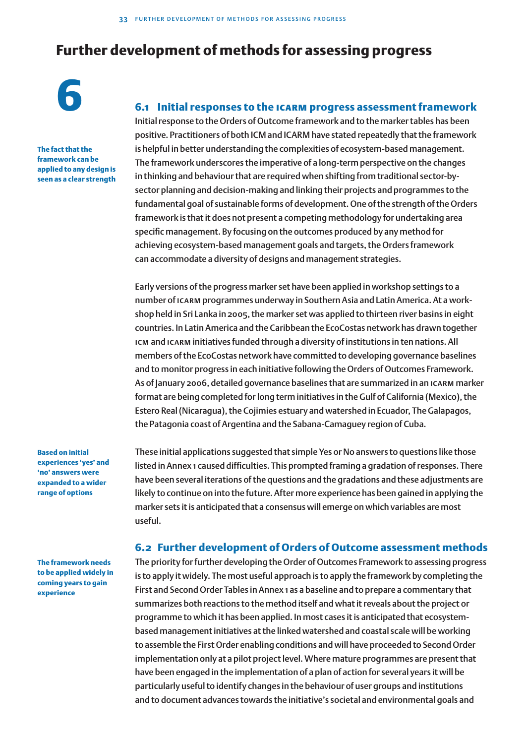# Further development of methods for assessing progress

# 6

**The fact that the framework can be applied to any design is seen as a clear strength**

## 6.1 Initial responses to the ICARM progress assessment framework

Initial response to the Orders of Outcome framework and to the marker tables has been positive. Practitioners of both ICM and ICARM have stated repeatedly that the framework is helpful in better understanding the complexities of ecosystem-based management. The framework underscores the imperative of a long-term perspective on the changes in thinking and behaviour that are required when shifting from traditional sector-by-sector planning and decision-making and linking their projects and programmes to the fundamental goal of sustainable forms of development. One of the strength of the Orders framework is that it does not present a competing methodology for undertaking area specific management. By focusing on the outcomes produced by any method for achieving ecosystem-based management goals and targets, the Orders framework can accommodate a diversity of designs and management strategies.

Early versions of the progress marker set have been applied in workshop settings to a number of ICARM programmes underway in Southern Asia and Latin America. At a workshop held in Sri Lanka in 2005, the marker set was applied to thirteen river basins in eight countries. In Latin America and the Caribbean the EcoCostas network has drawn together ICM and ICARM initiatives funded through a diversity of institutions in ten nations. All members of the EcoCostas network have committed to developing governance baselines and to monitor progress in each initiative following the Orders of Outcomes Framework. As of January 2006, detailed governance baselines that are summarized in an ICARM marker format are being completed for long term initiatives in the Gulf of California (Mexico), the Estero Real (Nicaragua), the Cojimies estuary and watershed in Ecuador, The Galapagos, the Patagonia coast of Argentina and the Sabana-Camaguey region of Cuba.

**Based on initial experiences 'yes' and 'no' answers were expanded to a wider range of options**

These initial applications suggested that simple Yes or No answers to questions like those listed in Annex 1 caused difficulties. This prompted framing a gradation of responses. There have been several iterations of the questions and the gradations and these adjustments are likely to continue on into the future. After more experience has been gained in applying the marker sets it is anticipated that a consensus will emerge on which variables are most useful.

## 6.2 Further development of Orders of Outcome assessment methods

**The framework needs to be applied widely in coming years to gain experience**

The priority for further developing the Order of Outcomes Framework to assessing progress is to apply it widely. The most useful approach is to apply the framework by completing the First and Second Order Tables in Annex 1 as a baseline and to prepare a commentary that summarizes both reactions to the method itself and what it reveals about the project or programme to which it has been applied. In most cases it is anticipated that ecosystem-based management initiatives at the linked watershed and coastal scale will be working to assemble the First Order enabling conditions and will have proceeded to Second Order implementation only at a pilot project level. Where mature programmes are present that have been engaged in the implementation of a plan of action for several years it will be particularly useful to identify changes in the behaviour of user groups and institutions and to document advances towards the initiative's societal and environmental goals and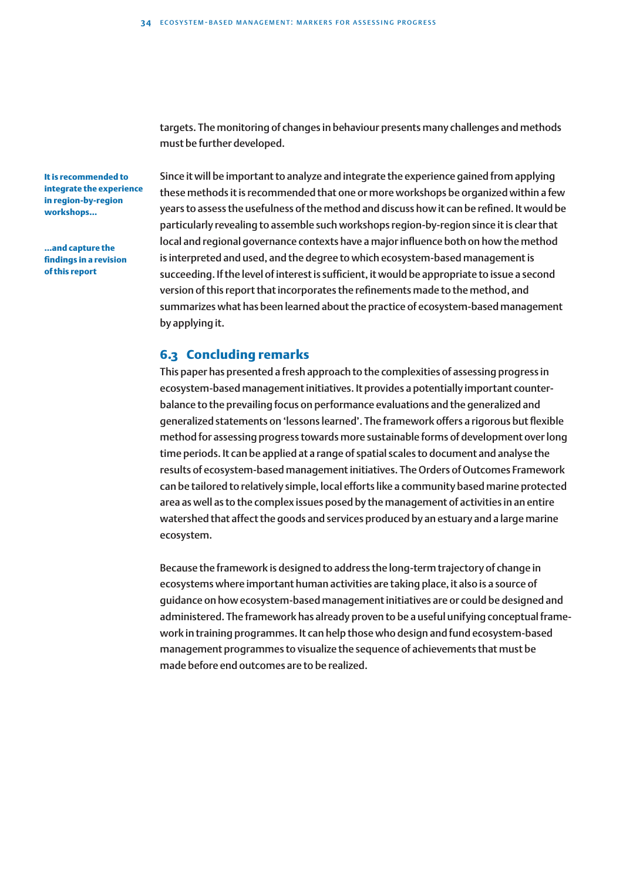targets. The monitoring of changes in behaviour presents many challenges and methods must be further developed.

**It is recommended to integrate the experience in region-by-region workshops...**

**...and capture the findings in a revision of this report**

Since it will be important to analyze and integrate the experience gained from applying these methods it is recommended that one or more workshops be organized within a few years to assess the usefulness of the method and discuss how it can be refined. It would be particularly revealing to assemble such workshops region-by-region since it is clear that local and regional governance contexts have a major influence both on how the method is interpreted and used, and the degree to which ecosystem-based management is succeeding. If the level of interest is sufficient, it would be appropriate to issue a second version of this report that incorporates the refinements made to the method, and summarizes what has been learned about the practice of ecosystem-based management by applying it.

## 6.3 Concluding remarks

This paper has presented a fresh approach to the complexities of assessing progress in ecosystem-based management initiatives. It provides a potentially important counter-balance to the prevailing focus on performance evaluations and the generalized and generalized statements on 'lessons learned'. The framework offers a rigorous but flexible method for assessing progress towards more sustainable forms of development over long time periods. It can be applied at a range of spatial scales to document and analyse the results of ecosystem-based management initiatives. The Orders of Outcomes Framework can be tailored to relatively simple, local efforts like a community based marine protected area as well as to the complex issues posed by the management of activities in an entire watershed that affect the goods and services produced by an estuary and a large marine ecosystem.

Because the framework is designed to address the long-term trajectory of change in ecosystems where important human activities are taking place, it also is a source of guidance on how ecosystem-based management initiatives are or could be designed and administered. The framework has already proven to be a useful unifying conceptual framework in training programmes. It can help those who design and fund ecosystem-based management programmes to visualize the sequence of achievements that must be made before end outcomes are to be realized.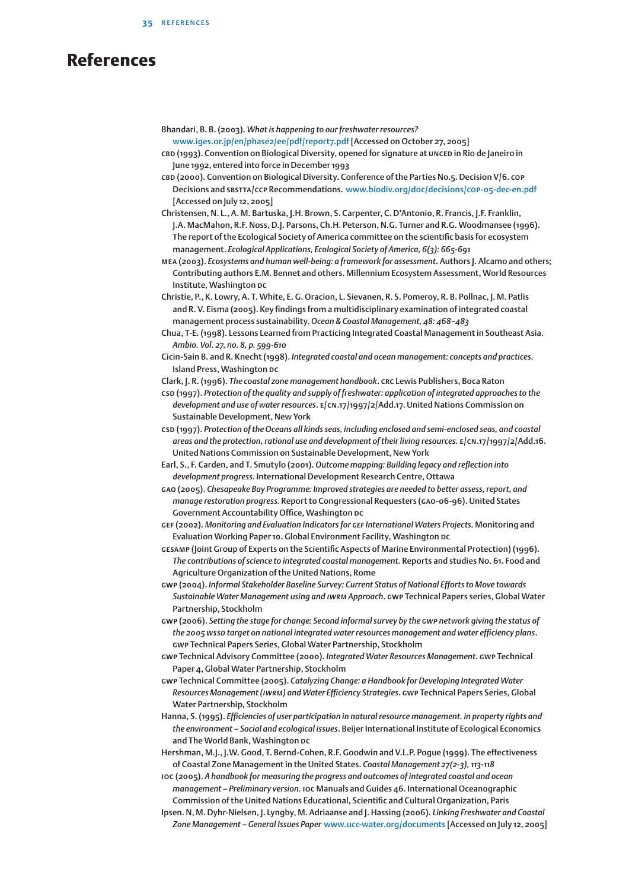# References

Bhandari, B. B. (2003). *What is happening to our freshwater resources?* www.iges.or.jp/en/phase2/ee/pdf/report7.pdf [Accessed on October 27, 2005]

CBD (1993). Convention on Biological Diversity, opened for signature at UNCED in Rio de Janeiro in June 1992, entered into force in December 1993

CBD (2000). Convention on Biological Diversity. Conference of the Parties No.5. Decision V/6. COP Decisions and SBSTTA/CCP Recommendations. www.biodiv.org/doc/decisions/cop-05-dec-en.pdf [Accessed on July 12, 2005]

Christensen, N. L., A. M. Bartuska, J.H. Brown, S. Carpenter, C. D'Antonio, R. Francis, J.F. Franklin, J.A. MacMahon, R.F. Noss, D.J. Parsons, Ch.H. Peterson, N.G. Turner and R.G. Woodmansee (1996). The report of the Ecological Society of America committee on the scientific basis for ecosystem management. *Ecological Applications, Ecological Society of America, 6(3): 665-691*

MEA (2003). *Ecosystems and human well-being: a framework for assessment*. Authors J. Alcamo and others; Contributing authors E.M. Bennet and others. Millennium Ecosystem Assessment, World Resources Institute, Washington DC

Christie, P., K. Lowry, A. T. White, E. G. Oracion, L. Sievanen, R. S. Pomeroy, R. B. Pollnac, J. M. Patlis and R. V. Eisma (2005). Key findings from a multidisciplinary examination of integrated coastal management process sustainability. *Ocean & Coastal Management, 48: 468–483*

Chua, T-E. (1998). Lessons Learned from Practicing Integrated Coastal Management in Southeast Asia. *Ambio. Vol. 27, no. 8, p. 599-610*

Cicin-Sain B. and R. Knecht (1998). *Integrated coastal and ocean management: concepts and practices.* Island Press, Washington DC

Clark, J. R. (1996). *The coastal zone management handbook*. CRC Lewis Publishers, Boca Raton

CSD (1997). *Protection of the quality and supply of freshwater: application of integrated approaches to the development and use of water resources*. E/CN.17/1997/2/Add.17. United Nations Commission on Sustainable Development, New York

CSD (1997). *Protection of the Oceans all kinds seas, including enclosed and semi-enclosed seas, and coastal areas and the protection, rational use and development of their living resources.* E/CN.17/1997/2/Add.16. United Nations Commission on Sustainable Development, New York

Earl, S., F. Carden, and T. Smutylo (2001). *Outcome mapping: Building legacy and reflection into development progress.* International Development Research Centre, Ottawa

GAO (2005). *Chesapeake Bay Programme: Improved strategies are needed to better assess, report, and manage restoration progress.* Report to Congressional Requesters (GAO-06-96). United States Government Accountability Office, Washington DC

GEF (2002). *Monitoring and Evaluation Indicators for GEF International Waters Projects.* Monitoring and Evaluation Working Paper 10. Global Environment Facility, Washington DC

GESAMP (Joint Group of Experts on the Scientific Aspects of Marine Environmental Protection) (1996). *The contributions of science to integrated coastal management.* Reports and studies No. 61. Food and Agriculture Organization of the United Nations, Rome

GWP (2004). *Informal Stakeholder Baseline Survey: Current Status of National Efforts to Move towards Sustainable Water Management using and IWRM Approach*. GWP Technical Papers series, Global Water Partnership, Stockholm

GWP (2006). *Setting the stage for change: Second informal survey by the GWP network giving the status of the 2005 WSSD target on national integrated water resources management and water efficiency plans*. GWP Technical Papers Series, Global Water Partnership, Stockholm

GWP Technical Advisory Committee (2000). *Integrated Water Resources Management*. GWP Technical Paper 4, Global Water Partnership, Stockholm

GWP Technical Committee (2005). *Catalyzing Change: a Handbook for Developing Integrated Water Resources Management (IWRM) and Water Efficiency Strategies*. GWP Technical Papers Series, Global Water Partnership, Stockholm

Hanna, S. (1995). *Efficiencies of user participation in natural resource management. in property rights and the environment – Social and ecological issues*. Beijer International Institute of Ecological Economics and The World Bank, Washington DC

Hershman, M.J., J.W. Good, T. Bernd-Cohen, R.F. Goodwin and V.L.P. Pogue (1999). The effectiveness of Coastal Zone Management in the United States. *Coastal Management 27(2-3), 113-118*

IOC (2005). *A handbook for measuring the progress and outcomes of integrated coastal and ocean management – Preliminary version.* IOC Manuals and Guides 46. International Oceanographic Commission of the United Nations Educational, Scientific and Cultural Organization, Paris

Ipsen. N, M. Dyhr-Nielsen, J. Lyngby, M. Adriaanse and J. Hassing (2006). *Linking Freshwater and Coastal Zone Management – General Issues Paper* www.ucc-water.org/documents [Accessed on July 12, 2005]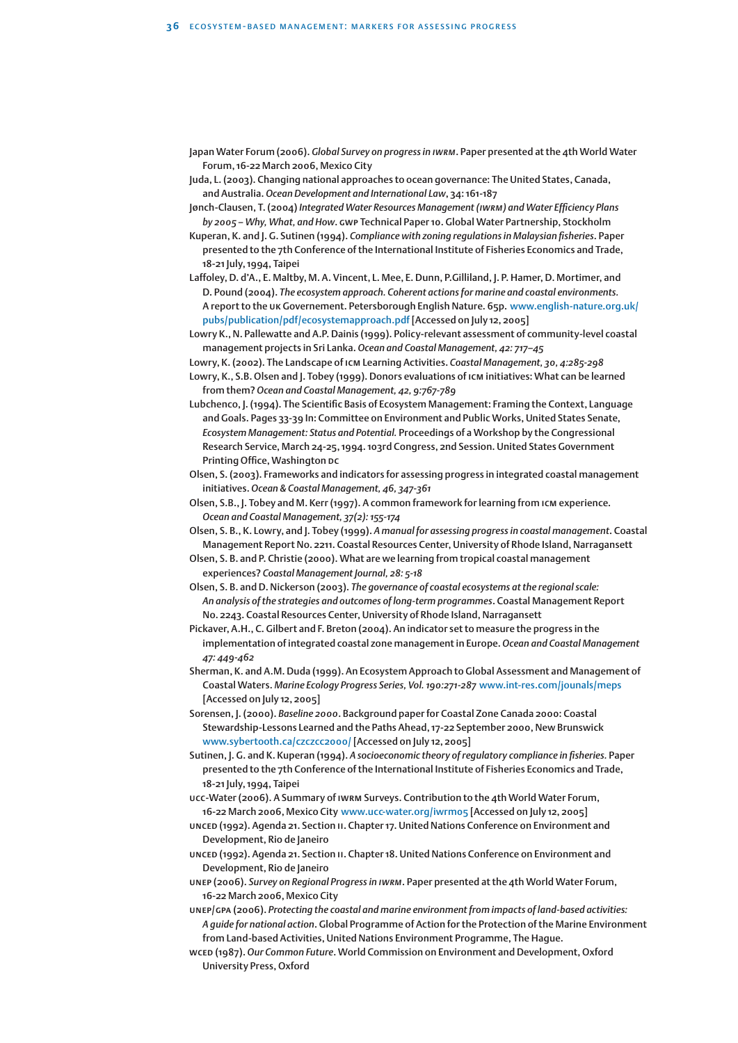Japan Water Forum (2006). *Global Survey on progress in IWRM*. Paper presented at the 4th World Water Forum, 16-22 March 2006, Mexico City

Juda, L. (2003). Changing national approaches to ocean governance: The United States, Canada, and Australia. *Ocean Development and International Law*, 34: 161-187

Jønch-Clausen, T. (2004) *Integrated Water Resources Management (IWRM) and Water Efficiency Plans by 2005 – Why, What, and How*. GWP Technical Paper 10. Global Water Partnership, Stockholm

Kuperan, K. and J. G. Sutinen (1994). *Compliance with zoning regulations in Malaysian fisheries*. Paper presented to the 7th Conference of the International Institute of Fisheries Economics and Trade, 18-21 July, 1994, Taipei

Laffoley, D. d'A., E. Maltby, M. A. Vincent, L. Mee, E. Dunn, P.Gilliland, J. P. Hamer, D. Mortimer, and D. Pound (2004). *The ecosystem approach. Coherent actions for marine and coastal environments.* A report to the UK Governement. Petersborough English Nature. 65p. www.english-nature.org.uk/pubs/publication/pdf/ecosystemapproach.pdf [Accessed on July 12, 2005]

Lowry K., N. Pallewatte and A.P. Dainis (1999). Policy-relevant assessment of community-level coastal management projects in Sri Lanka. *Ocean and Coastal Management, 42: 717–45*

Lowry, K. (2002). The Landscape of ICM Learning Activities. *Coastal Management, 30, 4:285-298*

Lowry, K., S.B. Olsen and J. Tobey (1999). Donors evaluations of ICM initiatives: What can be learned from them? *Ocean and Coastal Management, 42, 9:767-789*

Lubchenco, J. (1994). The Scientific Basis of Ecosystem Management: Framing the Context, Language and Goals. Pages 33-39 In: Committee on Environment and Public Works, United States Senate, *Ecosystem Management: Status and Potential.* Proceedings of a Workshop by the Congressional Research Service, March 24-25, 1994. 103rd Congress, 2nd Session. United States Government Printing Office, Washington DC

Olsen, S. (2003). Frameworks and indicators for assessing progress in integrated coastal management initiatives. *Ocean & Coastal Management, 46, 347-361*

Olsen, S.B., J. Tobey and M. Kerr (1997). A common framework for learning from ICM experience. *Ocean and Coastal Management, 37(2): 155-174*

Olsen, S. B., K. Lowry, and J. Tobey (1999). *A manual for assessing progress in coastal management*. Coastal Management Report No. 2211. Coastal Resources Center, University of Rhode Island, Narragansett

Olsen, S. B. and P. Christie (2000). What are we learning from tropical coastal management experiences? *Coastal Management Journal, 28: 5-18*

Olsen, S. B. and D. Nickerson (2003). *The governance of coastal ecosystems at the regional scale: An analysis of the strategies and outcomes of long-term programmes*. Coastal Management Report No. 2243. Coastal Resources Center, University of Rhode Island, Narragansett

Pickaver, A.H., C. Gilbert and F. Breton (2004). An indicator set to measure the progress in the implementation of integrated coastal zone management in Europe. *Ocean and Coastal Management 47: 449-462*

Sherman, K. and A.M. Duda (1999). An Ecosystem Approach to Global Assessment and Management of Coastal Waters. *Marine Ecology Progress Series, Vol. 190:271-287* www.int-res.com/jounals/meps [Accessed on July 12, 2005]

Sorensen, J. (2000). *Baseline 2000*. Background paper for Coastal Zone Canada 2000: Coastal Stewardship-Lessons Learned and the Paths Ahead, 17-22 September 2000, New Brunswick www.sybertooth.ca/czczcc2000/ [Accessed on July 12, 2005]

Sutinen, J. G. and K. Kuperan (1994). *A socioeconomic theory of regulatory compliance in fisheries.* Paper presented to the 7th Conference of the International Institute of Fisheries Economics and Trade, 18-21 July, 1994, Taipei

UCC-Water (2006). A Summary of IWRM Surveys. Contribution to the 4th World Water Forum, 16-22 March 2006, Mexico City www.ucc-water.org/iwrm05 [Accessed on July 12, 2005]

UNCED (1992). Agenda 21. Section II. Chapter 17. United Nations Conference on Environment and Development, Rio de Janeiro

UNCED (1992). Agenda 21. Section II. Chapter 18. United Nations Conference on Environment and Development, Rio de Janeiro

UNEP (2006). *Survey on Regional Progress in IWRM*. Paper presented at the 4th World Water Forum, 16-22 March 2006, Mexico City

UNEP/GPA (2006). *Protecting the coastal and marine environment from impacts of land-based activities: A guide for national action*. Global Programme of Action for the Protection of the Marine Environment from Land-based Activities, United Nations Environment Programme, The Hague.

WCED (1987). *Our Common Future*. World Commission on Environment and Development, Oxford University Press, Oxford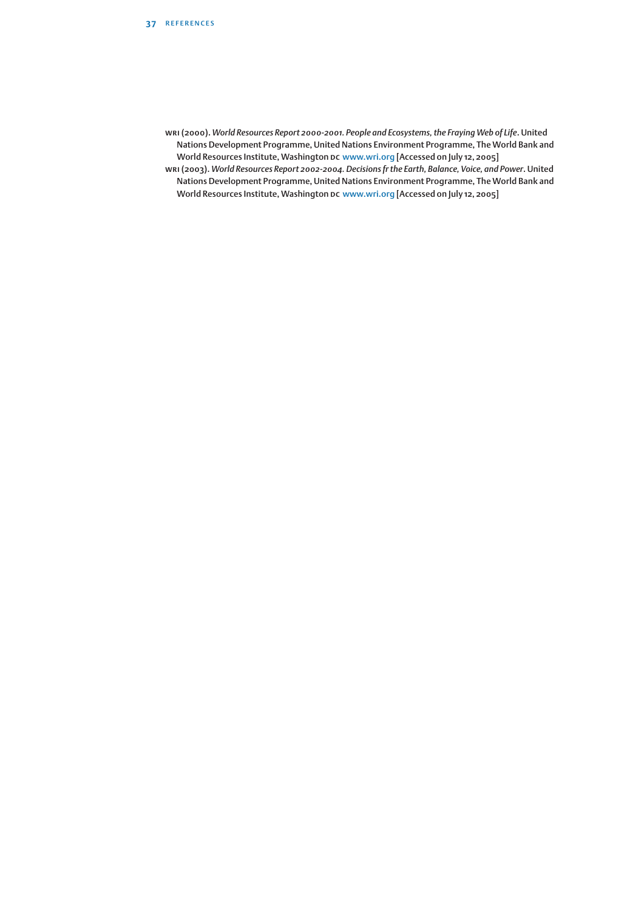WRI (2000). *World Resources Report 2000-2001. People and Ecosystems, the Fraying Web of Life*. United Nations Development Programme, United Nations Environment Programme, The World Bank and World Resources Institute, Washington DC www.wri.org [Accessed on July 12, 2005]

WRI (2003). *World Resources Report 2002-2004. Decisions fr the Earth, Balance, Voice, and Power*. United Nations Development Programme, United Nations Environment Programme, The World Bank and World Resources Institute, Washington DC www.wri.org [Accessed on July 12, 2005]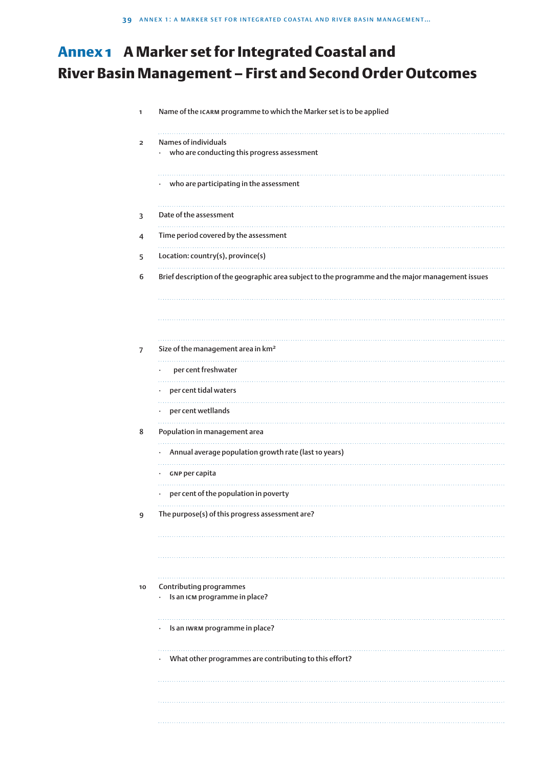# Annex 1 A Marker set for Integrated Coastal and River Basin Management – First and Second Order Outcomes

1. Name of the ICARM programme to which the Marker set is to be applied

2. Names of individuals
   - who are conducting this progress assessment
   - who are participating in the assessment

3. Date of the assessment

4. Time period covered by the assessment

5. Location: country(s), province(s)

6. Brief description of the geographic area subject to the programme and the major management issues

7. Size of the management area in km²
   - per cent freshwater
   - per cent tidal waters
   - per cent wetllands

8. Population in management area
   - Annual average population growth rate (last 10 years)
   - GNP per capita
   - per cent of the population in poverty

9. The purpose(s) of this progress assessment are?

10. Contributing programmes
    - Is an ICM programme in place?
    - Is an IWRM programme in place?
    - What other programmes are contributing to this effort?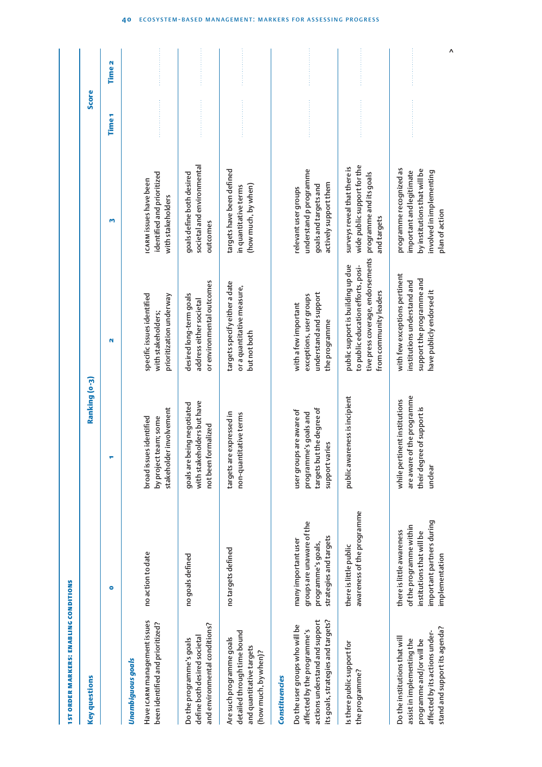**1ST ORDER MARKERS: ENABLING CONDITIONS**

| Key questions | Ranking (0-3) | | | | Score | |
|---|---|---|---|---|---|---|
| | 0 | 1 | 2 | 3 | Time 1 | Time 2 |
| ***Unambiguous goals*** | | | | | | |
| Have ICARM management issues been identified and prioritized? | no action to date | broad issues identified by project team; some stakeholder involvement | specific issues identified with stakeholders; prioritization underway | ICARM issues have been identified and prioritized with stakeholders | | |
| Do the programme's goals define both desired societal and environmental conditions? | no goals defined | goals are being negotiated with stakeholders but have not been formalized | desired long-term goals address either societal or environmental outcomes | goals define both desired societal and environmental outcomes | | |
| Are such programme goals detailed through time bound and quantitative targets (how much, by when)? | no targets defined | targets are expressed in non-quantitative terms | targetss specify either a date or a quantitative measure, but not both | targets have been defined in quantitative terms (how much, by when) | | |
| ***Constituencies*** | | | | | | |
| Do the user groups who will be affected by the programme's actions understand and support its goals, strategies and targets? | many important user groups are unaware of the programme's goals, strategies and targets | user groups are aware of programme's goals and targets but the degree of support varies | with a few important exceptions, user groups understand and support the programme | relevant user groups understand p programme goals and targets and actively support them | | |
| Is there public support for the programme? | there is little public awareness of the programme | public awareness is incipient | public support is building up due to public education efforts, positive press coverage, endorsements from community leaders | surveys reveal that there is wide public support for the programme and its goals and targets | | |
| Do the institutions that will assist in implementing the programme and/or will be affected by its actions understand and support its agenda? | there is little awareness of the programme within institutions that will be important partners during implementation | while pertinent institutions are aware of the programme their degree of support is unclear | with few exceptions pertinent institutions understand and support the programme and have publicly endorsed it | programme recognized as important and legitimate by institutions that will be involved in implementing plan of action | | |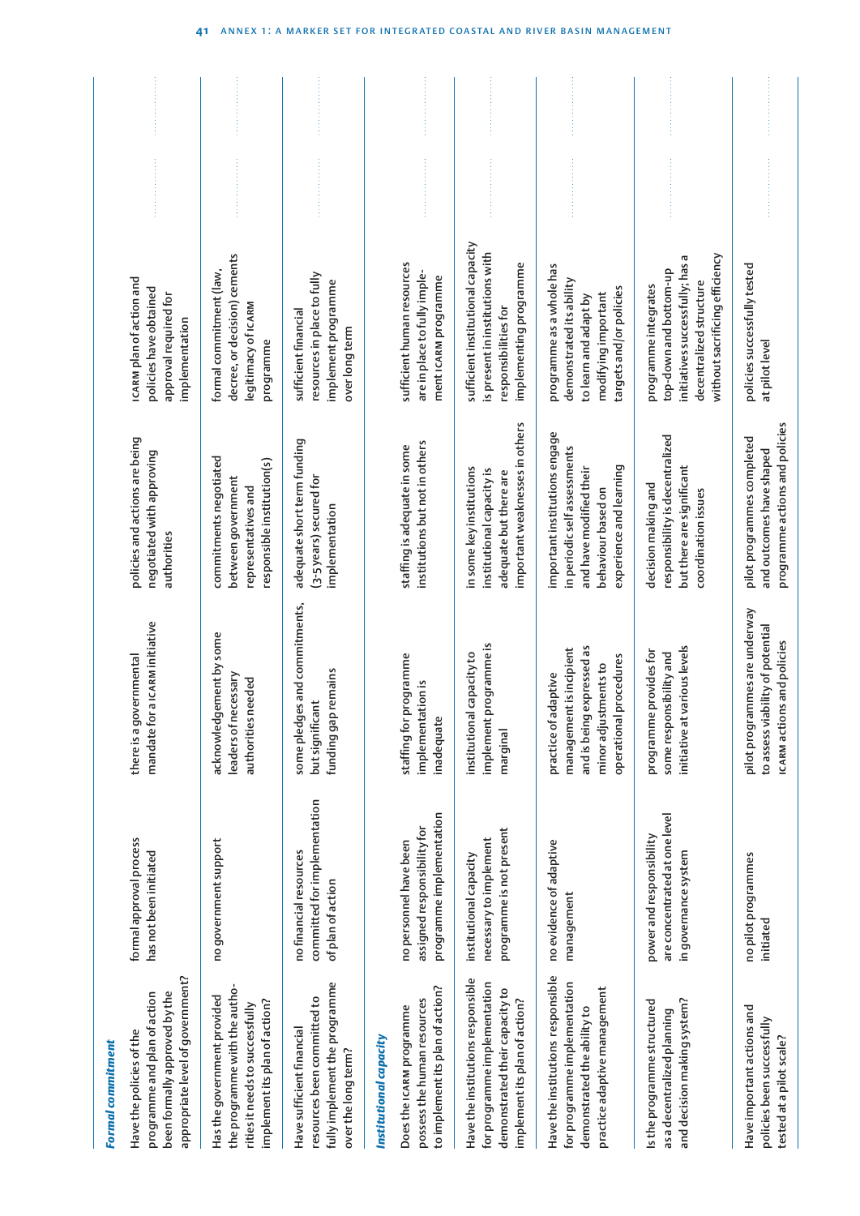| | | | | | |
|---|---|---|---|---|---|
| ***Formal commitment*** | | | | | |
| Have the policies of the programme and plan of action been formally approved by the appropriate level of government? | formal approval process has not been initiated | there is a governmental mandate for a ICARM initiative | policies and actions are being negotiated with approving authorities | ICARM plan of action and policies have obtained approval required for implementation | ............ |
| Has the government provided the programme with the authorities it needs to successfully implement its plan of action? | no government support | acknowledgement by some leaders of necessary authorities needed | commitments negotiated between government representatives and responsible institution(s) | formal commitment (law, decree, or decision) cements legitimacy of ICARM programme | ............ |
| Have sufficient financial resources been committed to fully implement the programme over the long term? | no financial resources committed for implementation of plan of action | some pledges and commitments, but significant funding gap remains | adequate short term funding (3-5 years) secured for implementation | sufficient financial resources in place to fully implement programme over long term | ............ |
| ***Institutional capacity*** | | | | | |
| Does the ICARM programme possess the human resources to implement its plan of action? | no personnel have been assigned responsibility for programme implementation | staffing for programme implementation is inadequate | staffing is adequate in some institutions but not in others | sufficient human resources are in place to fully implement ICARM programme | ............ |
| Have the institutions responsible for programme implementation demonstrated their capacity to implement its plan of action? | institutional capacity necessary to implement programme is not present | institutional capacity to implement programme is marginal | in some key institutions institutional capacity is adequate but there are important weaknesses in others | sufficient institutional capacity is present in institutions with responsibilities for implementing programme | ............ |
| Have the institutions responsible for programme implementation demonstrated the ability to practice adaptive management | no evidence of adaptive management | practice of adaptive management is incipient and is being expressed as minor adjustments to operational procedures | important institutions engage in periodic self assessments and have modified their behaviour based on experience and learning | programme as a whole has demonstrated its ability to learn and adapt by modifying important targets and/or policies | ............ |
| Is the programme structured as a decentralized planning and decision making system? | power and responsibility are concentrated at one level in governance system | programme provides for some responsibility and initiative at various levels | decision making and responsibility is decentralized but there are significant coordination issues | programme integrates top-down and bottom-up initiatives successfully; has a decentralized structure without sacrificing efficiency | ............ |
| Have important actions and policies been successfully tested at a pilot scale? | no pilot programmes initiated | pilot programmes are underway to assess viability of potential ICARM actions and policies | pilot programmes completed and outcomes have shaped programme actions and policies | policies successfully tested at pilot level | ............ |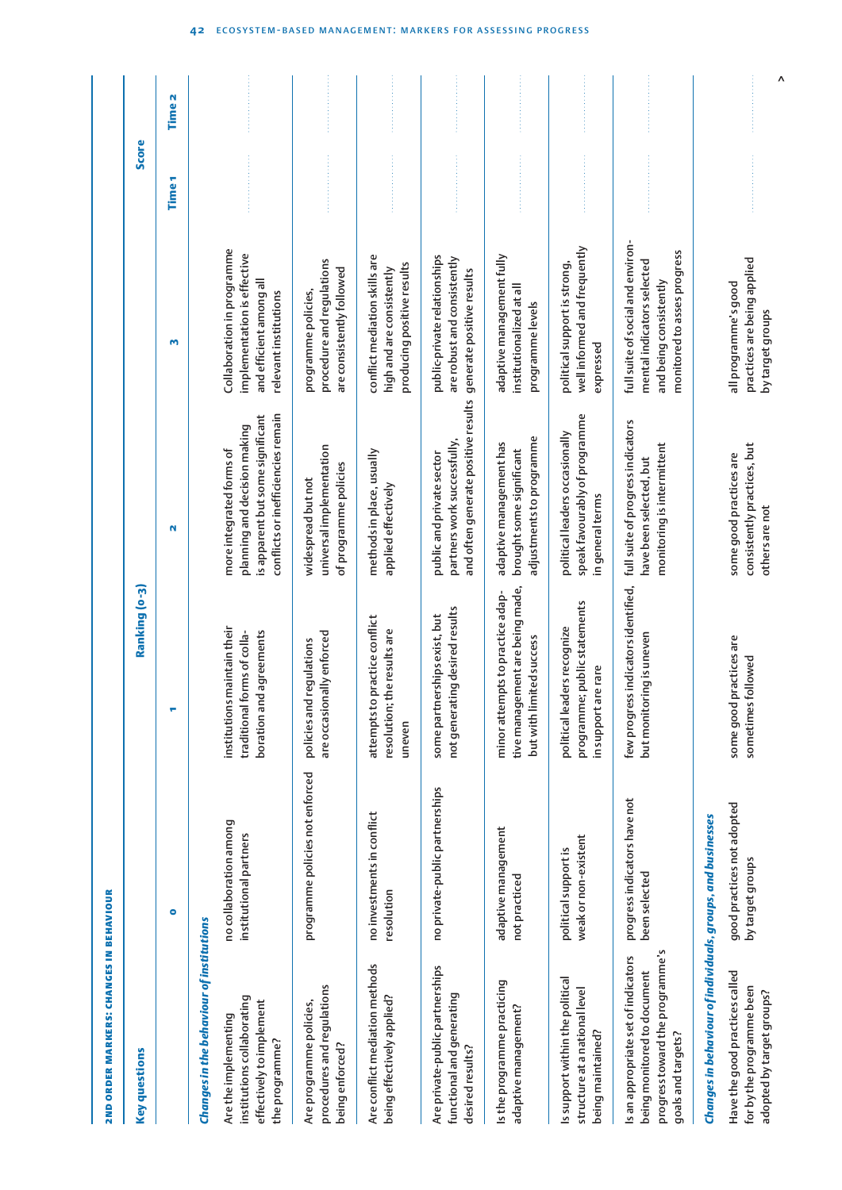## 2ND ORDER MARKERS: CHANGES IN BEHAVIOUR

| Key questions | Ranking (0-3) | | | | Score | |
|---|---|---|---|---|---|---|
| | 0 | 1 | 2 | 3 | Time 1 | Time 2 |
| ***Changes in the behaviour of institutions*** | | | | | | |
| Are the implementing institutions collaborating effectively to implement the programme? | no collaboration among institutional partners | institutions maintain their traditional forms of collaboration and agreements | more integrated forms of planning and decision making is apparent but some significant conflicts or inefficiencies remain | Collaboration in programme implementation is effective and efficient among all relevant institutions | ............ | ............ |
| Are programme policies, procedures and regulations being enforced? | programme policies not enforced | policies and regulations are occasionally enforced | widespread but not universal implementation of programme policies | programme policies, procedure and regulations are consistently followed | ............ | ............ |
| Are conflict mediation methods being effectively applied? | no investments in conflict resolution | attempts to practice conflict resolution; the results are uneven | methods in place, usually applied effectively | conflict mediation skills are high and are consistently producing positive results | ............ | ............ |
| Are private-public partnerships functional and generating desired results? | no private-public partnerships | some partnerships exist, but not generating desired results | public and private sector partners work successfully, and often generate positive results | public-private relationships are robust and consistently generate positive results | ............ | ............ |
| Is the programme practicing adaptive management? | adaptive management not practiced | minor attempts to practice adaptive management are being made, but with limited success | adaptive management has brought some significant adjustments to programme | adaptive management fully institutionalized at all programme levels | ............ | ............ |
| Is support within the political structure at a national level being maintained? | political support is weak or non-existent | political leaders recognize programme; public statements in support are rare | political leaders occasionally speak favourably of programme in general terms | political support is strong, well informed and frequently expressed | ............ | ............ |
| Is an appropriate set of indicators being monitored to document progress toward the programme's goals and targets? | progress indicators have not been selected | few progress indicators identified, but monitoring is uneven | full suite of progress indicators have been selected, but monitoring is intermittent | full suite of social and environmental indicators selected and being consistently monitored to asses progress | ............ | ............ |
| ***Changes in behaviour of individuals, groups, and businesses*** | | | | | | |
| Have the good practices called for by the programme been adopted by target groups? | good practices not adopted by target groups | some good practices are sometimes followed | some good practices are consistently practices, but others are not | all programme's good practices are being applied by target groups | ............ | ............ |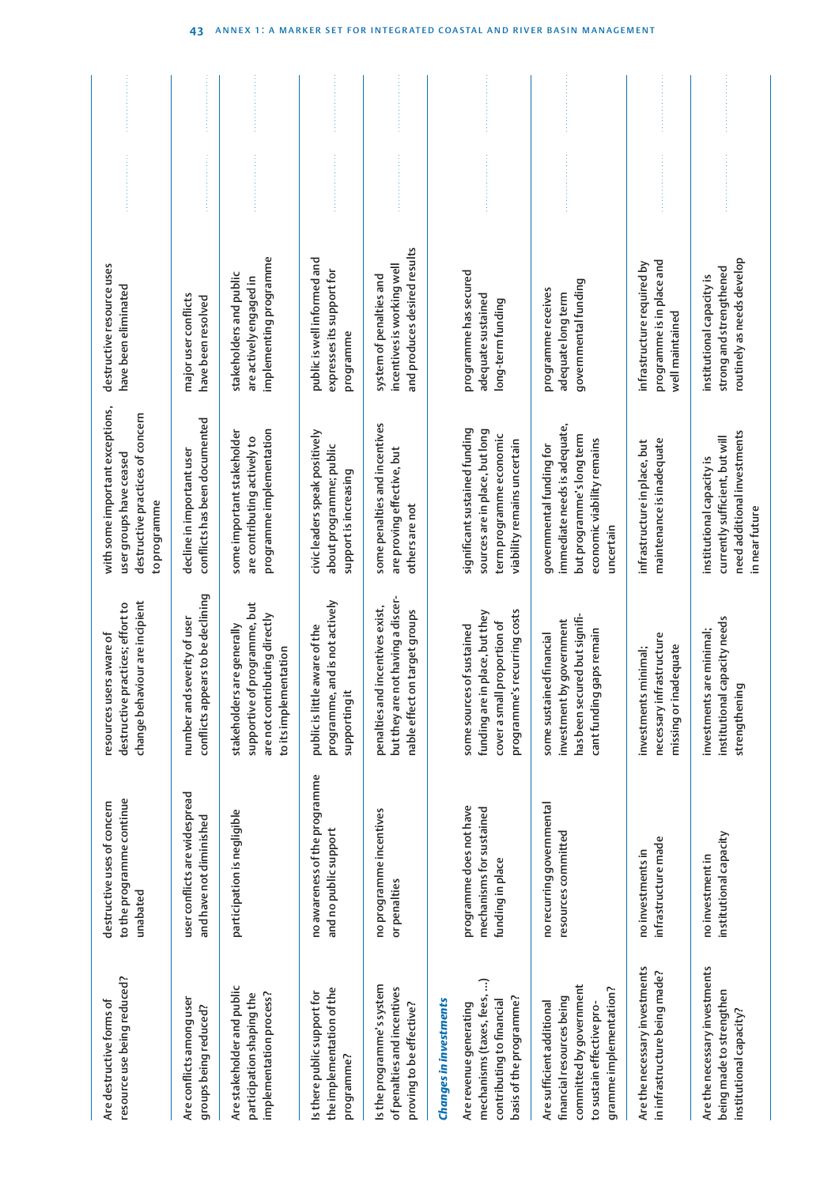| | | | | | | |
|---|---|---|---|---|---|---|
| Are destructive forms of resource use being reduced? | destructive uses of concern to the programme continue unabated | resources users aware of destructive practices; effort to change behaviour are incipient | with some important exceptions, user groups have ceased destructive practices of concern to programme | destructive resource uses have been eliminated | ............ | ............ |
| Are conflicts among user groups being reduced? | user conflicts are widespread and have not diminished | number and severity of user conflicts appears to be declining | decline in important user conflicts has been documented | major user conflicts have been resolved | ............ | ............ |
| Are stakeholder and public participation shaping the implementation process? | participation is negligible | stakeholders are generally supportive of programme, but are not contributing directly to its implementation | some important stakeholder are contributing actively to programme implementation | stakeholders and public are actively engaged in implementing programme | ............ | ............ |
| Is there public support for the implementation of the programme? | no awareness of the programme and no public support | public is little aware of the programme, and is not actively supporting it | civic leaders speak positively about programme; public support is increasing | public is well informed and expresses its support for programme | ............ | ............ |
| Is the programme's system of penalties and incentives proving to be effective? | no programme incentives or penalties | penalties and incentives exist, but they are not having a discernable effect on target groups | some penalties and incentives are proving effective, but others are not | system of penalties and incentives is working well and produces desired results | ............ | ............ |
| ***Changes in investments*** | | | | | | |
| Are revenue generating mechanisms (taxes, fees, ...) contributing to financial basis of the programme? | programme does not have mechanisms for sustained funding in place | some sources of sustained funding are in place, but they cover a small proportion of programme's recurring costs | significant sustained funding sources are in place, but long term programme economic viability remains uncertain | programme has secured adequate sustained long-term funding | ............ | ............ |
| Are sufficient additional financial resources being committed by government to sustain effective programme implementation? | no recurring governmental resources committed | some sustained financial investment by government has been secured but significant funding gaps remain | governmental funding for immediate needs is adequate, but programme's long term economic viability remains uncertain | programme receives adequate long term governmental funding | ............ | ............ |
| Are the necessary investments in infrastructure being made? | no investments in infrastructure made | investments minimal; necessary infrastructure missing or inadequate | infrastructure in place, but maintenance is inadequate | infrastructure required by programme is in place and well maintained | ............ | ............ |
| Are the necessary investments being made to strengthen institutional capacity? | no investment in institutional capacity | investments are minimal; institutional capacity needs strengthening | institutional capacity is currently sufficient, but will need additional investments in near future | institutional capacity is strong and strengthened routinely as needs develop | ............ | ............ |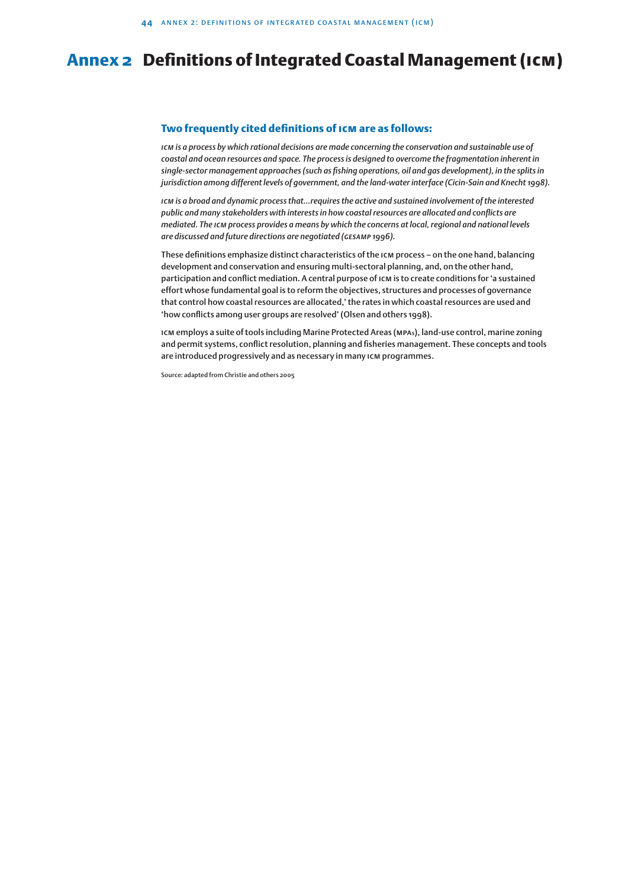# Annex 2 Definitions of Integrated Coastal Management (ICM)

## Two frequently cited definitions of ICM are as follows:

*ICM is a process by which rational decisions are made concerning the conservation and sustainable use of coastal and ocean resources and space. The process is designed to overcome the fragmentation inherent in single-sector management approaches (such as fishing operations, oil and gas development), in the splits in jurisdiction among different levels of government, and the land-water interface (Cicin-Sain and Knecht 1998).*

*ICM is a broad and dynamic process that...requires the active and sustained involvement of the interested public and many stakeholders with interests in how coastal resources are allocated and conflicts are mediated. The ICM process provides a means by which the concerns at local, regional and national levels are discussed and future directions are negotiated (GESAMP 1996).*

These definitions emphasize distinct characteristics of the ICM process – on the one hand, balancing development and conservation and ensuring multi-sectoral planning, and, on the other hand, participation and conflict mediation. A central purpose of ICM is to create conditions for 'a sustained effort whose fundamental goal is to reform the objectives, structures and processes of governance that control how coastal resources are allocated,' the rates in which coastal resources are used and 'how conflicts among user groups are resolved' (Olsen and others 1998).

ICM employs a suite of tools including Marine Protected Areas (MPAs), land-use control, marine zoning and permit systems, conflict resolution, planning and fisheries management. These concepts and tools are introduced progressively and as necessary in many ICM programmes.

Source: adapted from Christie and others 2005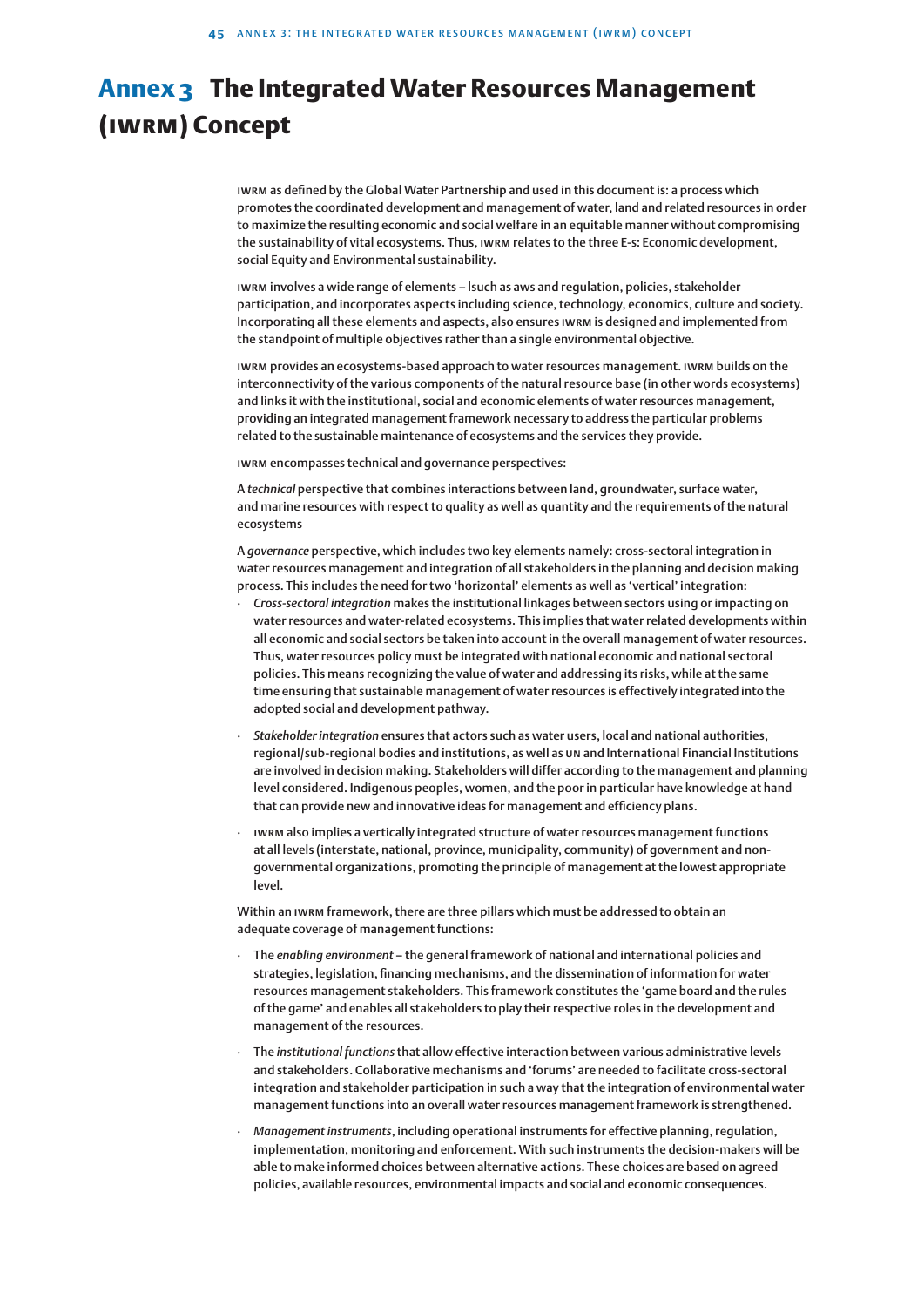# Annex 3 The Integrated Water Resources Management (IWRM) Concept

IWRM as defined by the Global Water Partnership and used in this document is: a process which promotes the coordinated development and management of water, land and related resources in order to maximize the resulting economic and social welfare in an equitable manner without compromising the sustainability of vital ecosystems. Thus, IWRM relates to the three E-s: Economic development, social Equity and Environmental sustainability.

IWRM involves a wide range of elements – lsuch as aws and regulation, policies, stakeholder participation, and incorporates aspects including science, technology, economics, culture and society. Incorporating all these elements and aspects, also ensures IWRM is designed and implemented from the standpoint of multiple objectives rather than a single environmental objective.

IWRM provides an ecosystems-based approach to water resources management. IWRM builds on the interconnectivity of the various components of the natural resource base (in other words ecosystems) and links it with the institutional, social and economic elements of water resources management, providing an integrated management framework necessary to address the particular problems related to the sustainable maintenance of ecosystems and the services they provide.

IWRM encompasses technical and governance perspectives:

A *technical* perspective that combines interactions between land, groundwater, surface water, and marine resources with respect to quality as well as quantity and the requirements of the natural ecosystems

A *governance* perspective, which includes two key elements namely: cross-sectoral integration in water resources management and integration of all stakeholders in the planning and decision making process. This includes the need for two 'horizontal' elements as well as 'vertical' integration:

- *Cross-sectoral integration* makes the institutional linkages between sectors using or impacting on water resources and water-related ecosystems. This implies that water related developments within all economic and social sectors be taken into account in the overall management of water resources. Thus, water resources policy must be integrated with national economic and national sectoral policies. This means recognizing the value of water and addressing its risks, while at the same time ensuring that sustainable management of water resources is effectively integrated into the adopted social and development pathway.
- *Stakeholder integration* ensures that actors such as water users, local and national authorities, regional/sub-regional bodies and institutions, as well as UN and International Financial Institutions are involved in decision making. Stakeholders will differ according to the management and planning level considered. Indigenous peoples, women, and the poor in particular have knowledge at hand that can provide new and innovative ideas for management and efficiency plans.
- IWRM also implies a vertically integrated structure of water resources management functions at all levels (interstate, national, province, municipality, community) of government and non-governmental organizations, promoting the principle of management at the lowest appropriate level.

Within an IWRM framework, there are three pillars which must be addressed to obtain an adequate coverage of management functions:

- The *enabling environment* – the general framework of national and international policies and strategies, legislation, financing mechanisms, and the dissemination of information for water resources management stakeholders. This framework constitutes the 'game board and the rules of the game' and enables all stakeholders to play their respective roles in the development and management of the resources.
- The *institutional functions* that allow effective interaction between various administrative levels and stakeholders. Collaborative mechanisms and 'forums' are needed to facilitate cross-sectoral integration and stakeholder participation in such a way that the integration of environmental water management functions into an overall water resources management framework is strengthened.
- *Management instruments*, including operational instruments for effective planning, regulation, implementation, monitoring and enforcement. With such instruments the decision-makers will be able to make informed choices between alternative actions. These choices are based on agreed policies, available resources, environmental impacts and social and economic consequences.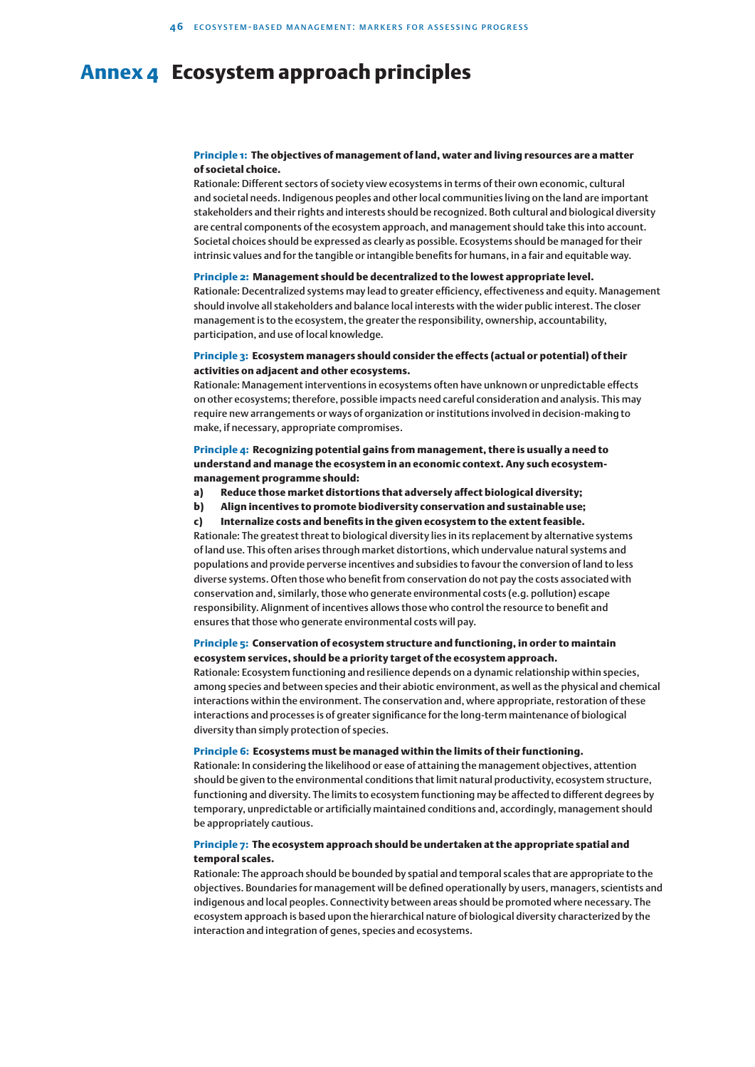# Annex 4 Ecosystem approach principles

**Principle 1: The objectives of management of land, water and living resources are a matter of societal choice.**

Rationale: Different sectors of society view ecosystems in terms of their own economic, cultural and societal needs. Indigenous peoples and other local communities living on the land are important stakeholders and their rights and interests should be recognized. Both cultural and biological diversity are central components of the ecosystem approach, and management should take this into account. Societal choices should be expressed as clearly as possible. Ecosystems should be managed for their intrinsic values and for the tangible or intangible benefits for humans, in a fair and equitable way.

**Principle 2: Management should be decentralized to the lowest appropriate level.**

Rationale: Decentralized systems may lead to greater efficiency, effectiveness and equity. Management should involve all stakeholders and balance local interests with the wider public interest. The closer management is to the ecosystem, the greater the responsibility, ownership, accountability, participation, and use of local knowledge.

**Principle 3: Ecosystem managers should consider the effects (actual or potential) of their activities on adjacent and other ecosystems.**

Rationale: Management interventions in ecosystems often have unknown or unpredictable effects on other ecosystems; therefore, possible impacts need careful consideration and analysis. This may require new arrangements or ways of organization or institutions involved in decision-making to make, if necessary, appropriate compromises.

**Principle 4: Recognizing potential gains from management, there is usually a need to understand and manage the ecosystem in an economic context. Any such ecosystem-management programme should:**

**a) Reduce those market distortions that adversely affect biological diversity;**

**b) Align incentives to promote biodiversity conservation and sustainable use;**

**c) Internalize costs and benefits in the given ecosystem to the extent feasible.**

Rationale: The greatest threat to biological diversity lies in its replacement by alternative systems of land use. This often arises through market distortions, which undervalue natural systems and populations and provide perverse incentives and subsidies to favour the conversion of land to less diverse systems. Often those who benefit from conservation do not pay the costs associated with conservation and, similarly, those who generate environmental costs (e.g. pollution) escape responsibility. Alignment of incentives allows those who control the resource to benefit and ensures that those who generate environmental costs will pay.

**Principle 5: Conservation of ecosystem structure and functioning, in order to maintain ecosystem services, should be a priority target of the ecosystem approach.**

Rationale: Ecosystem functioning and resilience depends on a dynamic relationship within species, among species and between species and their abiotic environment, as well as the physical and chemical interactions within the environment. The conservation and, where appropriate, restoration of these interactions and processes is of greater significance for the long-term maintenance of biological diversity than simply protection of species.

**Principle 6: Ecosystems must be managed within the limits of their functioning.**

Rationale: In considering the likelihood or ease of attaining the management objectives, attention should be given to the environmental conditions that limit natural productivity, ecosystem structure, functioning and diversity. The limits to ecosystem functioning may be affected to different degrees by temporary, unpredictable or artificially maintained conditions and, accordingly, management should be appropriately cautious.

**Principle 7: The ecosystem approach should be undertaken at the appropriate spatial and temporal scales.**

Rationale: The approach should be bounded by spatial and temporal scales that are appropriate to the objectives. Boundaries for management will be defined operationally by users, managers, scientists and indigenous and local peoples. Connectivity between areas should be promoted where necessary. The ecosystem approach is based upon the hierarchical nature of biological diversity characterized by the interaction and integration of genes, species and ecosystems.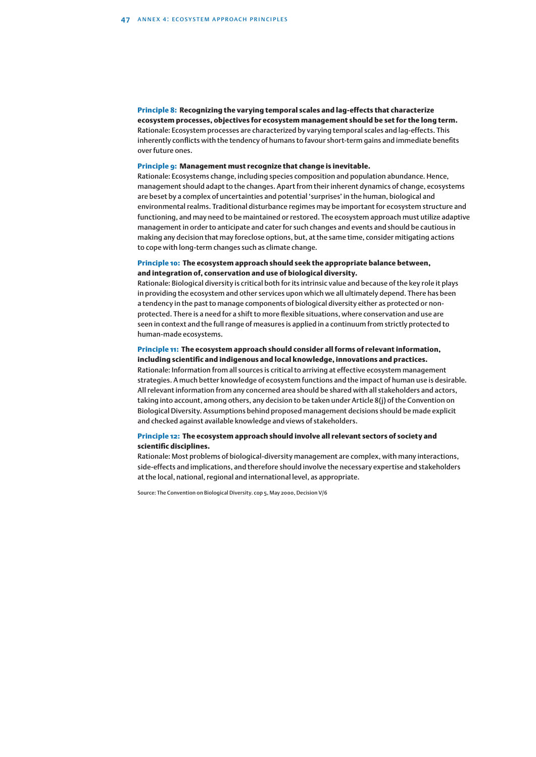**Principle 8: Recognizing the varying temporal scales and lag-effects that characterize ecosystem processes, objectives for ecosystem management should be set for the long term.**
Rationale: Ecosystem processes are characterized by varying temporal scales and lag-effects. This inherently conflicts with the tendency of humans to favour short-term gains and immediate benefits over future ones.

**Principle 9: Management must recognize that change is inevitable.**
Rationale: Ecosystems change, including species composition and population abundance. Hence, management should adapt to the changes. Apart from their inherent dynamics of change, ecosystems are beset by a complex of uncertainties and potential 'surprises' in the human, biological and environmental realms. Traditional disturbance regimes may be important for ecosystem structure and functioning, and may need to be maintained or restored. The ecosystem approach must utilize adaptive management in order to anticipate and cater for such changes and events and should be cautious in making any decision that may foreclose options, but, at the same time, consider mitigating actions to cope with long-term changes such as climate change.

**Principle 10: The ecosystem approach should seek the appropriate balance between, and integration of, conservation and use of biological diversity.**
Rationale: Biological diversity is critical both for its intrinsic value and because of the key role it plays in providing the ecosystem and other services upon which we all ultimately depend. There has been a tendency in the past to manage components of biological diversity either as protected or non-protected. There is a need for a shift to more flexible situations, where conservation and use are seen in context and the full range of measures is applied in a continuum from strictly protected to human-made ecosystems.

**Principle 11: The ecosystem approach should consider all forms of relevant information, including scientific and indigenous and local knowledge, innovations and practices.**
Rationale: Information from all sources is critical to arriving at effective ecosystem management strategies. A much better knowledge of ecosystem functions and the impact of human use is desirable. All relevant information from any concerned area should be shared with all stakeholders and actors, taking into account, among others, any decision to be taken under Article 8(j) of the Convention on Biological Diversity. Assumptions behind proposed management decisions should be made explicit and checked against available knowledge and views of stakeholders.

**Principle 12: The ecosystem approach should involve all relevant sectors of society and scientific disciplines.**
Rationale: Most problems of biological-diversity management are complex, with many interactions, side-effects and implications, and therefore should involve the necessary expertise and stakeholders at the local, national, regional and international level, as appropriate.

Source: The Convention on Biological Diversity. cop 5, May 2000, Decision V/6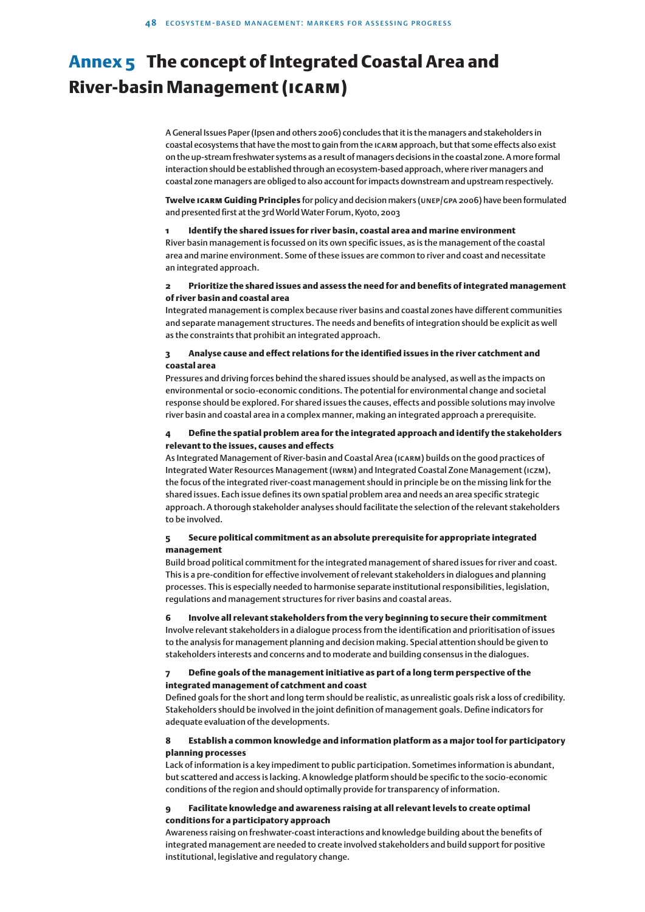# Annex 5 The concept of Integrated Coastal Area and River-basin Management (ICARM)

A General Issues Paper (Ipsen and others 2006) concludes that it is the managers and stakeholders in coastal ecosystems that have the most to gain from the ICARM approach, but that some effects also exist on the up-stream freshwater systems as a result of managers decisions in the coastal zone. A more formal interaction should be established through an ecosystem-based approach, where river managers and coastal zone managers are obliged to also account for impacts downstream and upstream respectively.

**Twelve ICARM Guiding Principles** for policy and decision makers (UNEP/GPA 2006) have been formulated and presented first at the 3rd World Water Forum, Kyoto, 2003

**1 Identify the shared issues for river basin, coastal area and marine environment**
River basin management is focussed on its own specific issues, as is the management of the coastal area and marine environment. Some of these issues are common to river and coast and necessitate an integrated approach.

**2 Prioritize the shared issues and assess the need for and benefits of integrated management of river basin and coastal area**
Integrated management is complex because river basins and coastal zones have different communities and separate management structures. The needs and benefits of integration should be explicit as well as the constraints that prohibit an integrated approach.

**3 Analyse cause and effect relations for the identified issues in the river catchment and coastal area**
Pressures and driving forces behind the shared issues should be analysed, as well as the impacts on environmental or socio-economic conditions. The potential for environmental change and societal response should be explored. For shared issues the causes, effects and possible solutions may involve river basin and coastal area in a complex manner, making an integrated approach a prerequisite.

**4 Define the spatial problem area for the integrated approach and identify the stakeholders relevant to the issues, causes and effects**
As Integrated Management of River-basin and Coastal Area (ICARM) builds on the good practices of Integrated Water Resources Management (IWRM) and Integrated Coastal Zone Management (ICZM), the focus of the integrated river-coast management should in principle be on the missing link for the shared issues. Each issue defines its own spatial problem area and needs an area specific strategic approach. A thorough stakeholder analyses should facilitate the selection of the relevant stakeholders to be involved.

**5 Secure political commitment as an absolute prerequisite for appropriate integrated management**
Build broad political commitment for the integrated management of shared issues for river and coast. This is a pre-condition for effective involvement of relevant stakeholders in dialogues and planning processes. This is especially needed to harmonise separate institutional responsibilities, legislation, regulations and management structures for river basins and coastal areas.

**6 Involve all relevant stakeholders from the very beginning to secure their commitment**
Involve relevant stakeholders in a dialogue process from the identification and prioritisation of issues to the analysis for management planning and decision making. Special attention should be given to stakeholders interests and concerns and to moderate and building consensus in the dialogues.

**7 Define goals of the management initiative as part of a long term perspective of the integrated management of catchment and coast**
Defined goals for the short and long term should be realistic, as unrealistic goals risk a loss of credibility. Stakeholders should be involved in the joint definition of management goals. Define indicators for adequate evaluation of the developments.

**8 Establish a common knowledge and information platform as a major tool for participatory planning processes**
Lack of information is a key impediment to public participation. Sometimes information is abundant, but scattered and access is lacking. A knowledge platform should be specific to the socio-economic conditions of the region and should optimally provide for transparency of information.

**9 Facilitate knowledge and awareness raising at all relevant levels to create optimal conditions for a participatory approach**
Awareness raising on freshwater-coast interactions and knowledge building about the benefits of integrated management are needed to create involved stakeholders and build support for positive institutional, legislative and regulatory change.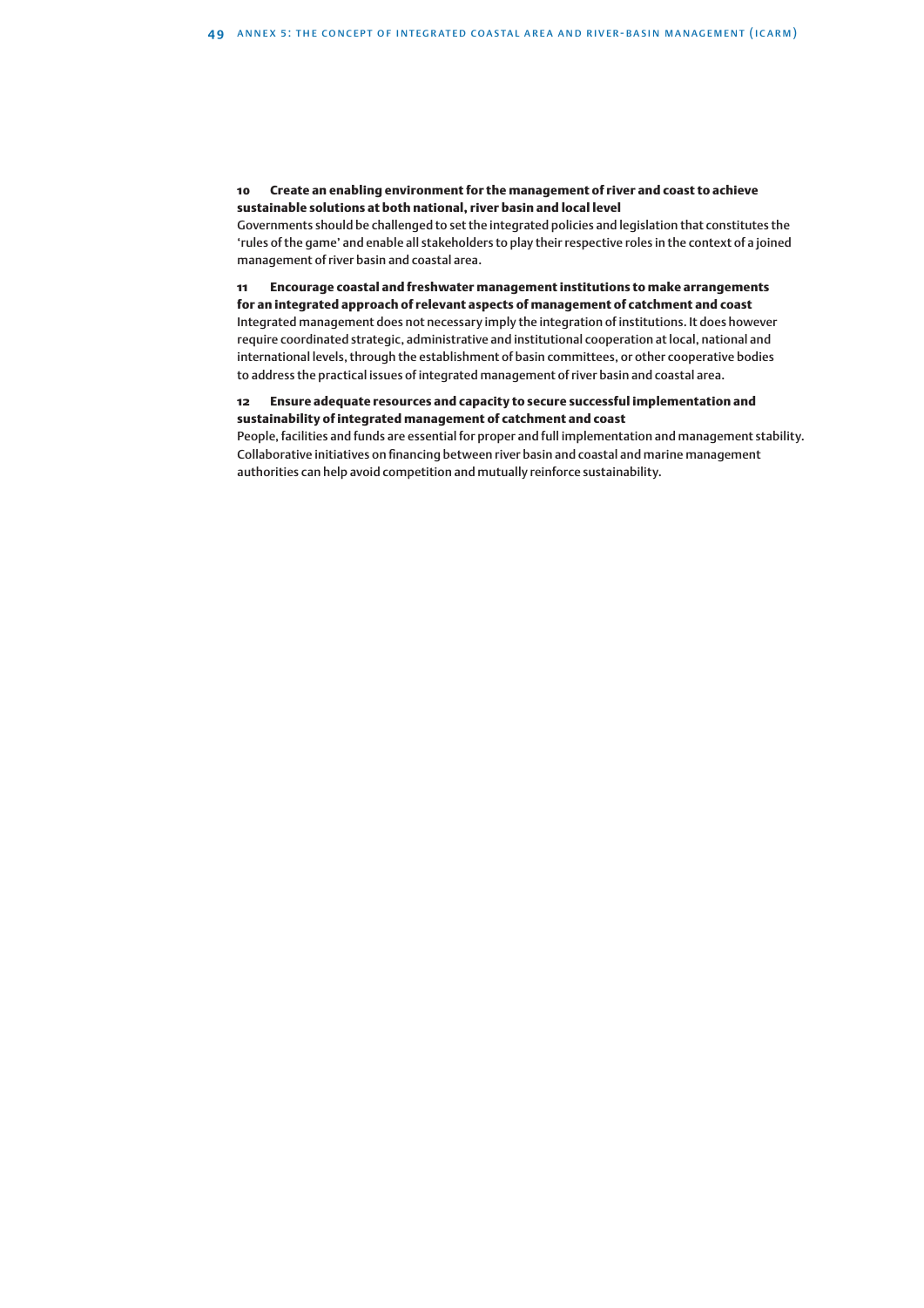**10 Create an enabling environment for the management of river and coast to achieve sustainable solutions at both national, river basin and local level**

Governments should be challenged to set the integrated policies and legislation that constitutes the 'rules of the game' and enable all stakeholders to play their respective roles in the context of a joined management of river basin and coastal area.

**11 Encourage coastal and freshwater management institutions to make arrangements for an integrated approach of relevant aspects of management of catchment and coast**

Integrated management does not necessary imply the integration of institutions. It does however require coordinated strategic, administrative and institutional cooperation at local, national and international levels, through the establishment of basin committees, or other cooperative bodies to address the practical issues of integrated management of river basin and coastal area.

**12 Ensure adequate resources and capacity to secure successful implementation and sustainability of integrated management of catchment and coast**

People, facilities and funds are essential for proper and full implementation and management stability. Collaborative initiatives on financing between river basin and coastal and marine management authorities can help avoid competition and mutually reinforce sustainability.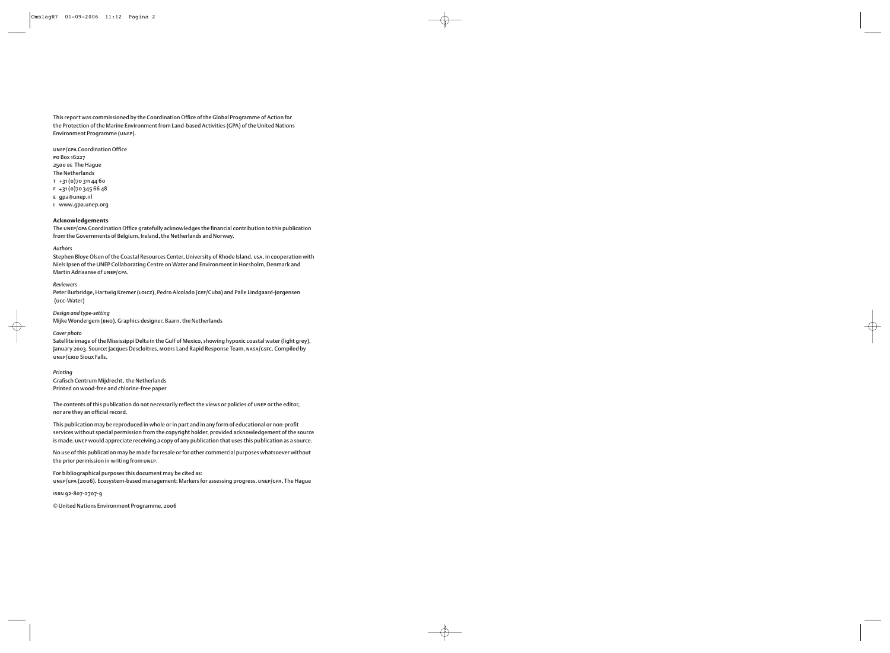This report was commissioned by the Coordination Office of the Global Programme of Action for the Protection of the Marine Environment from Land-based Activities (GPA) of the United Nations Environment Programme (UNEP).

UNEP/GPA Coordination Office
PO Box 16227
2500 BE The Hague
The Netherlands
T +31 (0)70 311 44 60
F +31 (0)70 345 66 48
E gpa@unep.nl
I www.gpa.unep.org

**Acknowledgements**
The UNEP/GPA Coordination Office gratefully acknowledges the financial contribution to this publication from the Governments of Belgium, Ireland, the Netherlands and Norway.

*Authors*
Stephen Bloye Olsen of the Coastal Resources Center, University of Rhode Island, USA, in cooperation with Niels Ipsen of the UNEP Collaborating Centre on Water and Environment in Horsholm, Denmark and Martin Adriaanse of UNEP/GPA.

*Reviewers*
Peter Burbridge, Hartwig Kremer (LOICZ), Pedro Alcolado (GEF/Cuba) and Palle Lindgaard-Jørgensen (UCC-Water)

*Design and type-setting*
Mijke Wondergem (BNO), Graphics designer, Baarn, the Netherlands

*Cover photo*
Satellite image of the Mississippi Delta in the Gulf of Mexico, showing hypoxic coastal water (light grey), January 2003. Source: Jacques Descloitres, MODIS Land Rapid Response Team, NASA/GSFC. Compiled by UNEP/GRID Sioux Falls.

*Printing*
Grafisch Centrum Mijdrecht, the Netherlands
Printed on wood-free and chlorine-free paper

The contents of this publication do not necessarily reflect the views or policies of UNEP or the editor, nor are they an official record.

This publication may be reproduced in whole or in part and in any form of educational or non-profit services without special permission from the copyright holder, provided acknowledgement of the source is made. UNEP would appreciate receiving a copy of any publication that uses this publication as a source.

No use of this publication may be made for resale or for other commercial purposes whatsoever without the prior permission in writing from UNEP.

For bibliographical purposes this document may be cited as:
UNEP/GPA (2006). Ecosystem-based management: Markers for assessing progress. UNEP/GPA, The Hague

ISBN 92-807-2707-9

© United Nations Environment Programme, 2006